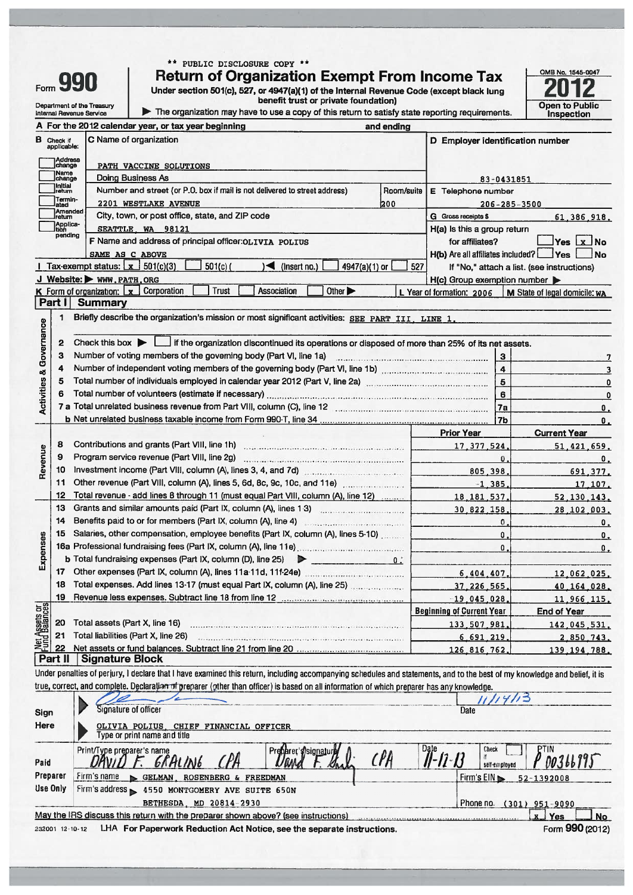** PUBLIC DISCLOSURE COPY **

# Form 990

## Return of Organization Exempt From Income Tax

**Under section 501(c), 527, or 4947(a)(1) of the Internal Revenue Code (except black lung benefit trust or private foundation)**

▶ The organization may have to file a copy of this return to satisfy state reporting requirements.

Department of the Treasury
Internal Revenue Service

OMB No. 1545-0047

**2012**

Open to Public Inspection

**A** For the 2012 calendar year, or tax year beginning and ending

**B** Check if applicable:
- Address change
- Name change
- Initial return
- Terminated
- Amended return
- Application pending

**C** Name of organization: PATH VACCINE SOLUTIONS

Doing Business As

Number and street (or P.O. box if mail is not delivered to street address): 2201 WESTLAKE AVENUE — Room/suite: 200

City, town, or post office, state, and ZIP code: SEATTLE, WA 98121

**D** Employer identification number: 83-0431851

**E** Telephone number: 206-285-3500

**G** Gross receipts $ 61,386,918.

**F** Name and address of principal officer: OLIVIA POLIUS
SAME AS C ABOVE

**H(a)** Is this a group return for affiliates? ☐ Yes ☒ No

**H(b)** Are all affiliates included? ☐ Yes ☐ No
If "No," attach a list. (see instructions)

**H(c)** Group exemption number ▶

**I** Tax-exempt status: ☒ 501(c)(3) ☐ 501(c)( ) ◀ (insert no.) ☐ 4947(a)(1) or ☐ 527

**J** Website: ▶ WWW.PATH.ORG

**K** Form of organization: ☒ Corporation ☐ Trust ☐ Association ☐ Other ▶

**L** Year of formation: 2006

**M** State of legal domicile: WA

## Part I Summary

### Activities & Governance

1. Briefly describe the organization's mission or most significant activities: SEE PART III, LINE 1.
2. Check this box ▶ ☐ if the organization discontinued its operations or disposed of more than 25% of its net assets.

| | | Line | |
|---|---|---|---|
| 3 | Number of voting members of the governing body (Part VI, line 1a) | 3 | 7 |
| 4 | Number of independent voting members of the governing body (Part VI, line 1b) | 4 | 3 |
| 5 | Total number of individuals employed in calendar year 2012 (Part V, line 2a) | 5 | 0 |
| 6 | Total number of volunteers (estimate if necessary) | 6 | 0 |
| 7a | Total unrelated business revenue from Part VIII, column (C), line 12 | 7a | 0. |
| 7b | Net unrelated business taxable income from Form 990-T, line 34 | 7b | 0. |

### Revenue / Expenses

| | | Prior Year | Current Year |
|---|---|---|---|
| 8 | Contributions and grants (Part VIII, line 1h) | 17,377,524. | 51,421,659. |
| 9 | Program service revenue (Part VIII, line 2g) | 0. | 0. |
| 10 | Investment income (Part VIII, column (A), lines 3, 4, and 7d) | 805,398. | 691,377. |
| 11 | Other revenue (Part VIII, column (A), lines 5, 6d, 8c, 9c, 10c, and 11e) | -1,385. | 17,107. |
| 12 | Total revenue - add lines 8 through 11 (must equal Part VIII, column (A), line 12) | 18,181,537. | 52,130,143. |
| 13 | Grants and similar amounts paid (Part IX, column (A), lines 1-3) | 30,822,158. | 28,102,003. |
| 14 | Benefits paid to or for members (Part IX, column (A), line 4) | 0. | 0. |
| 15 | Salaries, other compensation, employee benefits (Part IX, column (A), lines 5-10) | 0. | 0. |
| 16a | Professional fundraising fees (Part IX, column (A), line 11e) | 0. | 0. |
| b | Total fundraising expenses (Part IX, column (D), line 25) ▶ 0. | | |
| 17 | Other expenses (Part IX, column (A), lines 11a-11d, 11f-24e) | 6,404,407. | 12,062,025. |
| 18 | Total expenses. Add lines 13-17 (must equal Part IX, column (A), line 25) | 37,226,565. | 40,164,028. |
| 19 | Revenue less expenses. Subtract line 18 from line 12 | -19,045,028. | 11,966,115. |

### Net Assets or Fund Balances

| | | Beginning of Current Year | End of Year |
|---|---|---|---|
| 20 | Total assets (Part X, line 16) | 133,507,981. | 142,045,531. |
| 21 | Total liabilities (Part X, line 26) | 6,691,219. | 2,850,743. |
| 22 | Net assets or fund balances. Subtract line 21 from line 20 | 126,816,762. | 139,194,788. |

## Part II Signature Block

Under penalties of perjury, I declare that I have examined this return, including accompanying schedules and statements, and to the best of my knowledge and belief, it is true, correct, and complete. Declaration of preparer (other than officer) is based on all information of which preparer has any knowledge.

**Sign Here**

Signature of officer: [signature] — Date: 11/14/13

OLIVIA POLIUS, CHIEF FINANCIAL OFFICER
Type or print name and title

**Paid Preparer Use Only**

| Print/Type preparer's name | Preparer's signature | Date | Check ☐ if self-employed | PTIN |
|---|---|---|---|---|
| DAVID F. GRALING CPA | David F. Graling CPA | 11-12-13 | | P00366795 |

Firm's name ▶ GELMAN, ROSENBERG & FREEDMAN — Firm's EIN ▶ 52-1392008

Firm's address ▶ 4550 MONTGOMERY AVE SUITE 650N, BETHESDA, MD 20814-2930 — Phone no. (301) 951-9090

May the IRS discuss this return with the preparer shown above? (see instructions) ☒ Yes ☐ No

232001 12-10-12 LHA For Paperwork Reduction Act Notice, see the separate instructions. Form **990** (2012)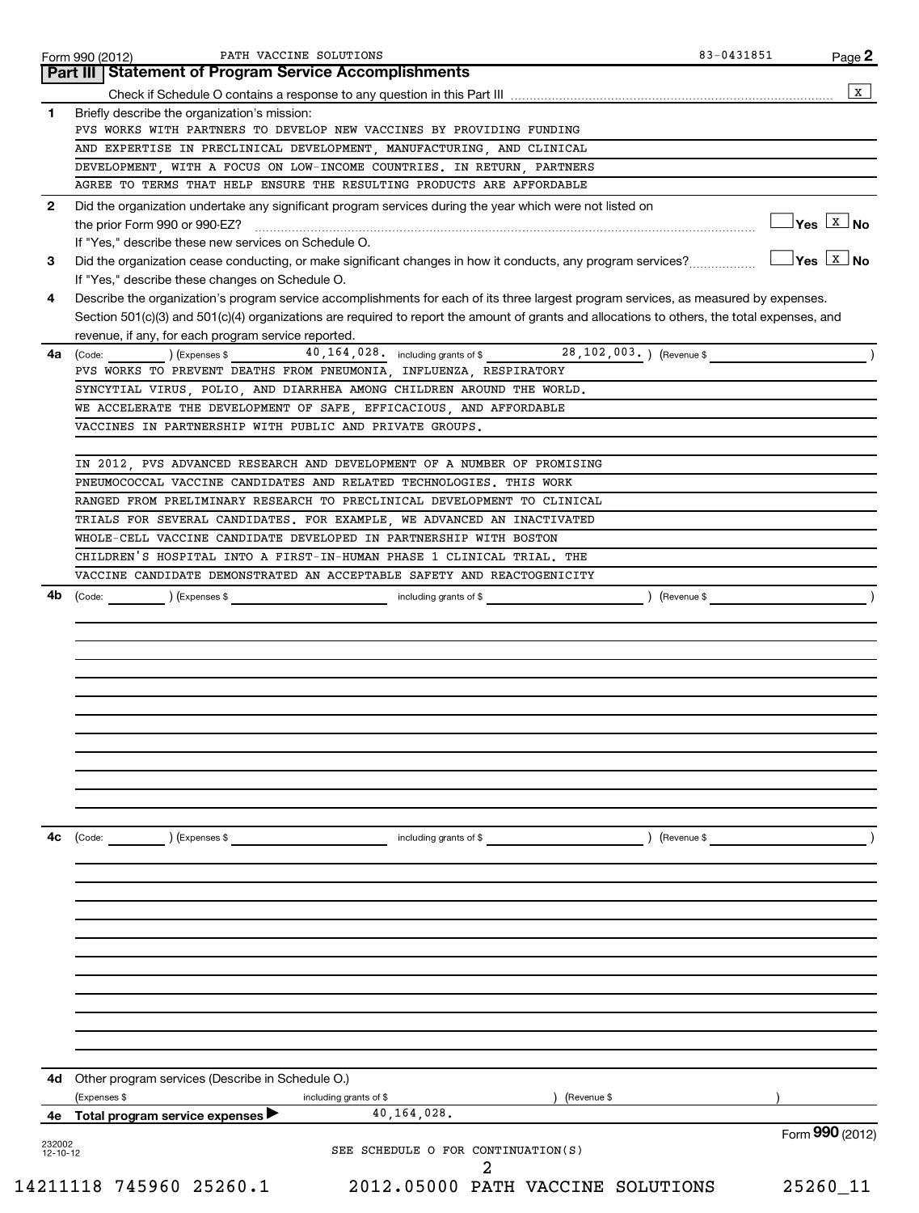Form 990 (2012) PATH VACCINE SOLUTIONS 83-0431851 Page **2**

## Part III | Statement of Program Service Accomplishments

Check if Schedule O contains a response to any question in this Part III .......... [X]

**1** Briefly describe the organization's mission:

PVS WORKS WITH PARTNERS TO DEVELOP NEW VACCINES BY PROVIDING FUNDING AND EXPERTISE IN PRECLINICAL DEVELOPMENT, MANUFACTURING, AND CLINICAL DEVELOPMENT, WITH A FOCUS ON LOW-INCOME COUNTRIES. IN RETURN, PARTNERS AGREE TO TERMS THAT HELP ENSURE THE RESULTING PRODUCTS ARE AFFORDABLE

**2** Did the organization undertake any significant program services during the year which were not listed on the prior Form 990 or 990-EZ? .......... [ ] Yes [X] No

If "Yes," describe these new services on Schedule O.

**3** Did the organization cease conducting, or make significant changes in how it conducts, any program services? .......... [ ] Yes [X] No

If "Yes," describe these changes on Schedule O.

**4** Describe the organization's program service accomplishments for each of its three largest program services, as measured by expenses. Section 501(c)(3) and 501(c)(4) organizations are required to report the amount of grants and allocations to others, the total expenses, and revenue, if any, for each program service reported.

**4a** (Code: ) (Expenses $ 40,164,028. including grants of $ 28,102,003. ) (Revenue $ )

PVS WORKS TO PREVENT DEATHS FROM PNEUMONIA, INFLUENZA, RESPIRATORY SYNCYTIAL VIRUS, POLIO, AND DIARRHEA AMONG CHILDREN AROUND THE WORLD. WE ACCELERATE THE DEVELOPMENT OF SAFE, EFFICACIOUS, AND AFFORDABLE VACCINES IN PARTNERSHIP WITH PUBLIC AND PRIVATE GROUPS.

IN 2012, PVS ADVANCED RESEARCH AND DEVELOPMENT OF A NUMBER OF PROMISING PNEUMOCOCCAL VACCINE CANDIDATES AND RELATED TECHNOLOGIES. THIS WORK RANGED FROM PRELIMINARY RESEARCH TO PRECLINICAL DEVELOPMENT TO CLINICAL TRIALS FOR SEVERAL CANDIDATES. FOR EXAMPLE, WE ADVANCED AN INACTIVATED WHOLE-CELL VACCINE CANDIDATE DEVELOPED IN PARTNERSHIP WITH BOSTON CHILDREN'S HOSPITAL INTO A FIRST-IN-HUMAN PHASE 1 CLINICAL TRIAL. THE VACCINE CANDIDATE DEMONSTRATED AN ACCEPTABLE SAFETY AND REACTOGENICITY

**4b** (Code: ) (Expenses $ including grants of $ ) (Revenue $ )

**4c** (Code: ) (Expenses $ including grants of $ ) (Revenue $ )

**4d** Other program services (Describe in Schedule O.)

(Expenses $ including grants of $ ) (Revenue $ )

**4e** Total program service expenses ▶ 40,164,028.

SEE SCHEDULE O FOR CONTINUATION(S)

Form **990** (2012)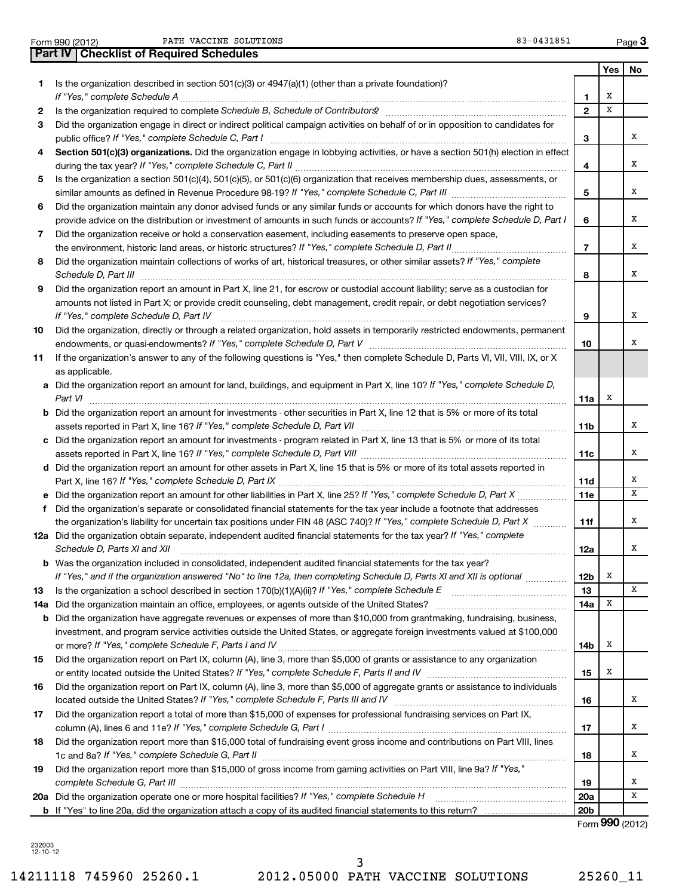Form 990 (2012) PATH VACCINE SOLUTIONS 83-0431851

## Part IV Checklist of Required Schedules

| | | | Yes | No |
|---|---|---|---|---|
| 1 | Is the organization described in section 501(c)(3) or 4947(a)(1) (other than a private foundation)? *If "Yes," complete Schedule A* | 1 | X | |
| 2 | Is the organization required to complete *Schedule B, Schedule of Contributors*? | 2 | X | |
| 3 | Did the organization engage in direct or indirect political campaign activities on behalf of or in opposition to candidates for public office? *If "Yes," complete Schedule C, Part I* | 3 | | X |
| 4 | **Section 501(c)(3) organizations.** Did the organization engage in lobbying activities, or have a section 501(h) election in effect during the tax year? *If "Yes," complete Schedule C, Part II* | 4 | | X |
| 5 | Is the organization a section 501(c)(4), 501(c)(5), or 501(c)(6) organization that receives membership dues, assessments, or similar amounts as defined in Revenue Procedure 98-19? *If "Yes," complete Schedule C, Part III* | 5 | | X |
| 6 | Did the organization maintain any donor advised funds or any similar funds or accounts for which donors have the right to provide advice on the distribution or investment of amounts in such funds or accounts? *If "Yes," complete Schedule D, Part I* | 6 | | X |
| 7 | Did the organization receive or hold a conservation easement, including easements to preserve open space, the environment, historic land areas, or historic structures? *If "Yes," complete Schedule D, Part II* | 7 | | X |
| 8 | Did the organization maintain collections of works of art, historical treasures, or other similar assets? *If "Yes," complete Schedule D, Part III* | 8 | | X |
| 9 | Did the organization report an amount in Part X, line 21, for escrow or custodial account liability; serve as a custodian for amounts not listed in Part X; or provide credit counseling, debt management, credit repair, or debt negotiation services? *If "Yes," complete Schedule D, Part IV* | 9 | | X |
| 10 | Did the organization, directly or through a related organization, hold assets in temporarily restricted endowments, permanent endowments, or quasi-endowments? *If "Yes," complete Schedule D, Part V* | 10 | | X |
| 11 | If the organization's answer to any of the following questions is "Yes," then complete Schedule D, Parts VI, VII, VIII, IX, or X as applicable. | | | |
| a | Did the organization report an amount for land, buildings, and equipment in Part X, line 10? *If "Yes," complete Schedule D, Part VI* | 11a | X | |
| b | Did the organization report an amount for investments - other securities in Part X, line 12 that is 5% or more of its total assets reported in Part X, line 16? *If "Yes," complete Schedule D, Part VII* | 11b | | X |
| c | Did the organization report an amount for investments - program related in Part X, line 13 that is 5% or more of its total assets reported in Part X, line 16? *If "Yes," complete Schedule D, Part VIII* | 11c | | X |
| d | Did the organization report an amount for other assets in Part X, line 15 that is 5% or more of its total assets reported in Part X, line 16? *If "Yes," complete Schedule D, Part IX* | 11d | | X |
| e | Did the organization report an amount for other liabilities in Part X, line 25? *If "Yes," complete Schedule D, Part X* | 11e | | X |
| f | Did the organization's separate or consolidated financial statements for the tax year include a footnote that addresses the organization's liability for uncertain tax positions under FIN 48 (ASC 740)? *If "Yes," complete Schedule D, Part X* | 11f | | X |
| 12a | Did the organization obtain separate, independent audited financial statements for the tax year? *If "Yes," complete Schedule D, Parts XI and XII* | 12a | | X |
| b | Was the organization included in consolidated, independent audited financial statements for the tax year? *If "Yes," and if the organization answered "No" to line 12a, then completing Schedule D, Parts XI and XII is optional* | 12b | X | |
| 13 | Is the organization a school described in section 170(b)(1)(A)(ii)? *If "Yes," complete Schedule E* | 13 | | X |
| 14a | Did the organization maintain an office, employees, or agents outside of the United States? | 14a | X | |
| b | Did the organization have aggregate revenues or expenses of more than $10,000 from grantmaking, fundraising, business, investment, and program service activities outside the United States, or aggregate foreign investments valued at $100,000 or more? *If "Yes," complete Schedule F, Parts I and IV* | 14b | X | |
| 15 | Did the organization report on Part IX, column (A), line 3, more than $5,000 of grants or assistance to any organization or entity located outside the United States? *If "Yes," complete Schedule F, Parts II and IV* | 15 | X | |
| 16 | Did the organization report on Part IX, column (A), line 3, more than $5,000 of aggregate grants or assistance to individuals located outside the United States? *If "Yes," complete Schedule F, Parts III and IV* | 16 | | X |
| 17 | Did the organization report a total of more than $15,000 of expenses for professional fundraising services on Part IX, column (A), lines 6 and 11e? *If "Yes," complete Schedule G, Part I* | 17 | | X |
| 18 | Did the organization report more than $15,000 total of fundraising event gross income and contributions on Part VIII, lines 1c and 8a? *If "Yes," complete Schedule G, Part II* | 18 | | X |
| 19 | Did the organization report more than $15,000 of gross income from gaming activities on Part VIII, line 9a? *If "Yes," complete Schedule G, Part III* | 19 | | X |
| 20a | Did the organization operate one or more hospital facilities? *If "Yes," complete Schedule H* | 20a | | X |
| b | If "Yes" to line 20a, did the organization attach a copy of its audited financial statements to this return? | 20b | | |

Form **990** (2012)

232003 12-10-12

14211118 745960 25260.1 2012.05000 PATH VACCINE SOLUTIONS 25260_11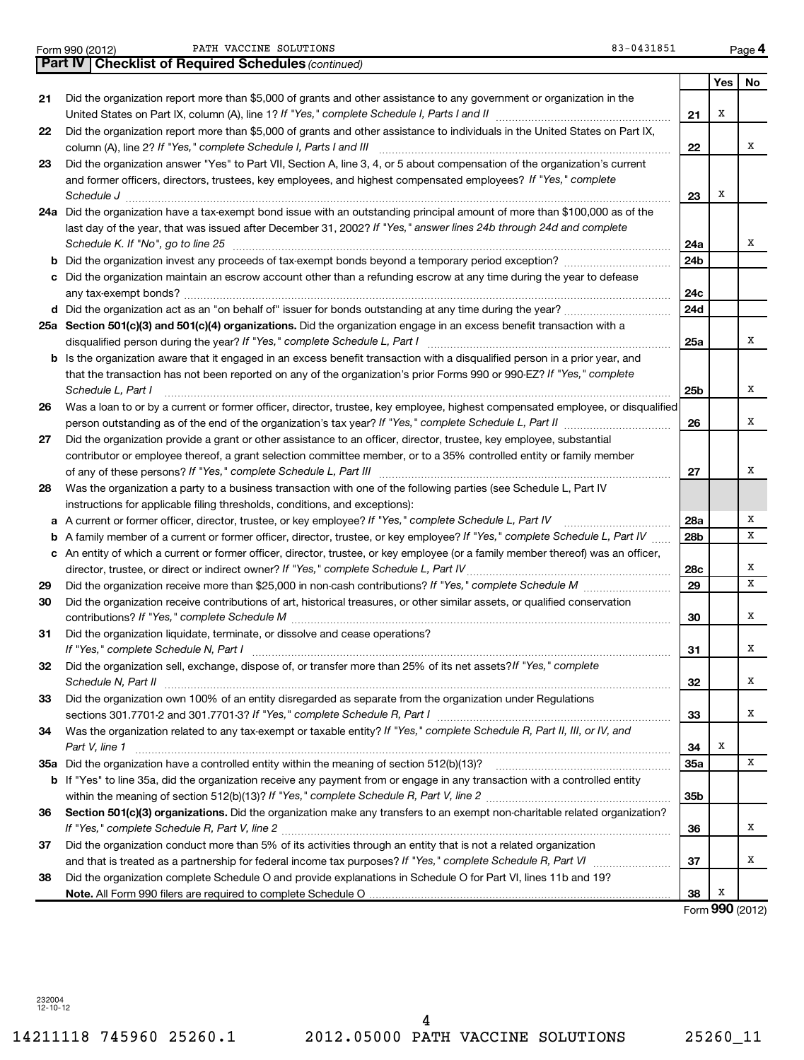Form 990 (2012) PATH VACCINE SOLUTIONS 83-0431851

## Part IV Checklist of Required Schedules *(continued)*

| | | | Yes | No |
|---|---|---|---|---|
| 21 | Did the organization report more than $5,000 of grants and other assistance to any government or organization in the United States on Part IX, column (A), line 1? *If "Yes," complete Schedule I, Parts I and II* | 21 | X | |
| 22 | Did the organization report more than $5,000 of grants and other assistance to individuals in the United States on Part IX, column (A), line 2? *If "Yes," complete Schedule I, Parts I and III* | 22 | | X |
| 23 | Did the organization answer "Yes" to Part VII, Section A, line 3, 4, or 5 about compensation of the organization's current and former officers, directors, trustees, key employees, and highest compensated employees? *If "Yes," complete Schedule J* | 23 | X | |
| 24a | Did the organization have a tax-exempt bond issue with an outstanding principal amount of more than $100,000 as of the last day of the year, that was issued after December 31, 2002? *If "Yes," answer lines 24b through 24d and complete Schedule K. If "No", go to line 25* | 24a | | X |
| b | Did the organization invest any proceeds of tax-exempt bonds beyond a temporary period exception? | 24b | | |
| c | Did the organization maintain an escrow account other than a refunding escrow at any time during the year to defease any tax-exempt bonds? | 24c | | |
| d | Did the organization act as an "on behalf of" issuer for bonds outstanding at any time during the year? | 24d | | |
| 25a | **Section 501(c)(3) and 501(c)(4) organizations.** Did the organization engage in an excess benefit transaction with a disqualified person during the year? *If "Yes," complete Schedule L, Part I* | 25a | | X |
| b | Is the organization aware that it engaged in an excess benefit transaction with a disqualified person in a prior year, and that the transaction has not been reported on any of the organization's prior Forms 990 or 990-EZ? *If "Yes," complete Schedule L, Part I* | 25b | | X |
| 26 | Was a loan to or by a current or former officer, director, trustee, key employee, highest compensated employee, or disqualified person outstanding as of the end of the organization's tax year? *If "Yes," complete Schedule L, Part II* | 26 | | X |
| 27 | Did the organization provide a grant or other assistance to an officer, director, trustee, key employee, substantial contributor or employee thereof, a grant selection committee member, or to a 35% controlled entity or family member of any of these persons? *If "Yes," complete Schedule L, Part III* | 27 | | X |
| 28 | Was the organization a party to a business transaction with one of the following parties (see Schedule L, Part IV instructions for applicable filing thresholds, conditions, and exceptions): | | | |
| a | A current or former officer, director, trustee, or key employee? *If "Yes," complete Schedule L, Part IV* | 28a | | X |
| b | A family member of a current or former officer, director, trustee, or key employee? *If "Yes," complete Schedule L, Part IV* | 28b | | X |
| c | An entity of which a current or former officer, director, trustee, or key employee (or a family member thereof) was an officer, director, trustee, or direct or indirect owner? *If "Yes," complete Schedule L, Part IV* | 28c | | X |
| 29 | Did the organization receive more than $25,000 in non-cash contributions? *If "Yes," complete Schedule M* | 29 | | X |
| 30 | Did the organization receive contributions of art, historical treasures, or other similar assets, or qualified conservation contributions? *If "Yes," complete Schedule M* | 30 | | X |
| 31 | Did the organization liquidate, terminate, or dissolve and cease operations? *If "Yes," complete Schedule N, Part I* | 31 | | X |
| 32 | Did the organization sell, exchange, dispose of, or transfer more than 25% of its net assets? *If "Yes," complete Schedule N, Part II* | 32 | | X |
| 33 | Did the organization own 100% of an entity disregarded as separate from the organization under Regulations sections 301.7701-2 and 301.7701-3? *If "Yes," complete Schedule R, Part I* | 33 | | X |
| 34 | Was the organization related to any tax-exempt or taxable entity? *If "Yes," complete Schedule R, Part II, III, or IV, and Part V, line 1* | 34 | X | |
| 35a | Did the organization have a controlled entity within the meaning of section 512(b)(13)? | 35a | | X |
| b | If "Yes" to line 35a, did the organization receive any payment from or engage in any transaction with a controlled entity within the meaning of section 512(b)(13)? *If "Yes," complete Schedule R, Part V, line 2* | 35b | | |
| 36 | **Section 501(c)(3) organizations.** Did the organization make any transfers to an exempt non-charitable related organization? *If "Yes," complete Schedule R, Part V, line 2* | 36 | | X |
| 37 | Did the organization conduct more than 5% of its activities through an entity that is not a related organization and that is treated as a partnership for federal income tax purposes? *If "Yes," complete Schedule R, Part VI* | 37 | | X |
| 38 | Did the organization complete Schedule O and provide explanations in Schedule O for Part VI, lines 11b and 19? **Note.** All Form 990 filers are required to complete Schedule O | 38 | X | |

Form **990** (2012)

232004 12-10-12

14211118 745960 25260.1 2012.05000 PATH VACCINE SOLUTIONS 25260_11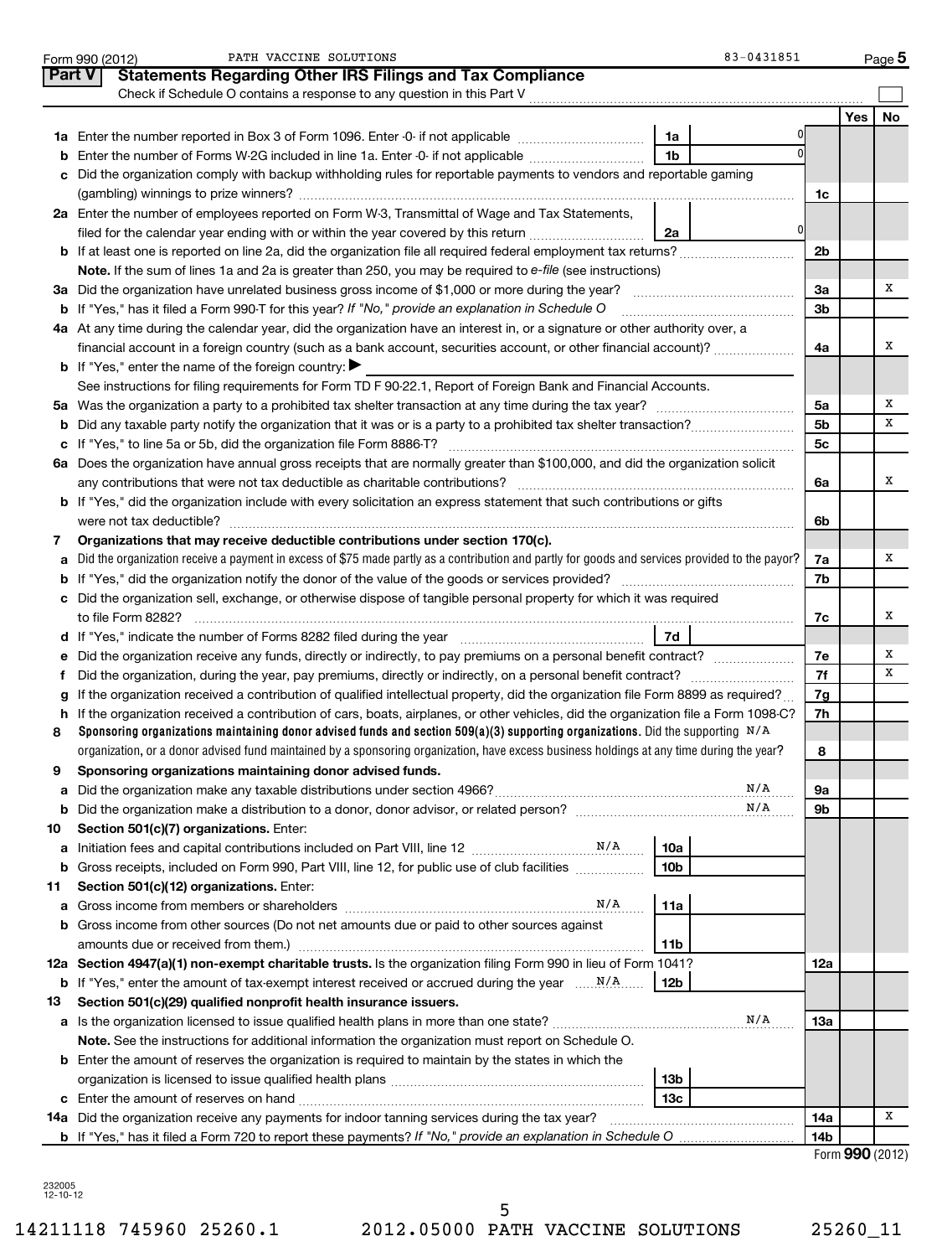Form 990 (2012) PATH VACCINE SOLUTIONS 83-0431851 Page 5

## Part V Statements Regarding Other IRS Filings and Tax Compliance

Check if Schedule O contains a response to any question in this Part V ☐

| | | | | | Yes | No |
|---|---|---|---|---|---|---|
| **1a** | Enter the number reported in Box 3 of Form 1096. Enter -0- if not applicable | 1a | 0 | | | |
| **b** | Enter the number of Forms W-2G included in line 1a. Enter -0- if not applicable | 1b | 0 | | | |
| **c** | Did the organization comply with backup withholding rules for reportable payments to vendors and reportable gaming (gambling) winnings to prize winners? | | | 1c | | |
| **2a** | Enter the number of employees reported on Form W-3, Transmittal of Wage and Tax Statements, filed for the calendar year ending with or within the year covered by this return | 2a | 0 | | | |
| **b** | If at least one is reported on line 2a, did the organization file all required federal employment tax returns? | | | 2b | | |
| | **Note.** If the sum of lines 1a and 2a is greater than 250, you may be required to *e-file* (see instructions) | | | | | |
| **3a** | Did the organization have unrelated business gross income of $1,000 or more during the year? | | | 3a | | X |
| **b** | If "Yes," has it filed a Form 990-T for this year? *If "No," provide an explanation in Schedule O* | | | 3b | | |
| **4a** | At any time during the calendar year, did the organization have an interest in, or a signature or other authority over, a financial account in a foreign country (such as a bank account, securities account, or other financial account)? | | | 4a | | X |
| **b** | If "Yes," enter the name of the foreign country: ▶ | | | | | |
| | See instructions for filing requirements for Form TD F 90-22.1, Report of Foreign Bank and Financial Accounts. | | | | | |
| **5a** | Was the organization a party to a prohibited tax shelter transaction at any time during the tax year? | | | 5a | | X |
| **b** | Did any taxable party notify the organization that it was or is a party to a prohibited tax shelter transaction? | | | 5b | | X |
| **c** | If "Yes," to line 5a or 5b, did the organization file Form 8886-T? | | | 5c | | |
| **6a** | Does the organization have annual gross receipts that are normally greater than $100,000, and did the organization solicit any contributions that were not tax deductible as charitable contributions? | | | 6a | | X |
| **b** | If "Yes," did the organization include with every solicitation an express statement that such contributions or gifts were not tax deductible? | | | 6b | | |
| **7** | **Organizations that may receive deductible contributions under section 170(c).** | | | | | |
| **a** | Did the organization receive a payment in excess of $75 made partly as a contribution and partly for goods and services provided to the payor? | | | 7a | | X |
| **b** | If "Yes," did the organization notify the donor of the value of the goods or services provided? | | | 7b | | |
| **c** | Did the organization sell, exchange, or otherwise dispose of tangible personal property for which it was required to file Form 8282? | | | 7c | | X |
| **d** | If "Yes," indicate the number of Forms 8282 filed during the year | 7d | | | | |
| **e** | Did the organization receive any funds, directly or indirectly, to pay premiums on a personal benefit contract? | | | 7e | | X |
| **f** | Did the organization, during the year, pay premiums, directly or indirectly, on a personal benefit contract? | | | 7f | | X |
| **g** | If the organization received a contribution of qualified intellectual property, did the organization file Form 8899 as required? | | | 7g | | |
| **h** | If the organization received a contribution of cars, boats, airplanes, or other vehicles, did the organization file a Form 1098-C? | | | 7h | | |
| **8** | **Sponsoring organizations maintaining donor advised funds and section 509(a)(3) supporting organizations.** Did the supporting organization, or a donor advised fund maintained by a sponsoring organization, have excess business holdings at any time during the year? N/A | | | 8 | | |
| **9** | **Sponsoring organizations maintaining donor advised funds.** | | | | | |
| **a** | Did the organization make any taxable distributions under section 4966? N/A | | | 9a | | |
| **b** | Did the organization make a distribution to a donor, donor advisor, or related person? N/A | | | 9b | | |
| **10** | **Section 501(c)(7) organizations.** Enter: | | | | | |
| **a** | Initiation fees and capital contributions included on Part VIII, line 12 N/A | 10a | | | | |
| **b** | Gross receipts, included on Form 990, Part VIII, line 12, for public use of club facilities | 10b | | | | |
| **11** | **Section 501(c)(12) organizations.** Enter: | | | | | |
| **a** | Gross income from members or shareholders N/A | 11a | | | | |
| **b** | Gross income from other sources (Do not net amounts due or paid to other sources against amounts due or received from them.) | 11b | | | | |
| **12a** | **Section 4947(a)(1) non-exempt charitable trusts.** Is the organization filing Form 990 in lieu of Form 1041? | | | 12a | | |
| **b** | If "Yes," enter the amount of tax-exempt interest received or accrued during the year N/A | 12b | | | | |
| **13** | **Section 501(c)(29) qualified nonprofit health insurance issuers.** | | | | | |
| **a** | Is the organization licensed to issue qualified health plans in more than one state? N/A | | | 13a | | |
| | **Note.** See the instructions for additional information the organization must report on Schedule O. | | | | | |
| **b** | Enter the amount of reserves the organization is required to maintain by the states in which the organization is licensed to issue qualified health plans | 13b | | | | |
| **c** | Enter the amount of reserves on hand | 13c | | | | |
| **14a** | Did the organization receive any payments for indoor tanning services during the tax year? | | | 14a | | X |
| **b** | If "Yes," has it filed a Form 720 to report these payments? *If "No," provide an explanation in Schedule O* | | | 14b | | |

Form **990** (2012)

232005 12-10-12

14211118 745960 25260.1 2012.05000 PATH VACCINE SOLUTIONS 25260_11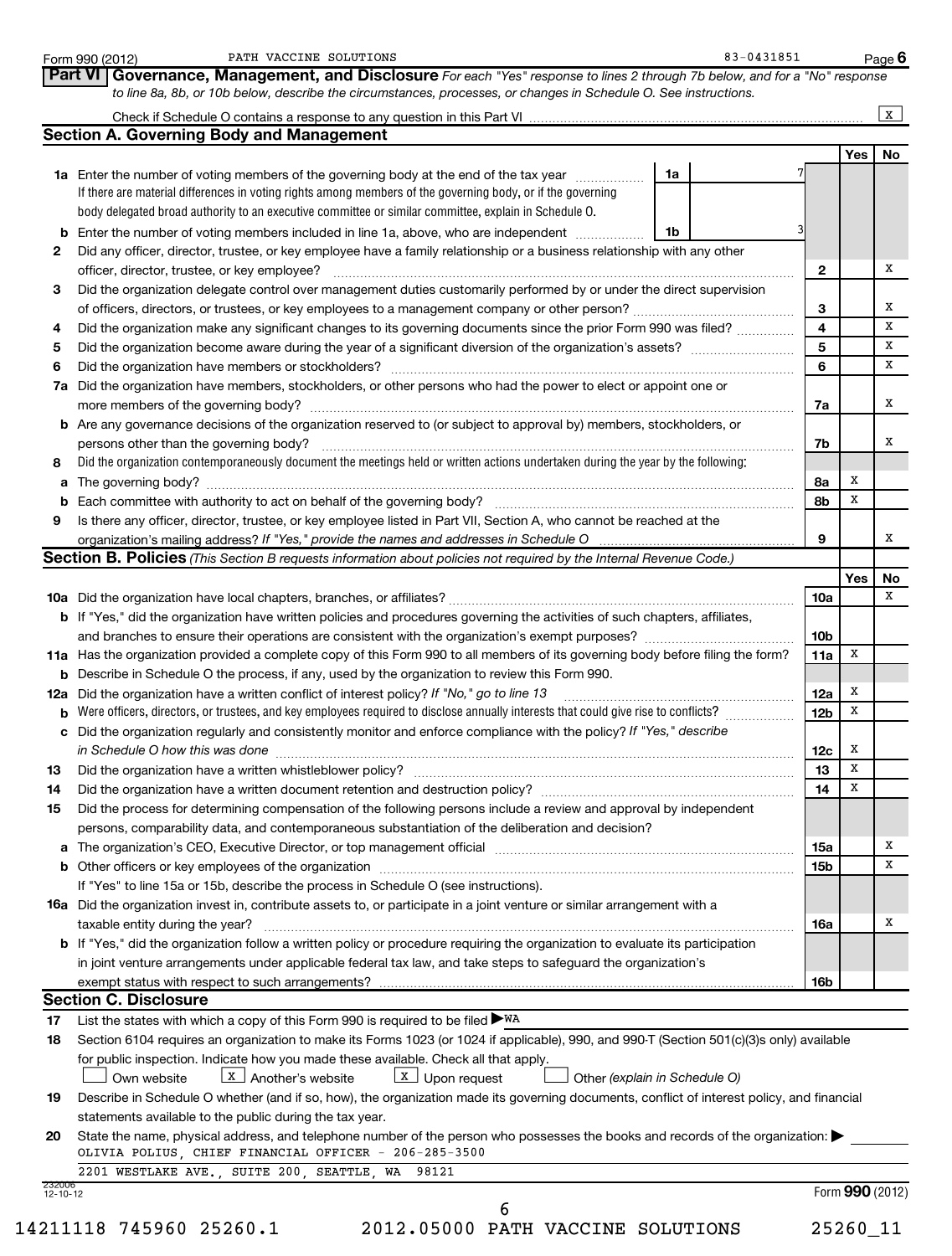Form 990 (2012) PATH VACCINE SOLUTIONS 83-0431851

## Part VI Governance, Management, and Disclosure

*For each "Yes" response to lines 2 through 7b below, and for a "No" response to line 8a, 8b, or 10b below, describe the circumstances, processes, or changes in Schedule O. See instructions.*

Check if Schedule O contains a response to any question in this Part VI ..... [X]

### Section A. Governing Body and Management

| | | | | Yes | No |
|---|---|---|---|---|---|
| 1a | Enter the number of voting members of the governing body at the end of the tax year. If there are material differences in voting rights among members of the governing body, or if the governing body delegated broad authority to an executive committee or similar committee, explain in Schedule O. | 1a | 7 | | |
| b | Enter the number of voting members included in line 1a, above, who are independent | 1b | 3 | | |
| 2 | Did any officer, director, trustee, or key employee have a family relationship or a business relationship with any other officer, director, trustee, or key employee? | | 2 | | X |
| 3 | Did the organization delegate control over management duties customarily performed by or under the direct supervision of officers, directors, or trustees, or key employees to a management company or other person? | | 3 | | X |
| 4 | Did the organization make any significant changes to its governing documents since the prior Form 990 was filed? | | 4 | | X |
| 5 | Did the organization become aware during the year of a significant diversion of the organization's assets? | | 5 | | X |
| 6 | Did the organization have members or stockholders? | | 6 | | X |
| 7a | Did the organization have members, stockholders, or other persons who had the power to elect or appoint one or more members of the governing body? | | 7a | | X |
| b | Are any governance decisions of the organization reserved to (or subject to approval by) members, stockholders, or persons other than the governing body? | | 7b | | X |
| 8 | Did the organization contemporaneously document the meetings held or written actions undertaken during the year by the following: | | | | |
| a | The governing body? | | 8a | X | |
| b | Each committee with authority to act on behalf of the governing body? | | 8b | X | |
| 9 | Is there any officer, director, trustee, or key employee listed in Part VII, Section A, who cannot be reached at the organization's mailing address? *If "Yes," provide the names and addresses in Schedule O* | | 9 | | X |

### Section B. Policies *(This Section B requests information about policies not required by the Internal Revenue Code.)*

| | | | Yes | No |
|---|---|---|---|---|
| 10a | Did the organization have local chapters, branches, or affiliates? | 10a | | X |
| b | If "Yes," did the organization have written policies and procedures governing the activities of such chapters, affiliates, and branches to ensure their operations are consistent with the organization's exempt purposes? | 10b | | |
| 11a | Has the organization provided a complete copy of this Form 990 to all members of its governing body before filing the form? | 11a | X | |
| b | Describe in Schedule O the process, if any, used by the organization to review this Form 990. | | | |
| 12a | Did the organization have a written conflict of interest policy? *If "No," go to line 13* | 12a | X | |
| b | Were officers, directors, or trustees, and key employees required to disclose annually interests that could give rise to conflicts? | 12b | X | |
| c | Did the organization regularly and consistently monitor and enforce compliance with the policy? *If "Yes," describe in Schedule O how this was done* | 12c | X | |
| 13 | Did the organization have a written whistleblower policy? | 13 | X | |
| 14 | Did the organization have a written document retention and destruction policy? | 14 | X | |
| 15 | Did the process for determining compensation of the following persons include a review and approval by independent persons, comparability data, and contemporaneous substantiation of the deliberation and decision? | | | |
| a | The organization's CEO, Executive Director, or top management official | 15a | | X |
| b | Other officers or key employees of the organization | 15b | | X |
| | If "Yes" to line 15a or 15b, describe the process in Schedule O (see instructions). | | | |
| 16a | Did the organization invest in, contribute assets to, or participate in a joint venture or similar arrangement with a taxable entity during the year? | 16a | | X |
| b | If "Yes," did the organization follow a written policy or procedure requiring the organization to evaluate its participation in joint venture arrangements under applicable federal tax law, and take steps to safeguard the organization's exempt status with respect to such arrangements? | 16b | | |

### Section C. Disclosure

17 List the states with which a copy of this Form 990 is required to be filed ▶ WA

18 Section 6104 requires an organization to make its Forms 1023 (or 1024 if applicable), 990, and 990-T (Section 501(c)(3)s only) available for public inspection. Indicate how you made these available. Check all that apply.

[ ] Own website [X] Another's website [X] Upon request [ ] Other *(explain in Schedule O)*

19 Describe in Schedule O whether (and if so, how), the organization made its governing documents, conflict of interest policy, and financial statements available to the public during the tax year.

20 State the name, physical address, and telephone number of the person who possesses the books and records of the organization: ▶

OLIVIA POLIUS, CHIEF FINANCIAL OFFICER - 206-285-3500

2201 WESTLAKE AVE., SUITE 200, SEATTLE, WA 98121

232006 12-10-12 Form **990** (2012)

14211118 745960 25260.1 2012.05000 PATH VACCINE SOLUTIONS 25260_11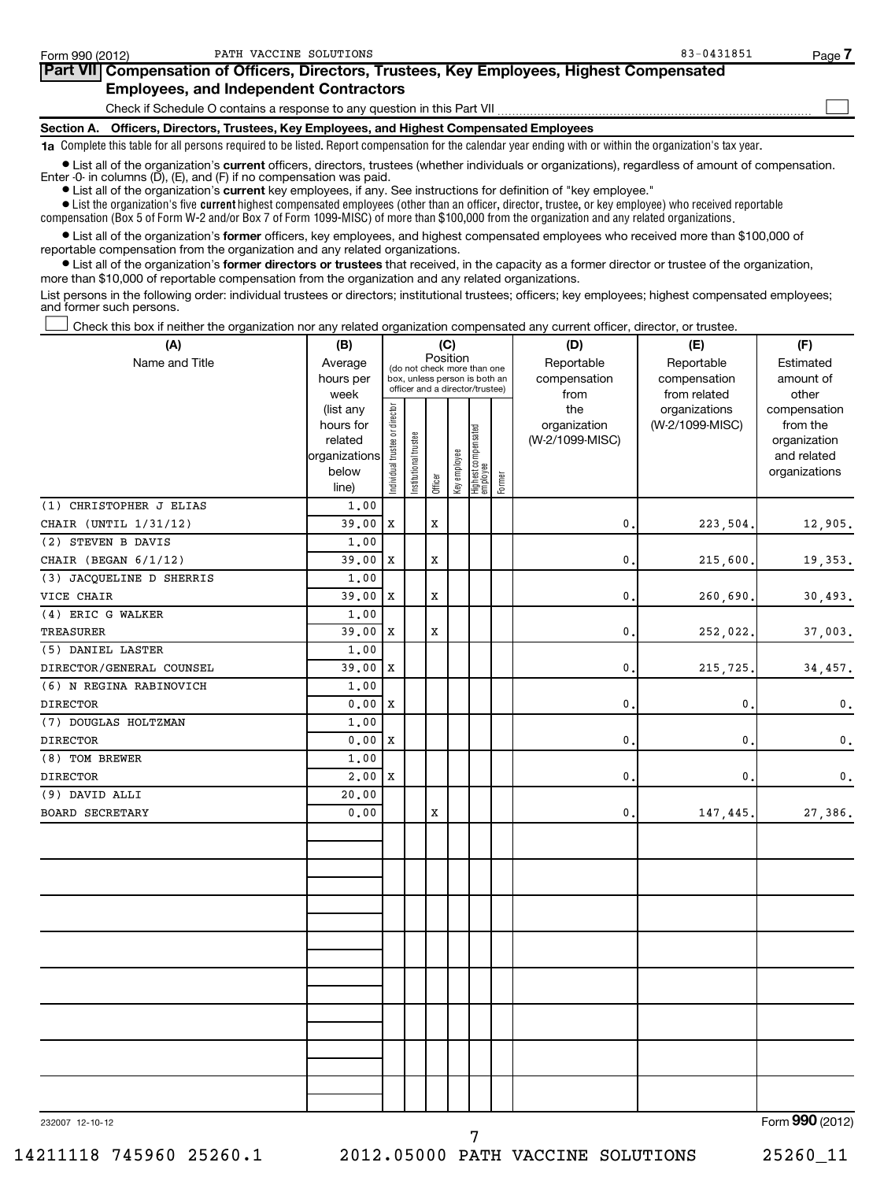Form 990 (2012) PATH VACCINE SOLUTIONS 83-0431851

## Part VII Compensation of Officers, Directors, Trustees, Key Employees, Highest Compensated Employees, and Independent Contractors

Check if Schedule O contains a response to any question in this Part VII ☐

### Section A. Officers, Directors, Trustees, Key Employees, and Highest Compensated Employees

**1a** Complete this table for all persons required to be listed. Report compensation for the calendar year ending with or within the organization's tax year.

- List all of the organization's **current** officers, directors, trustees (whether individuals or organizations), regardless of amount of compensation. Enter -0- in columns (D), (E), and (F) if no compensation was paid.
- List all of the organization's **current** key employees, if any. See instructions for definition of "key employee."
- List the organization's five **current** highest compensated employees (other than an officer, director, trustee, or key employee) who received reportable compensation (Box 5 of Form W-2 and/or Box 7 of Form 1099-MISC) of more than $100,000 from the organization and any related organizations.
- List all of the organization's **former** officers, key employees, and highest compensated employees who received more than $100,000 of reportable compensation from the organization and any related organizations.
- List all of the organization's **former directors or trustees** that received, in the capacity as a former director or trustee of the organization, more than $10,000 of reportable compensation from the organization and any related organizations.

List persons in the following order: individual trustees or directors; institutional trustees; officers; key employees; highest compensated employees; and former such persons.

☐ Check this box if neither the organization nor any related organization compensated any current officer, director, or trustee.

| (A) Name and Title | (B) Average hours per week (list any hours for related organizations below line) | (C) Position: Individual trustee or director | Institutional trustee | Officer | Key employee | Highest compensated employee | Former | (D) Reportable compensation from the organization (W-2/1099-MISC) | (E) Reportable compensation from related organizations (W-2/1099-MISC) | (F) Estimated amount of other compensation from the organization and related organizations |
|---|---|---|---|---|---|---|---|---|---|---|
| (1) CHRISTOPHER J ELIAS<br>CHAIR (UNTIL 1/31/12) | 1.00<br>39.00 | X | | X | | | | 0. | 223,504. | 12,905. |
| (2) STEVEN B DAVIS<br>CHAIR (BEGAN 6/1/12) | 1.00<br>39.00 | X | | X | | | | 0. | 215,600. | 19,353. |
| (3) JACQUELINE D SHERRIS<br>VICE CHAIR | 1.00<br>39.00 | X | | X | | | | 0. | 260,690. | 30,493. |
| (4) ERIC G WALKER<br>TREASURER | 1.00<br>39.00 | X | | X | | | | 0. | 252,022. | 37,003. |
| (5) DANIEL LASTER<br>DIRECTOR/GENERAL COUNSEL | 1.00<br>39.00 | X | | | | | | 0. | 215,725. | 34,457. |
| (6) N REGINA RABINOVICH<br>DIRECTOR | 1.00<br>0.00 | X | | | | | | 0. | 0. | 0. |
| (7) DOUGLAS HOLTZMAN<br>DIRECTOR | 1.00<br>0.00 | X | | | | | | 0. | 0. | 0. |
| (8) TOM BREWER<br>DIRECTOR | 1.00<br>2.00 | X | | | | | | 0. | 0. | 0. |
| (9) DAVID ALLI<br>BOARD SECRETARY | 20.00<br>0.00 | | | X | | | | 0. | 147,445. | 27,386. |

232007 12-10-12 Form **990** (2012)

14211118 745960 25260.1 2012.05000 PATH VACCINE SOLUTIONS 25260_11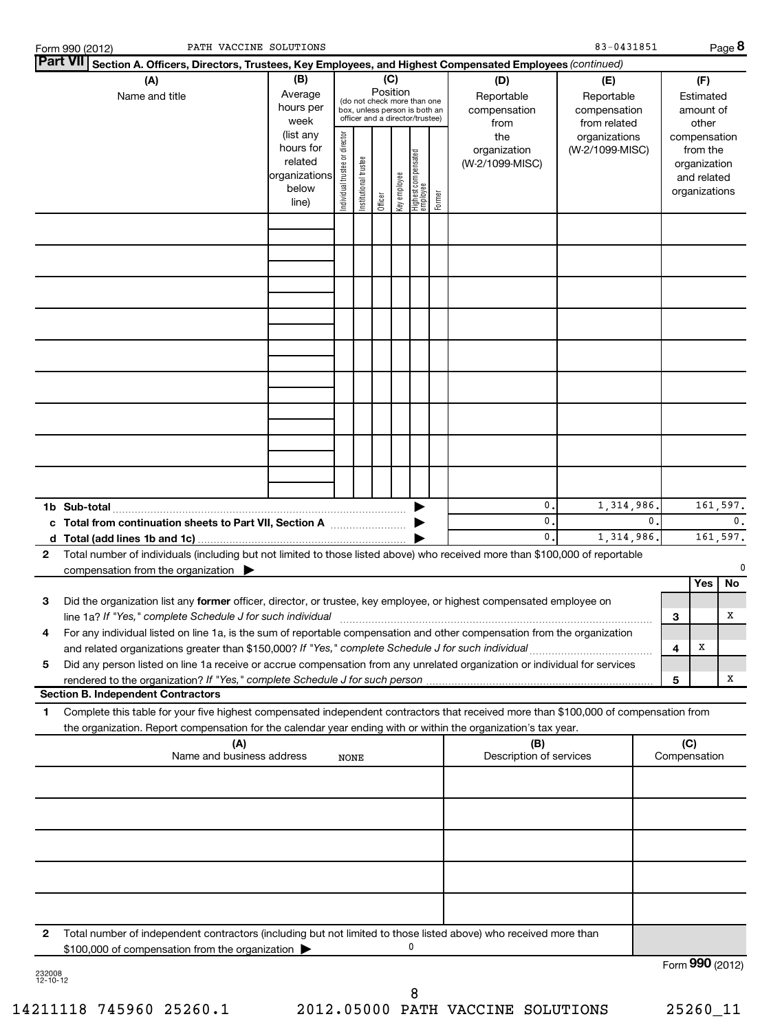Form 990 (2012) PATH VACCINE SOLUTIONS 83-0431851 Page **8**

## Part VII Section A. Officers, Directors, Trustees, Key Employees, and Highest Compensated Employees *(continued)*

| (A) Name and title | (B) Average hours per week (list any hours for related organizations below line) | (C) Position (do not check more than one box, unless person is both an officer and a director/trustee) | | | | | | (D) Reportable compensation from the organization (W-2/1099-MISC) | (E) Reportable compensation from related organizations (W-2/1099-MISC) | (F) Estimated amount of other compensation from the organization and related organizations |
|---|---|---|---|---|---|---|---|---|---|---|
| | | Individual trustee or director | Institutional trustee | Officer | Key employee | Highest compensated employee | Former | | | |
| | | | | | | | | | | |
| | | | | | | | | | | |
| | | | | | | | | | | |
| | | | | | | | | | | |
| | | | | | | | | | | |
| | | | | | | | | | | |
| | | | | | | | | | | |
| | | | | | | | | | | |
| | | | | | | | | | | |

| | (D) | (E) | (F) |
|---|---|---|---|
| **1b Sub-total** ▶ | 0. | 1,314,986. | 161,597. |
| **c Total from continuation sheets to Part VII, Section A** ▶ | 0. | 0. | 0. |
| **d Total (add lines 1b and 1c)** ▶ | 0. | 1,314,986. | 161,597. |

**2** Total number of individuals (including but not limited to those listed above) who received more than $100,000 of reportable compensation from the organization ▶ 0

| | | | Yes | No |
|---|---|---|---|---|
| **3** | Did the organization list any **former** officer, director, or trustee, key employee, or highest compensated employee on line 1a? *If "Yes," complete Schedule J for such individual* | **3** | | X |
| **4** | For any individual listed on line 1a, is the sum of reportable compensation and other compensation from the organization and related organizations greater than $150,000? *If "Yes," complete Schedule J for such individual* | **4** | X | |
| **5** | Did any person listed on line 1a receive or accrue compensation from any unrelated organization or individual for services rendered to the organization? *If "Yes," complete Schedule J for such person* | **5** | | X |

## Section B. Independent Contractors

**1** Complete this table for your five highest compensated independent contractors that received more than $100,000 of compensation from the organization. Report compensation for the calendar year ending with or within the organization's tax year.

| (A) Name and business address | (B) Description of services | (C) Compensation |
|---|---|---|
| NONE | | |
| | | |
| | | |
| | | |
| | | |

**2** Total number of independent contractors (including but not limited to those listed above) who received more than $100,000 of compensation from the organization ▶ 0

Form **990** (2012)

232008 12-10-12

14211118 745960 25260.1 2012.05000 PATH VACCINE SOLUTIONS 25260_11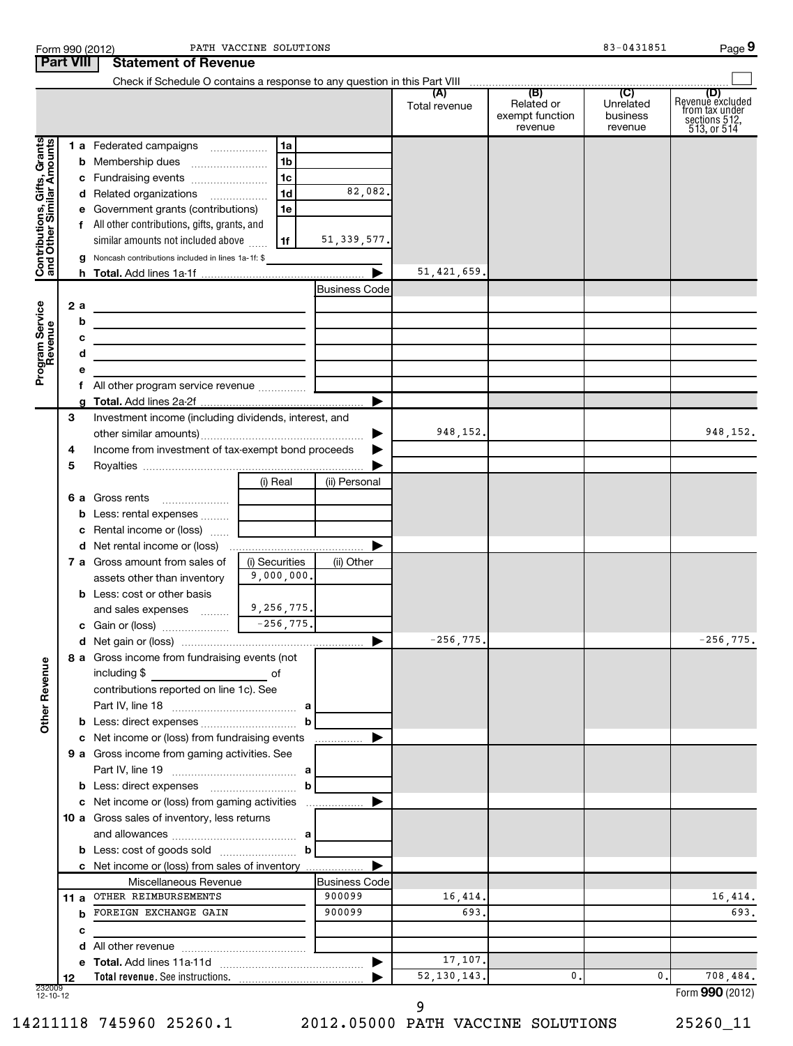Form 990 (2012) PATH VACCINE SOLUTIONS 83-0431851 Page 9

## Part VIII Statement of Revenue

Check if Schedule O contains a response to any question in this Part VIII

| | | | | (A) Total revenue | (B) Related or exempt function revenue | (C) Unrelated business revenue | (D) Revenue excluded from tax under sections 512, 513, or 514 |
|---|---|---|---|---|---|---|---|
| **Contributions, Gifts, Grants and Other Similar Amounts** | 1a Federated campaigns | 1a | | | | | |
| | b Membership dues | 1b | | | | | |
| | c Fundraising events | 1c | | | | | |
| | d Related organizations | 1d | 82,082. | | | | |
| | e Government grants (contributions) | 1e | | | | | |
| | f All other contributions, gifts, grants, and similar amounts not included above | 1f | 51,339,577. | | | | |
| | g Noncash contributions included in lines 1a-1f: $ | | | | | | |
| | h **Total.** Add lines 1a-1f | | | 51,421,659. | | | |
| **Program Service Revenue** | | | Business Code | | | | |
| | 2a | | | | | | |
| | b | | | | | | |
| | c | | | | | | |
| | d | | | | | | |
| | e | | | | | | |
| | f All other program service revenue | | | | | | |
| | g **Total.** Add lines 2a-2f | | | | | | |
| **Other Revenue** | 3 Investment income (including dividends, interest, and other similar amounts) | | | 948,152. | | | 948,152. |
| | 4 Income from investment of tax-exempt bond proceeds | | | | | | |
| | 5 Royalties | | | | | | |
| | | (i) Real | (ii) Personal | | | | |
| | 6a Gross rents | | | | | | |
| | b Less: rental expenses | | | | | | |
| | c Rental income or (loss) | | | | | | |
| | d Net rental income or (loss) | | | | | | |
| | 7a Gross amount from sales of assets other than inventory | (i) Securities 9,000,000. | (ii) Other | | | | |
| | b Less: cost or other basis and sales expenses | 9,256,775. | | | | | |
| | c Gain or (loss) | -256,775. | | | | | |
| | d Net gain or (loss) | | | -256,775. | | | -256,775. |
| | 8a Gross income from fundraising events (not including $ of contributions reported on line 1c). See Part IV, line 18 | a | | | | | |
| | b Less: direct expenses | b | | | | | |
| | c Net income or (loss) from fundraising events | | | | | | |
| | 9a Gross income from gaming activities. See Part IV, line 19 | a | | | | | |
| | b Less: direct expenses | b | | | | | |
| | c Net income or (loss) from gaming activities | | | | | | |
| | 10a Gross sales of inventory, less returns and allowances | a | | | | | |
| | b Less: cost of goods sold | b | | | | | |
| | c Net income or (loss) from sales of inventory | | | | | | |
| | Miscellaneous Revenue | | Business Code | | | | |
| | 11a OTHER REIMBURSEMENTS | | 900099 | 16,414. | | | 16,414. |
| | b FOREIGN EXCHANGE GAIN | | 900099 | 693. | | | 693. |
| | c | | | | | | |
| | d All other revenue | | | | | | |
| | e **Total.** Add lines 11a-11d | | | 17,107. | | | |
| | 12 **Total revenue.** See instructions. | | | 52,130,143. | 0. | 0. | 708,484. |

232009 12-10-12

Form **990** (2012)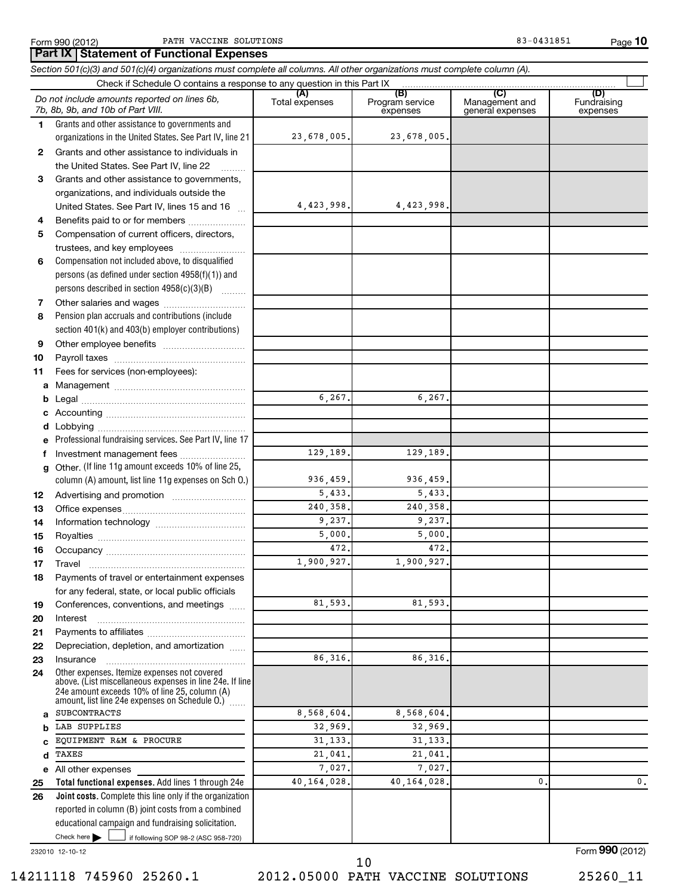Form 990 (2012) PATH VACCINE SOLUTIONS 83-0431851

## Part IX Statement of Functional Expenses

*Section 501(c)(3) and 501(c)(4) organizations must complete all columns. All other organizations must complete column (A).*

Check if Schedule O contains a response to any question in this Part IX

| | *Do not include amounts reported on lines 6b, 7b, 8b, 9b, and 10b of Part VIII.* | (A) Total expenses | (B) Program service expenses | (C) Management and general expenses | (D) Fundraising expenses |
|---|---|---|---|---|---|
| 1 | Grants and other assistance to governments and organizations in the United States. See Part IV, line 21 | 23,678,005. | 23,678,005. | | |
| 2 | Grants and other assistance to individuals in the United States. See Part IV, line 22 | | | | |
| 3 | Grants and other assistance to governments, organizations, and individuals outside the United States. See Part IV, lines 15 and 16 | 4,423,998. | 4,423,998. | | |
| 4 | Benefits paid to or for members | | | | |
| 5 | Compensation of current officers, directors, trustees, and key employees | | | | |
| 6 | Compensation not included above, to disqualified persons (as defined under section 4958(f)(1)) and persons described in section 4958(c)(3)(B) | | | | |
| 7 | Other salaries and wages | | | | |
| 8 | Pension plan accruals and contributions (include section 401(k) and 403(b) employer contributions) | | | | |
| 9 | Other employee benefits | | | | |
| 10 | Payroll taxes | | | | |
| 11 | Fees for services (non-employees): | | | | |
| a | Management | | | | |
| b | Legal | 6,267. | 6,267. | | |
| c | Accounting | | | | |
| d | Lobbying | | | | |
| e | Professional fundraising services. See Part IV, line 17 | | | | |
| f | Investment management fees | 129,189. | 129,189. | | |
| g | Other. (If line 11g amount exceeds 10% of line 25, column (A) amount, list line 11g expenses on Sch O.) | 936,459. | 936,459. | | |
| 12 | Advertising and promotion | 5,433. | 5,433. | | |
| 13 | Office expenses | 240,358. | 240,358. | | |
| 14 | Information technology | 9,237. | 9,237. | | |
| 15 | Royalties | 5,000. | 5,000. | | |
| 16 | Occupancy | 472. | 472. | | |
| 17 | Travel | 1,900,927. | 1,900,927. | | |
| 18 | Payments of travel or entertainment expenses for any federal, state, or local public officials | | | | |
| 19 | Conferences, conventions, and meetings | 81,593. | 81,593. | | |
| 20 | Interest | | | | |
| 21 | Payments to affiliates | | | | |
| 22 | Depreciation, depletion, and amortization | | | | |
| 23 | Insurance | 86,316. | 86,316. | | |
| 24 | Other expenses. Itemize expenses not covered above. (List miscellaneous expenses in line 24e. If line 24e amount exceeds 10% of line 25, column (A) amount, list line 24e expenses on Schedule O.) | | | | |
| a | SUBCONTRACTS | 8,568,604. | 8,568,604. | | |
| b | LAB SUPPLIES | 32,969. | 32,969. | | |
| c | EQUIPMENT R&M & PROCURE | 31,133. | 31,133. | | |
| d | TAXES | 21,041. | 21,041. | | |
| e | All other expenses | 7,027. | 7,027. | | |
| 25 | **Total functional expenses.** Add lines 1 through 24e | 40,164,028. | 40,164,028. | 0. | 0. |
| 26 | **Joint costs.** Complete this line only if the organization reported in column (B) joint costs from a combined educational campaign and fundraising solicitation. Check here ☐ if following SOP 98-2 (ASC 958-720) | | | | |

232010 12-10-12

Form **990** (2012)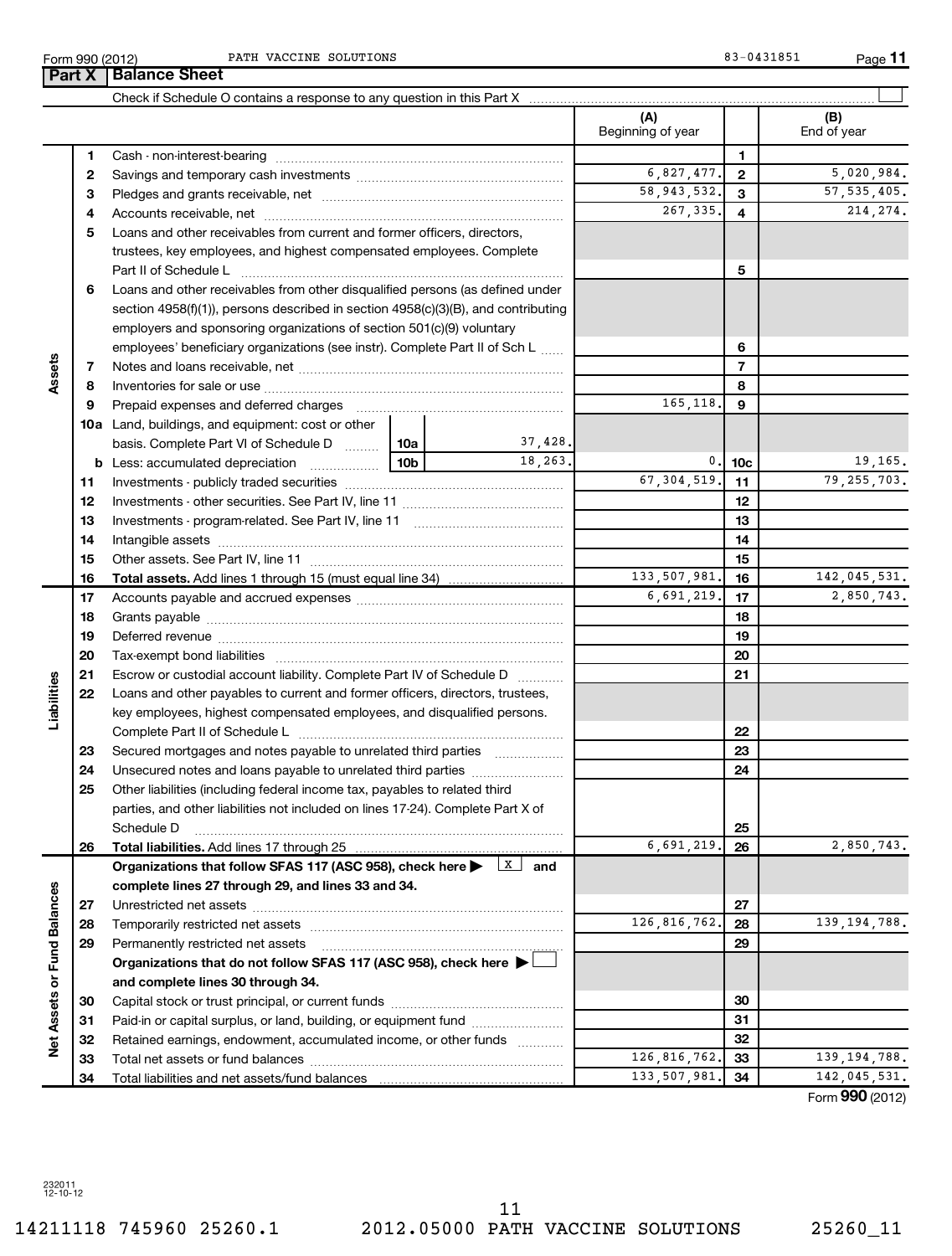Form 990 (2012) PATH VACCINE SOLUTIONS 83-0431851

## Part X | Balance Sheet

Check if Schedule O contains a response to any question in this Part X

| | | | | (A) Beginning of year | | (B) End of year |
|---|---|---|---|---|---|---|
| **Assets** | 1 | Cash - non-interest-bearing | | | 1 | |
| | 2 | Savings and temporary cash investments | | 6,827,477. | 2 | 5,020,984. |
| | 3 | Pledges and grants receivable, net | | 58,943,532. | 3 | 57,535,405. |
| | 4 | Accounts receivable, net | | 267,335. | 4 | 214,274. |
| | 5 | Loans and other receivables from current and former officers, directors, trustees, key employees, and highest compensated employees. Complete Part II of Schedule L | | | 5 | |
| | 6 | Loans and other receivables from other disqualified persons (as defined under section 4958(f)(1)), persons described in section 4958(c)(3)(B), and contributing employers and sponsoring organizations of section 501(c)(9) voluntary employees' beneficiary organizations (see instr). Complete Part II of Sch L | | | 6 | |
| | 7 | Notes and loans receivable, net | | | 7 | |
| | 8 | Inventories for sale or use | | | 8 | |
| | 9 | Prepaid expenses and deferred charges | | 165,118. | 9 | |
| | 10a | Land, buildings, and equipment: cost or other basis. Complete Part VI of Schedule D | 10a 37,428. | | | |
| | b | Less: accumulated depreciation | 10b 18,263. | 0. | 10c | 19,165. |
| | 11 | Investments - publicly traded securities | | 67,304,519. | 11 | 79,255,703. |
| | 12 | Investments - other securities. See Part IV, line 11 | | | 12 | |
| | 13 | Investments - program-related. See Part IV, line 11 | | | 13 | |
| | 14 | Intangible assets | | | 14 | |
| | 15 | Other assets. See Part IV, line 11 | | | 15 | |
| | 16 | **Total assets.** Add lines 1 through 15 (must equal line 34) | | 133,507,981. | 16 | 142,045,531. |
| **Liabilities** | 17 | Accounts payable and accrued expenses | | 6,691,219. | 17 | 2,850,743. |
| | 18 | Grants payable | | | 18 | |
| | 19 | Deferred revenue | | | 19 | |
| | 20 | Tax-exempt bond liabilities | | | 20 | |
| | 21 | Escrow or custodial account liability. Complete Part IV of Schedule D | | | 21 | |
| | 22 | Loans and other payables to current and former officers, directors, trustees, key employees, highest compensated employees, and disqualified persons. Complete Part II of Schedule L | | | 22 | |
| | 23 | Secured mortgages and notes payable to unrelated third parties | | | 23 | |
| | 24 | Unsecured notes and loans payable to unrelated third parties | | | 24 | |
| | 25 | Other liabilities (including federal income tax, payables to related third parties, and other liabilities not included on lines 17-24). Complete Part X of Schedule D | | | 25 | |
| | 26 | **Total liabilities.** Add lines 17 through 25 | | 6,691,219. | 26 | 2,850,743. |
| **Net Assets or Fund Balances** | | **Organizations that follow SFAS 117 (ASC 958), check here ▶ [X] and complete lines 27 through 29, and lines 33 and 34.** | | | | |
| | 27 | Unrestricted net assets | | | 27 | |
| | 28 | Temporarily restricted net assets | | 126,816,762. | 28 | 139,194,788. |
| | 29 | Permanently restricted net assets | | | 29 | |
| | | **Organizations that do not follow SFAS 117 (ASC 958), check here ▶ [ ] and complete lines 30 through 34.** | | | | |
| | 30 | Capital stock or trust principal, or current funds | | | 30 | |
| | 31 | Paid-in or capital surplus, or land, building, or equipment fund | | | 31 | |
| | 32 | Retained earnings, endowment, accumulated income, or other funds | | | 32 | |
| | 33 | Total net assets or fund balances | | 126,816,762. | 33 | 139,194,788. |
| | 34 | Total liabilities and net assets/fund balances | | 133,507,981. | 34 | 142,045,531. |

Form **990** (2012)

232011 12-10-12

14211118 745960 25260.1 2012.05000 PATH VACCINE SOLUTIONS 25260_11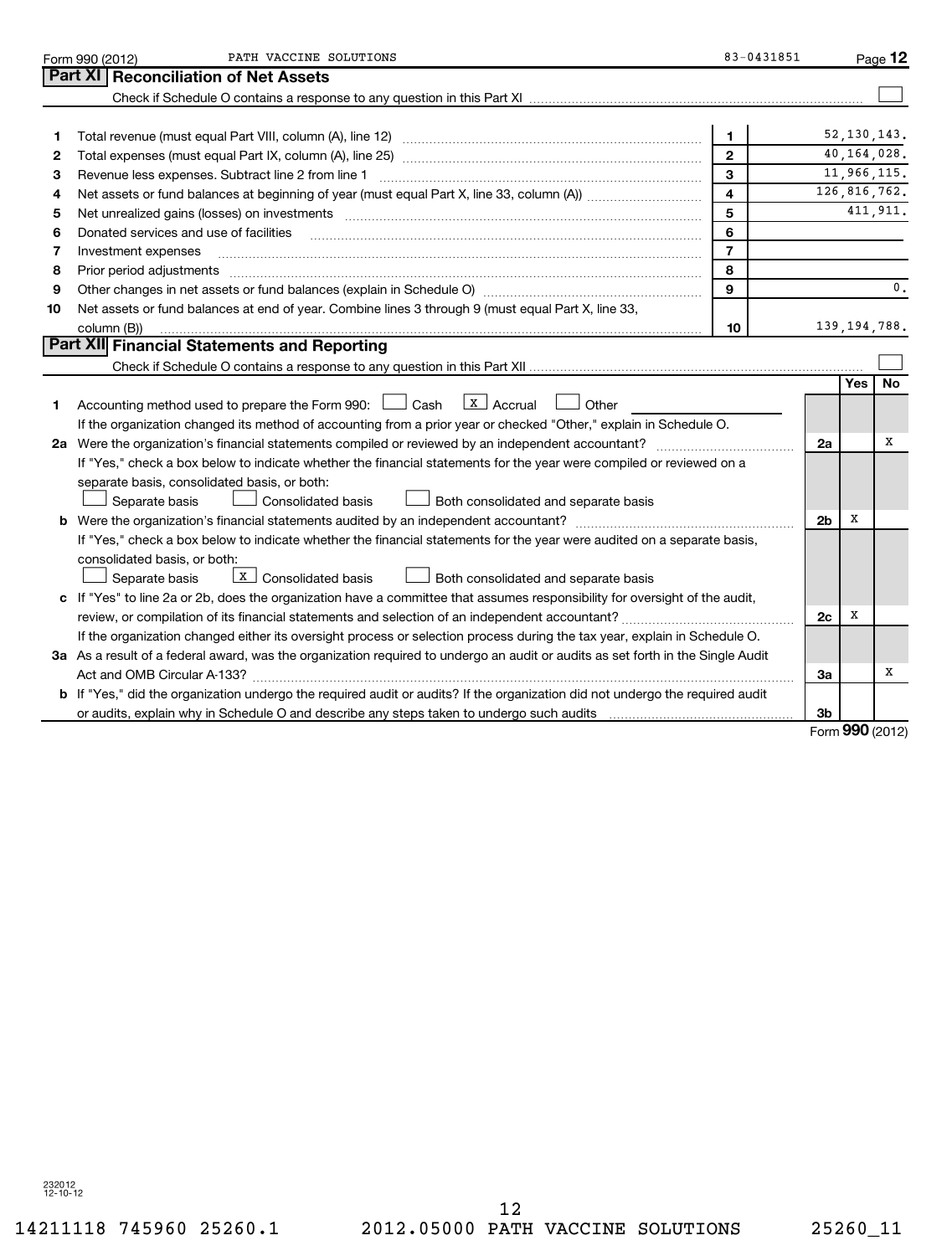Form 990 (2012) PATH VACCINE SOLUTIONS 83-0431851

## Part XI Reconciliation of Net Assets

Check if Schedule O contains a response to any question in this Part XI ☐

| | | | |
|---|---|---|---|
| 1 | Total revenue (must equal Part VIII, column (A), line 12) | 1 | 52,130,143. |
| 2 | Total expenses (must equal Part IX, column (A), line 25) | 2 | 40,164,028. |
| 3 | Revenue less expenses. Subtract line 2 from line 1 | 3 | 11,966,115. |
| 4 | Net assets or fund balances at beginning of year (must equal Part X, line 33, column (A)) | 4 | 126,816,762. |
| 5 | Net unrealized gains (losses) on investments | 5 | 411,911. |
| 6 | Donated services and use of facilities | 6 | |
| 7 | Investment expenses | 7 | |
| 8 | Prior period adjustments | 8 | |
| 9 | Other changes in net assets or fund balances (explain in Schedule O) | 9 | 0. |
| 10 | Net assets or fund balances at end of year. Combine lines 3 through 9 (must equal Part X, line 33, column (B)) | 10 | 139,194,788. |

## Part XII Financial Statements and Reporting

Check if Schedule O contains a response to any question in this Part XII ☐

| | | | Yes | No |
|---|---|---|---|---|
| 1 | Accounting method used to prepare the Form 990: ☐ Cash ☒ Accrual ☐ Other<br>If the organization changed its method of accounting from a prior year or checked "Other," explain in Schedule O. | | | |
| 2a | Were the organization's financial statements compiled or reviewed by an independent accountant?<br>If "Yes," check a box below to indicate whether the financial statements for the year were compiled or reviewed on a separate basis, consolidated basis, or both:<br>☐ Separate basis ☐ Consolidated basis ☐ Both consolidated and separate basis | 2a | | X |
| b | Were the organization's financial statements audited by an independent accountant?<br>If "Yes," check a box below to indicate whether the financial statements for the year were audited on a separate basis, consolidated basis, or both:<br>☐ Separate basis ☒ Consolidated basis ☐ Both consolidated and separate basis | 2b | X | |
| c | If "Yes" to line 2a or 2b, does the organization have a committee that assumes responsibility for oversight of the audit, review, or compilation of its financial statements and selection of an independent accountant?<br>If the organization changed either its oversight process or selection process during the tax year, explain in Schedule O. | 2c | X | |
| 3a | As a result of a federal award, was the organization required to undergo an audit or audits as set forth in the Single Audit Act and OMB Circular A-133? | 3a | | X |
| b | If "Yes," did the organization undergo the required audit or audits? If the organization did not undergo the required audit or audits, explain why in Schedule O and describe any steps taken to undergo such audits | 3b | | |

Form **990** (2012)

232012 12-10-12

14211118 745960 25260.1 2012.05000 PATH VACCINE SOLUTIONS 25260_11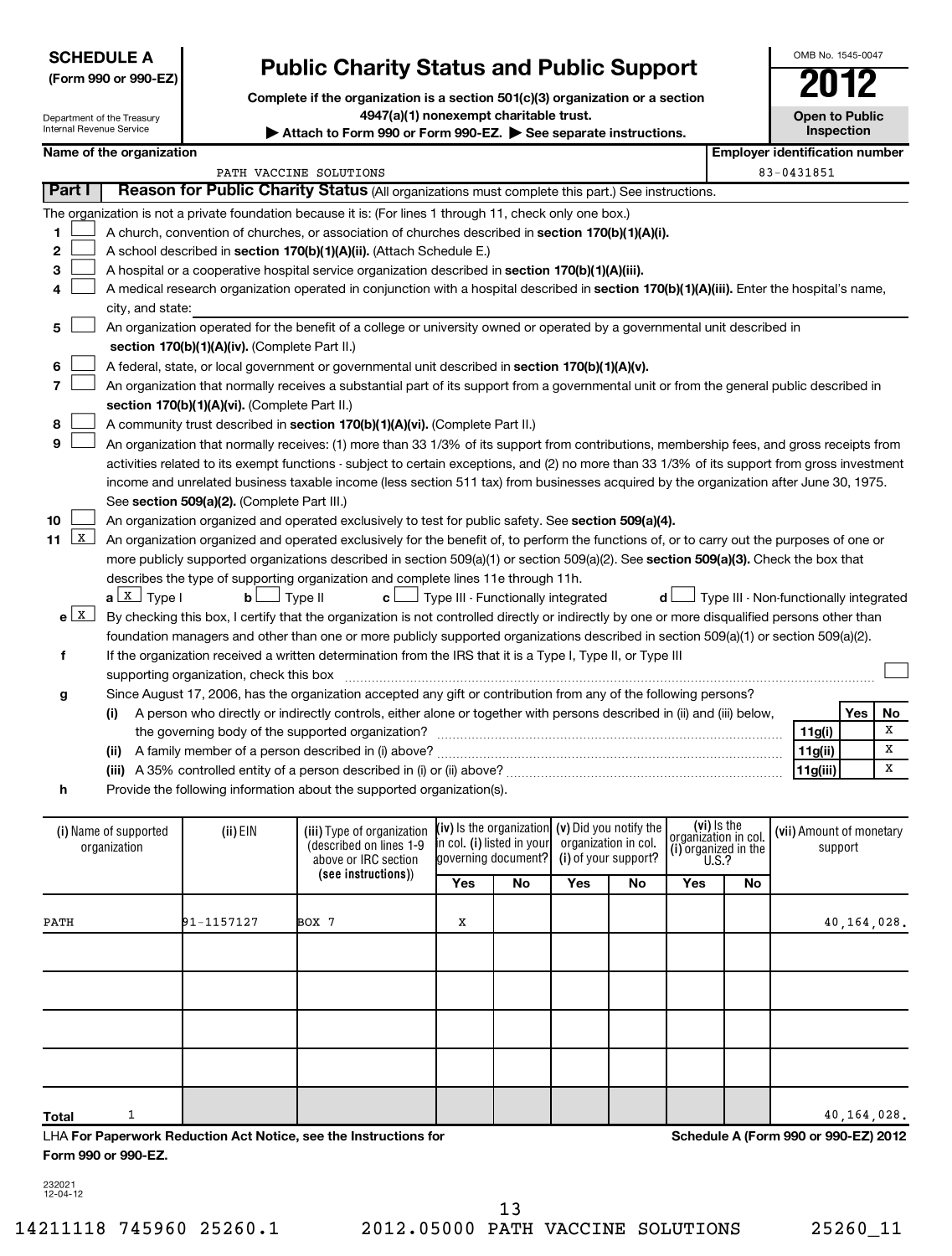**SCHEDULE A**
**(Form 990 or 990-EZ)**

Department of the Treasury
Internal Revenue Service

# Public Charity Status and Public Support

**Complete if the organization is a section 501(c)(3) organization or a section 4947(a)(1) nonexempt charitable trust.**

**▶ Attach to Form 990 or Form 990-EZ. ▶ See separate instructions.**

OMB No. 1545-0047

**2012**

**Open to Public Inspection**

**Name of the organization:** PATH VACCINE SOLUTIONS

**Employer identification number:** 83-0431851

## Part I Reason for Public Charity Status (All organizations must complete this part.) See instructions.

The organization is not a private foundation because it is: (For lines 1 through 11, check only one box.)

1. [ ] A church, convention of churches, or association of churches described in **section 170(b)(1)(A)(i).**
2. [ ] A school described in **section 170(b)(1)(A)(ii).** (Attach Schedule E.)
3. [ ] A hospital or a cooperative hospital service organization described in **section 170(b)(1)(A)(iii).**
4. [ ] A medical research organization operated in conjunction with a hospital described in **section 170(b)(1)(A)(iii).** Enter the hospital's name, city, and state:
5. [ ] An organization operated for the benefit of a college or university owned or operated by a governmental unit described in **section 170(b)(1)(A)(iv).** (Complete Part II.)
6. [ ] A federal, state, or local government or governmental unit described in **section 170(b)(1)(A)(v).**
7. [ ] An organization that normally receives a substantial part of its support from a governmental unit or from the general public described in **section 170(b)(1)(A)(vi).** (Complete Part II.)
8. [ ] A community trust described in **section 170(b)(1)(A)(vi).** (Complete Part II.)
9. [ ] An organization that normally receives: (1) more than 33 1/3% of its support from contributions, membership fees, and gross receipts from activities related to its exempt functions - subject to certain exceptions, and (2) no more than 33 1/3% of its support from gross investment income and unrelated business taxable income (less section 511 tax) from businesses acquired by the organization after June 30, 1975. See **section 509(a)(2).** (Complete Part III.)
10. [ ] An organization organized and operated exclusively to test for public safety. See **section 509(a)(4).**
11. [X] An organization organized and operated exclusively for the benefit of, to perform the functions of, or to carry out the purposes of one or more publicly supported organizations described in section 509(a)(1) or section 509(a)(2). See **section 509(a)(3).** Check the box that describes the type of supporting organization and complete lines 11e through 11h.

   **a** [X] Type I **b** [ ] Type II **c** [ ] Type III - Functionally integrated **d** [ ] Type III - Non-functionally integrated

   **e** [X] By checking this box, I certify that the organization is not controlled directly or indirectly by one or more disqualified persons other than foundation managers and other than one or more publicly supported organizations described in section 509(a)(1) or section 509(a)(2).

   **f** If the organization received a written determination from the IRS that it is a Type I, Type II, or Type III supporting organization, check this box [ ]

   **g** Since August 17, 2006, has the organization accepted any gift or contribution from any of the following persons?

| | | Line | Yes | No |
|---|---|---|---|---|
| (i) | A person who directly or indirectly controls, either alone or together with persons described in (ii) and (iii) below, the governing body of the supported organization? | 11g(i) | | X |
| (ii) | A family member of a person described in (i) above? | 11g(ii) | | X |
| (iii) | A 35% controlled entity of a person described in (i) or (ii) above? | 11g(iii) | | X |

   **h** Provide the following information about the supported organization(s).

| (i) Name of supported organization | (ii) EIN | (iii) Type of organization (described on lines 1-9 above or IRC section (see instructions)) | (iv) Is the organization in col. (i) listed in your governing document? | | (v) Did you notify the organization in col. (i) of your support? | | (vi) Is the organization in col. (i) organized in the U.S.? | | (vii) Amount of monetary support |
|---|---|---|---|---|---|---|---|---|---|
| | | | Yes | No | Yes | No | Yes | No | |
| PATH | 91-1157127 | BOX 7 | X | | | | | | 40,164,028. |
| | | | | | | | | | |
| | | | | | | | | | |
| | | | | | | | | | |
| | | | | | | | | | |
| **Total** 1 | | | | | | | | | 40,164,028. |

LHA **For Paperwork Reduction Act Notice, see the Instructions for Form 990 or 990-EZ.**

**Schedule A (Form 990 or 990-EZ) 2012**

232021
12-04-12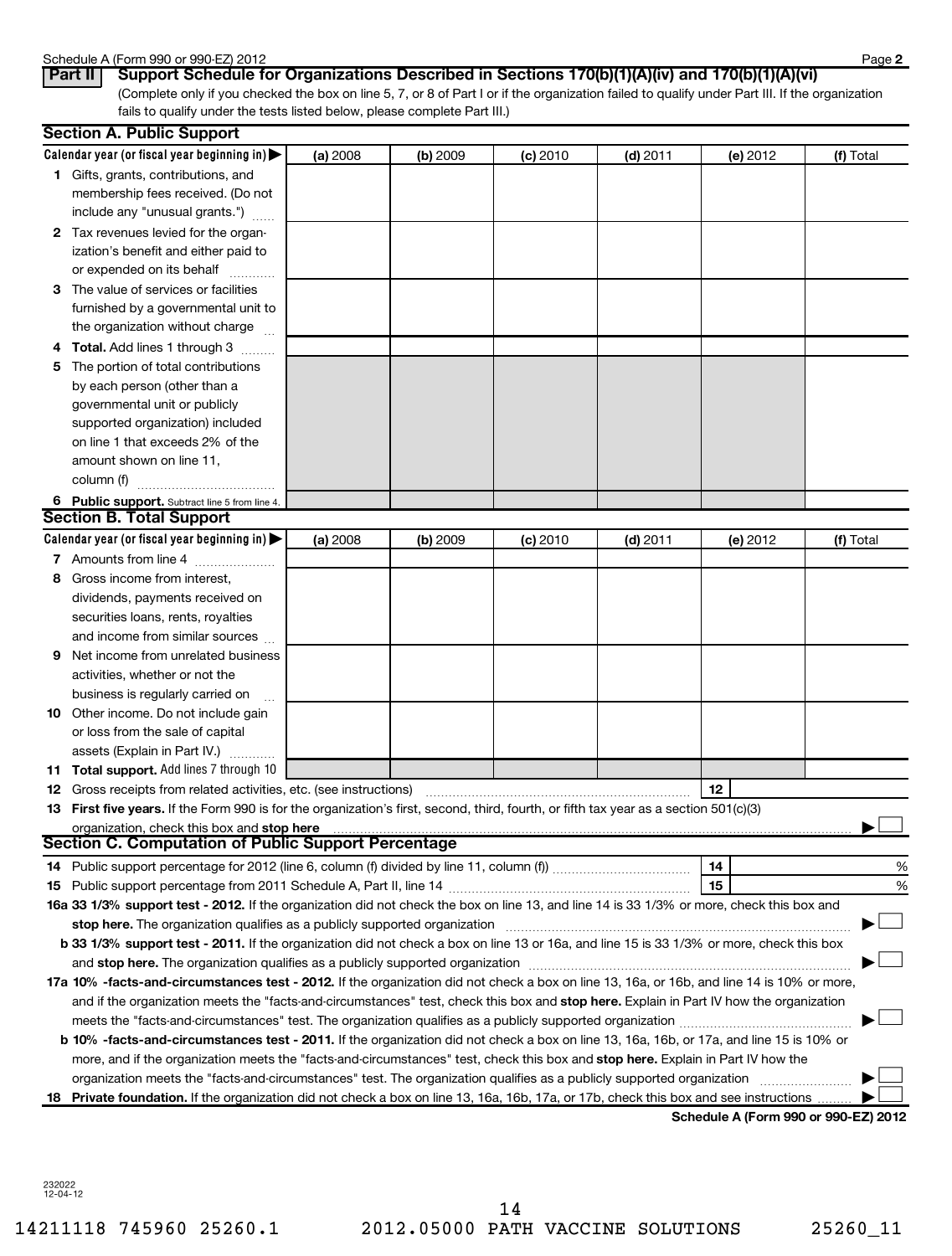Schedule A (Form 990 or 990-EZ) 2012

## Part II Support Schedule for Organizations Described in Sections 170(b)(1)(A)(iv) and 170(b)(1)(A)(vi)

(Complete only if you checked the box on line 5, 7, or 8 of Part I or if the organization failed to qualify under Part III. If the organization fails to qualify under the tests listed below, please complete Part III.)

### Section A. Public Support

| Calendar year (or fiscal year beginning in) ▶ | (a) 2008 | (b) 2009 | (c) 2010 | (d) 2011 | (e) 2012 | (f) Total |
|---|---|---|---|---|---|---|
| **1** Gifts, grants, contributions, and membership fees received. (Do not include any "unusual grants.") | | | | | | |
| **2** Tax revenues levied for the organization's benefit and either paid to or expended on its behalf | | | | | | |
| **3** The value of services or facilities furnished by a governmental unit to the organization without charge | | | | | | |
| **4 Total.** Add lines 1 through 3 | | | | | | |
| **5** The portion of total contributions by each person (other than a governmental unit or publicly supported organization) included on line 1 that exceeds 2% of the amount shown on line 11, column (f) | | | | | | |
| **6 Public support.** Subtract line 5 from line 4. | | | | | | |

### Section B. Total Support

| Calendar year (or fiscal year beginning in) ▶ | (a) 2008 | (b) 2009 | (c) 2010 | (d) 2011 | (e) 2012 | (f) Total |
|---|---|---|---|---|---|---|
| **7** Amounts from line 4 | | | | | | |
| **8** Gross income from interest, dividends, payments received on securities loans, rents, royalties and income from similar sources | | | | | | |
| **9** Net income from unrelated business activities, whether or not the business is regularly carried on | | | | | | |
| **10** Other income. Do not include gain or loss from the sale of capital assets (Explain in Part IV.) | | | | | | |
| **11 Total support.** Add lines 7 through 10 | | | | | | |

**12** Gross receipts from related activities, etc. (see instructions) | **12** |

**13 First five years.** If the Form 990 is for the organization's first, second, third, fourth, or fifth tax year as a section 501(c)(3) organization, check this box and **stop here** ▶ ☐

### Section C. Computation of Public Support Percentage

**14** Public support percentage for 2012 (line 6, column (f) divided by line 11, column (f)) | **14** | %

**15** Public support percentage from 2011 Schedule A, Part II, line 14 | **15** | %

**16a 33 1/3% support test - 2012.** If the organization did not check the box on line 13, and line 14 is 33 1/3% or more, check this box and **stop here.** The organization qualifies as a publicly supported organization ▶ ☐

**b 33 1/3% support test - 2011.** If the organization did not check a box on line 13 or 16a, and line 15 is 33 1/3% or more, check this box and **stop here.** The organization qualifies as a publicly supported organization ▶ ☐

**17a 10% -facts-and-circumstances test - 2012.** If the organization did not check a box on line 13, 16a, or 16b, and line 14 is 10% or more, and if the organization meets the "facts-and-circumstances" test, check this box and **stop here.** Explain in Part IV how the organization meets the "facts-and-circumstances" test. The organization qualifies as a publicly supported organization ▶ ☐

**b 10% -facts-and-circumstances test - 2011.** If the organization did not check a box on line 13, 16a, 16b, or 17a, and line 15 is 10% or more, and if the organization meets the "facts-and-circumstances" test, check this box and **stop here.** Explain in Part IV how the organization meets the "facts-and-circumstances" test. The organization qualifies as a publicly supported organization ▶ ☐

**18 Private foundation.** If the organization did not check a box on line 13, 16a, 16b, 17a, or 17b, check this box and see instructions ▶ ☐

**Schedule A (Form 990 or 990-EZ) 2012**

232022
12-04-12

14211118 745960 25260.1 2012.05000 PATH VACCINE SOLUTIONS 25260_11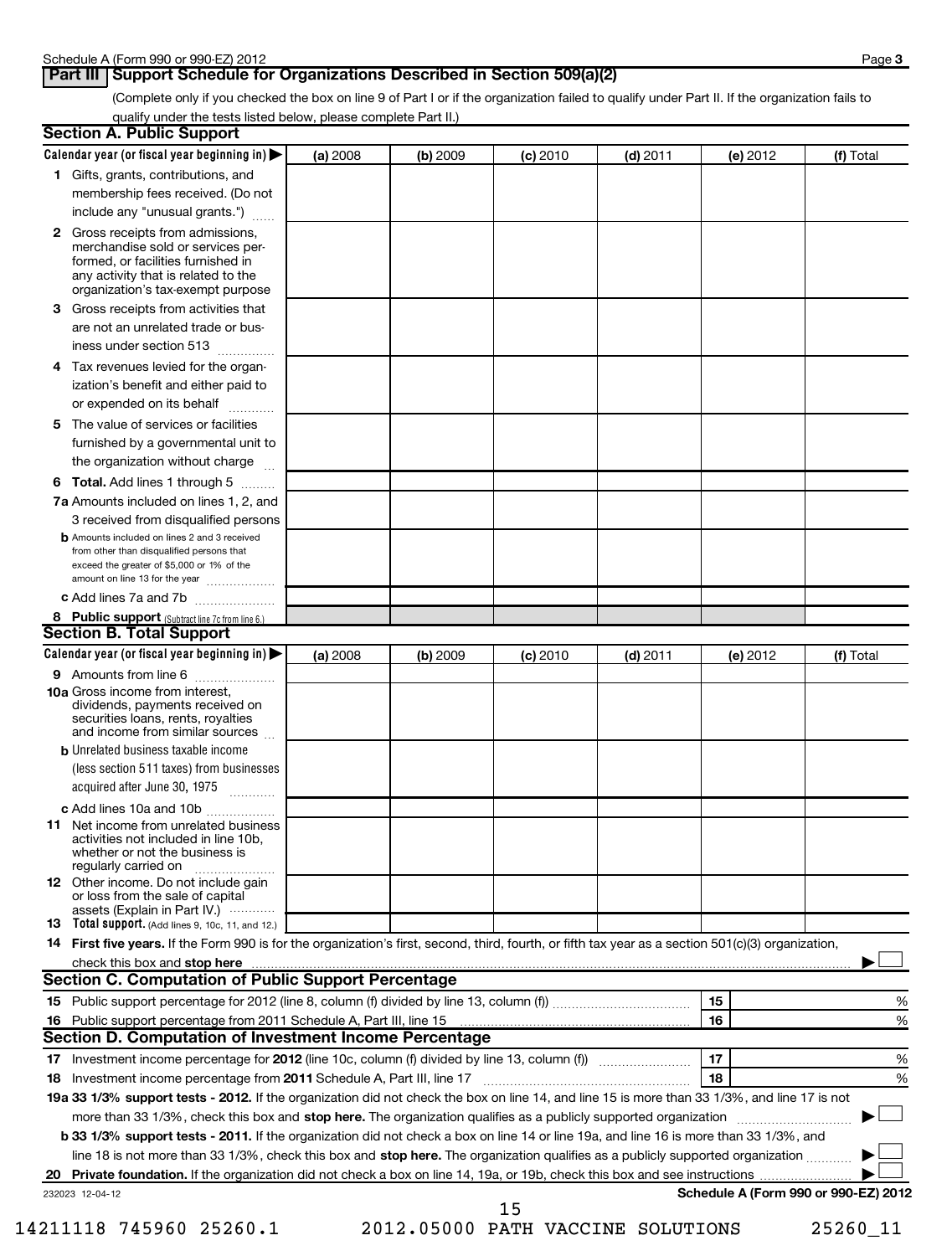Schedule A (Form 990 or 990-EZ) 2012

## Part III | Support Schedule for Organizations Described in Section 509(a)(2)

(Complete only if you checked the box on line 9 of Part I or if the organization failed to qualify under Part II. If the organization fails to qualify under the tests listed below, please complete Part II.)

### Section A. Public Support

| Calendar year (or fiscal year beginning in) ▶ | (a) 2008 | (b) 2009 | (c) 2010 | (d) 2011 | (e) 2012 | (f) Total |
|---|---|---|---|---|---|---|
| **1** Gifts, grants, contributions, and membership fees received. (Do not include any "unusual grants.") | | | | | | |
| **2** Gross receipts from admissions, merchandise sold or services performed, or facilities furnished in any activity that is related to the organization's tax-exempt purpose | | | | | | |
| **3** Gross receipts from activities that are not an unrelated trade or business under section 513 | | | | | | |
| **4** Tax revenues levied for the organization's benefit and either paid to or expended on its behalf | | | | | | |
| **5** The value of services or facilities furnished by a governmental unit to the organization without charge | | | | | | |
| **6 Total.** Add lines 1 through 5 | | | | | | |
| **7a** Amounts included on lines 1, 2, and 3 received from disqualified persons | | | | | | |
| **b** Amounts included on lines 2 and 3 received from other than disqualified persons that exceed the greater of $5,000 or 1% of the amount on line 13 for the year | | | | | | |
| **c** Add lines 7a and 7b | | | | | | |
| **8 Public support** (Subtract line 7c from line 6.) | | | | | | |

### Section B. Total Support

| Calendar year (or fiscal year beginning in) ▶ | (a) 2008 | (b) 2009 | (c) 2010 | (d) 2011 | (e) 2012 | (f) Total |
|---|---|---|---|---|---|---|
| **9** Amounts from line 6 | | | | | | |
| **10a** Gross income from interest, dividends, payments received on securities loans, rents, royalties and income from similar sources | | | | | | |
| **b** Unrelated business taxable income (less section 511 taxes) from businesses acquired after June 30, 1975 | | | | | | |
| **c** Add lines 10a and 10b | | | | | | |
| **11** Net income from unrelated business activities not included in line 10b, whether or not the business is regularly carried on | | | | | | |
| **12** Other income. Do not include gain or loss from the sale of capital assets (Explain in Part IV.) | | | | | | |
| **13 Total support.** (Add lines 9, 10c, 11, and 12.) | | | | | | |

**14 First five years.** If the Form 990 is for the organization's first, second, third, fourth, or fifth tax year as a section 501(c)(3) organization, check this box and **stop here** ▶ ☐

### Section C. Computation of Public Support Percentage

| | | | |
|---|---|---|---|
| **15** | Public support percentage for 2012 (line 8, column (f) divided by line 13, column (f)) | 15 | % |
| **16** | Public support percentage from 2011 Schedule A, Part III, line 15 | 16 | % |

### Section D. Computation of Investment Income Percentage

| | | | |
|---|---|---|---|
| **17** | Investment income percentage for **2012** (line 10c, column (f) divided by line 13, column (f)) | 17 | % |
| **18** | Investment income percentage from **2011** Schedule A, Part III, line 17 | 18 | % |

**19a 33 1/3% support tests - 2012.** If the organization did not check the box on line 14, and line 15 is more than 33 1/3%, and line 17 is not more than 33 1/3%, check this box and **stop here.** The organization qualifies as a publicly supported organization ▶ ☐

**b 33 1/3% support tests - 2011.** If the organization did not check a box on line 14 or line 19a, and line 16 is more than 33 1/3%, and line 18 is not more than 33 1/3%, check this box and **stop here.** The organization qualifies as a publicly supported organization ▶ ☐

**20 Private foundation.** If the organization did not check a box on line 14, 19a, or 19b, check this box and see instructions ▶ ☐

232023 12-04-12

**Schedule A (Form 990 or 990-EZ) 2012**

14211118 745960 25260.1 2012.05000 PATH VACCINE SOLUTIONS 25260_11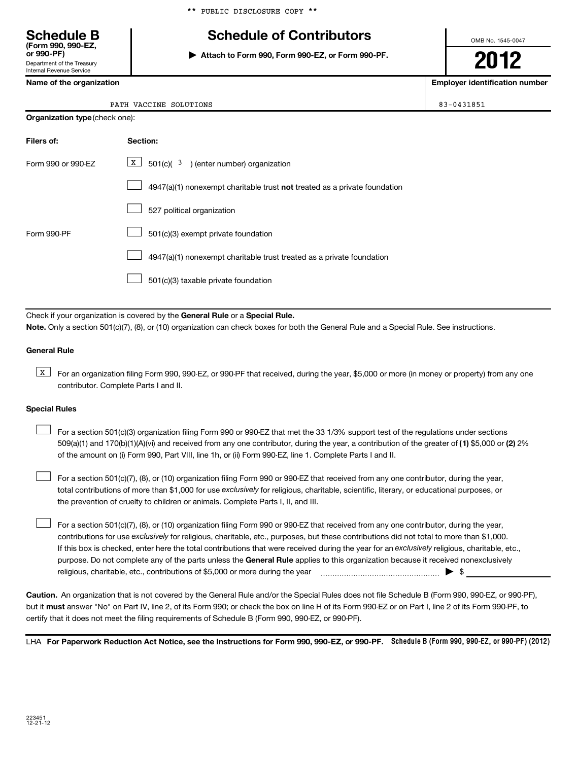** PUBLIC DISCLOSURE COPY **

# Schedule B

**(Form 990, 990-EZ, or 990-PF)**

Department of the Treasury
Internal Revenue Service

# Schedule of Contributors

▶ **Attach to Form 990, Form 990-EZ, or Form 990-PF.**

OMB No. 1545-0047

**2012**

| Name of the organization | Employer identification number |
|---|---|
| PATH VACCINE SOLUTIONS | 83-0431851 |

**Organization type** (check one):

| Filers of: | Section: |
|---|---|
| Form 990 or 990-EZ | [X] 501(c)( 3 ) (enter number) organization |
| | [ ] 4947(a)(1) nonexempt charitable trust **not** treated as a private foundation |
| | [ ] 527 political organization |
| Form 990-PF | [ ] 501(c)(3) exempt private foundation |
| | [ ] 4947(a)(1) nonexempt charitable trust treated as a private foundation |
| | [ ] 501(c)(3) taxable private foundation |

Check if your organization is covered by the **General Rule** or a **Special Rule.**

**Note.** Only a section 501(c)(7), (8), or (10) organization can check boxes for both the General Rule and a Special Rule. See instructions.

**General Rule**

[X] For an organization filing Form 990, 990-EZ, or 990-PF that received, during the year, $5,000 or more (in money or property) from any one contributor. Complete Parts I and II.

**Special Rules**

[ ] For a section 501(c)(3) organization filing Form 990 or 990-EZ that met the 33 1/3% support test of the regulations under sections 509(a)(1) and 170(b)(1)(A)(vi) and received from any one contributor, during the year, a contribution of the greater of **(1)** $5,000 or **(2)** 2% of the amount on (i) Form 990, Part VIII, line 1h, or (ii) Form 990-EZ, line 1. Complete Parts I and II.

[ ] For a section 501(c)(7), (8), or (10) organization filing Form 990 or 990-EZ that received from any one contributor, during the year, total contributions of more than $1,000 for use *exclusively* for religious, charitable, scientific, literary, or educational purposes, or the prevention of cruelty to children or animals. Complete Parts I, II, and III.

[ ] For a section 501(c)(7), (8), or (10) organization filing Form 990 or 990-EZ that received from any one contributor, during the year, contributions for use *exclusively* for religious, charitable, etc., purposes, but these contributions did not total to more than $1,000. If this box is checked, enter here the total contributions that were received during the year for an *exclusively* religious, charitable, etc., purpose. Do not complete any of the parts unless the **General Rule** applies to this organization because it received nonexclusively religious, charitable, etc., contributions of $5,000 or more during the year ▶ $

**Caution.** An organization that is not covered by the General Rule and/or the Special Rules does not file Schedule B (Form 990, 990-EZ, or 990-PF), but it **must** answer "No" on Part IV, line 2, of its Form 990; or check the box on line H of its Form 990-EZ or on Part I, line 2 of its Form 990-PF, to certify that it does not meet the filing requirements of Schedule B (Form 990, 990-EZ, or 990-PF).

LHA **For Paperwork Reduction Act Notice, see the Instructions for Form 990, 990-EZ, or 990-PF.** **Schedule B (Form 990, 990-EZ, or 990-PF) (2012)**

223451
12-21-12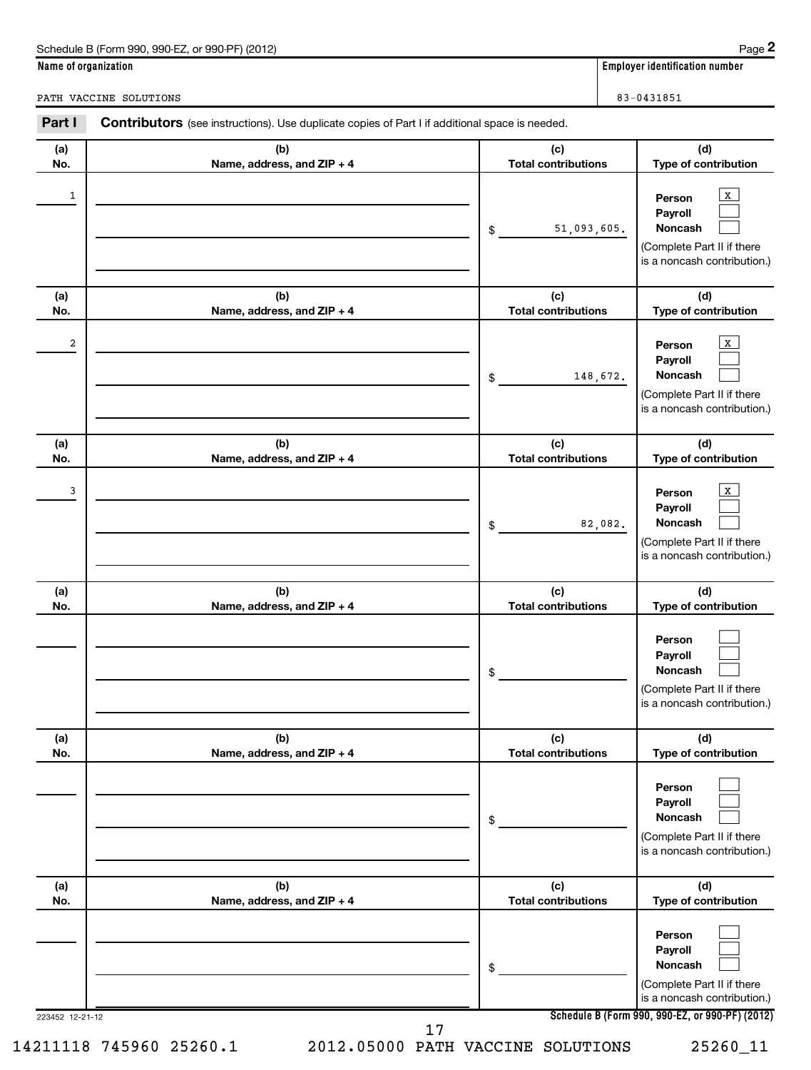Schedule B (Form 990, 990-EZ, or 990-PF) (2012)

**Name of organization**

PATH VACCINE SOLUTIONS

**Employer identification number**

83-0431851

**Part I** **Contributors** (see instructions). Use duplicate copies of Part I if additional space is needed.

| (a) No. | (b) Name, address, and ZIP + 4 | (c) Total contributions | (d) Type of contribution |
|---|---|---|---|
| 1 | | $ 51,093,605. | Person [X] Payroll [ ] Noncash [ ] (Complete Part II if there is a noncash contribution.) |
| 2 | | $ 148,672. | Person [X] Payroll [ ] Noncash [ ] (Complete Part II if there is a noncash contribution.) |
| 3 | | $ 82,082. | Person [X] Payroll [ ] Noncash [ ] (Complete Part II if there is a noncash contribution.) |
| | | $ | Person [ ] Payroll [ ] Noncash [ ] (Complete Part II if there is a noncash contribution.) |
| | | $ | Person [ ] Payroll [ ] Noncash [ ] (Complete Part II if there is a noncash contribution.) |
| | | $ | Person [ ] Payroll [ ] Noncash [ ] (Complete Part II if there is a noncash contribution.) |

223452 12-21-12

**Schedule B (Form 990, 990-EZ, or 990-PF) (2012)**

14211118 745960 25260.1 2012.05000 PATH VACCINE SOLUTIONS 25260_11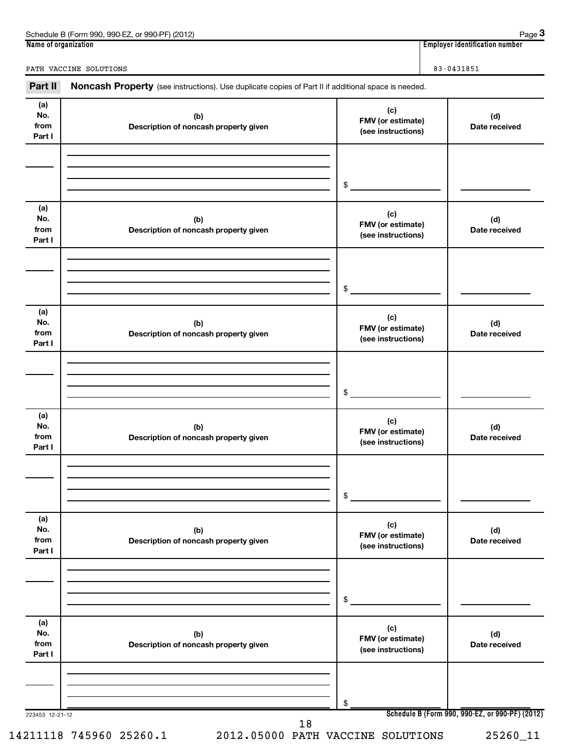Schedule B (Form 990, 990-EZ, or 990-PF) (2012) Page **3**

| Name of organization | Employer identification number |
| --- | --- |
| PATH VACCINE SOLUTIONS | 83-0431851 |

**Part II** **Noncash Property** (see instructions). Use duplicate copies of Part II if additional space is needed.

| (a) No. from Part I | (b) Description of noncash property given | (c) FMV (or estimate) (see instructions) | (d) Date received |
| --- | --- | --- | --- |
| | | $ | |

| (a) No. from Part I | (b) Description of noncash property given | (c) FMV (or estimate) (see instructions) | (d) Date received |
| --- | --- | --- | --- |
| | | $ | |

| (a) No. from Part I | (b) Description of noncash property given | (c) FMV (or estimate) (see instructions) | (d) Date received |
| --- | --- | --- | --- |
| | | $ | |

| (a) No. from Part I | (b) Description of noncash property given | (c) FMV (or estimate) (see instructions) | (d) Date received |
| --- | --- | --- | --- |
| | | $ | |

| (a) No. from Part I | (b) Description of noncash property given | (c) FMV (or estimate) (see instructions) | (d) Date received |
| --- | --- | --- | --- |
| | | $ | |

| (a) No. from Part I | (b) Description of noncash property given | (c) FMV (or estimate) (see instructions) | (d) Date received |
| --- | --- | --- | --- |
| | | $ | |

223453 12-21-12 **Schedule B (Form 990, 990-EZ, or 990-PF) (2012)**

14211118 745960 25260.1 2012.05000 PATH VACCINE SOLUTIONS 25260_11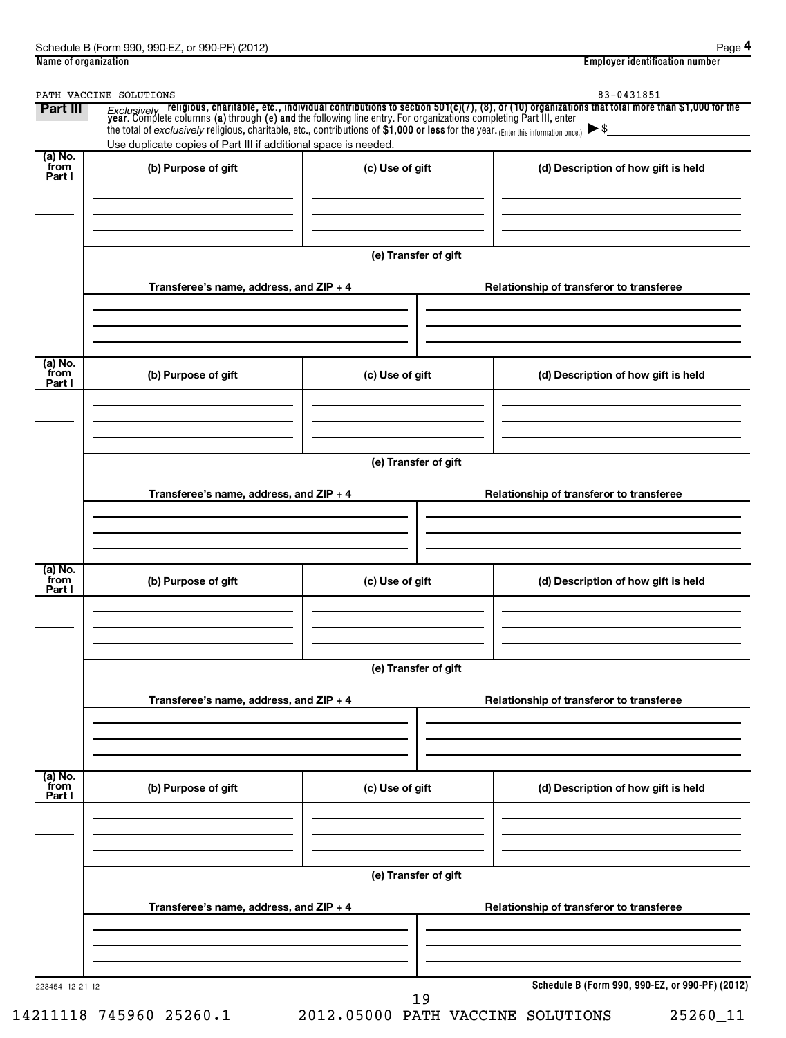Schedule B (Form 990, 990-EZ, or 990-PF) (2012) Page **4**

| Name of organization | Employer identification number |
| --- | --- |
| PATH VACCINE SOLUTIONS | 83-0431851 |

**Part III** *Exclusively* **religious, charitable, etc., individual contributions to section 501(c)(7), (8), or (10) organizations that total more than $1,000 for the year.** Complete columns **(a)** through **(e) and** the following line entry. For organizations completing Part III, enter the total of *exclusively* religious, charitable, etc., contributions of **$1,000 or less** for the year. (Enter this information once.) ▶ $

Use duplicate copies of Part III if additional space is needed.

| (a) No. from Part I | (b) Purpose of gift | (c) Use of gift | (d) Description of how gift is held |
| --- | --- | --- | --- |
| | | | |

**(e) Transfer of gift**

| Transferee's name, address, and ZIP + 4 | Relationship of transferor to transferee |
| --- | --- |
| | |

| (a) No. from Part I | (b) Purpose of gift | (c) Use of gift | (d) Description of how gift is held |
| --- | --- | --- | --- |
| | | | |

**(e) Transfer of gift**

| Transferee's name, address, and ZIP + 4 | Relationship of transferor to transferee |
| --- | --- |
| | |

| (a) No. from Part I | (b) Purpose of gift | (c) Use of gift | (d) Description of how gift is held |
| --- | --- | --- | --- |
| | | | |

**(e) Transfer of gift**

| Transferee's name, address, and ZIP + 4 | Relationship of transferor to transferee |
| --- | --- |
| | |

| (a) No. from Part I | (b) Purpose of gift | (c) Use of gift | (d) Description of how gift is held |
| --- | --- | --- | --- |
| | | | |

**(e) Transfer of gift**

| Transferee's name, address, and ZIP + 4 | Relationship of transferor to transferee |
| --- | --- |
| | |

223454 12-21-12 **Schedule B (Form 990, 990-EZ, or 990-PF) (2012)**

14211118 745960 25260.1 2012.05000 PATH VACCINE SOLUTIONS 25260_11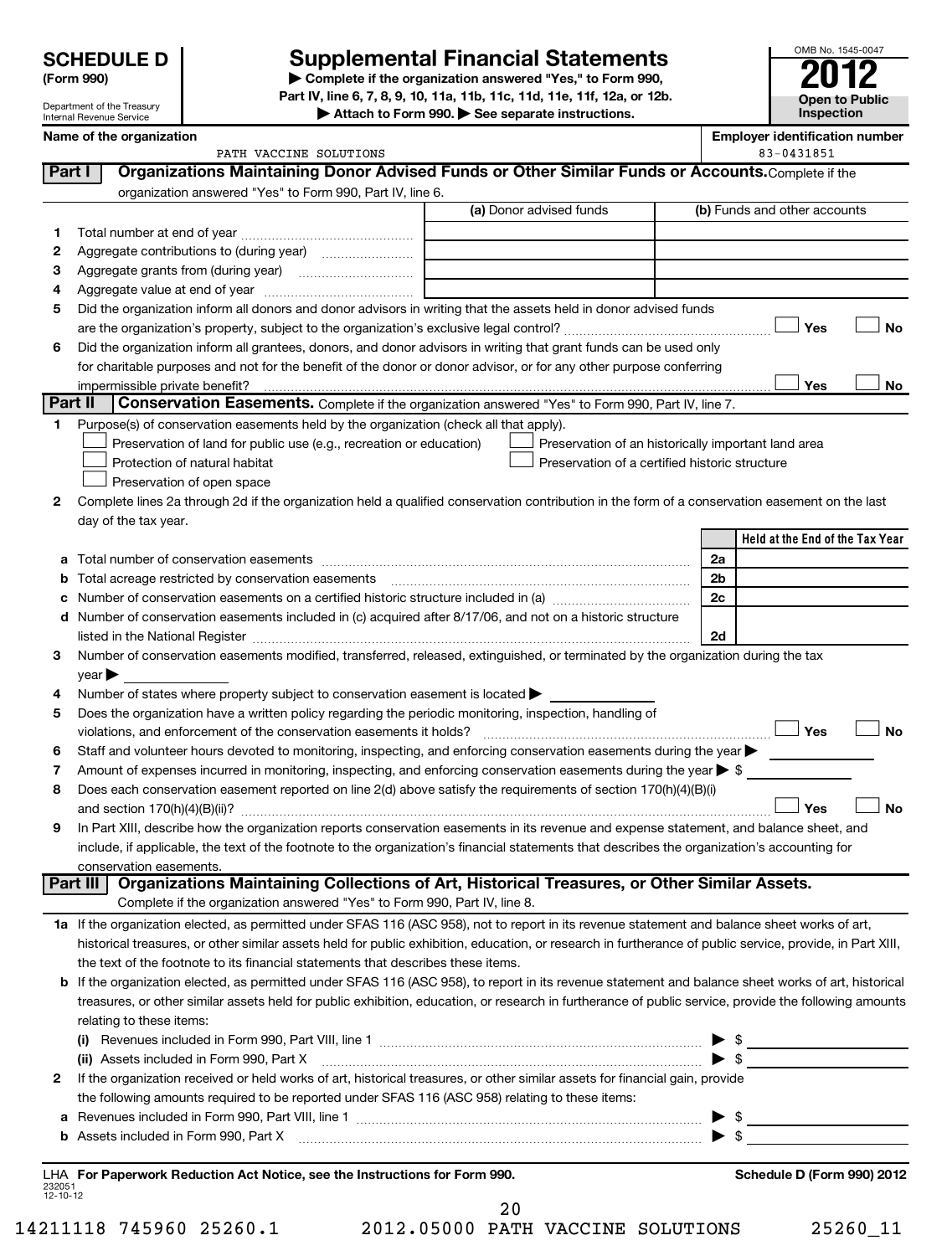**SCHEDULE D**
**(Form 990)**

Department of the Treasury
Internal Revenue Service

# Supplemental Financial Statements

▶ Complete if the organization answered "Yes," to Form 990, Part IV, line 6, 7, 8, 9, 10, 11a, 11b, 11c, 11d, 11e, 11f, 12a, or 12b.
▶ Attach to Form 990. ▶ See separate instructions.

OMB No. 1545-0047
**2012**
**Open to Public Inspection**

**Name of the organization:** PATH VACCINE SOLUTIONS
**Employer identification number:** 83-0431851

## Part I Organizations Maintaining Donor Advised Funds or Other Similar Funds or Accounts.

Complete if the organization answered "Yes" to Form 990, Part IV, line 6.

| | | (a) Donor advised funds | (b) Funds and other accounts |
|---|---|---|---|
| 1 | Total number at end of year | | |
| 2 | Aggregate contributions to (during year) | | |
| 3 | Aggregate grants from (during year) | | |
| 4 | Aggregate value at end of year | | |

5 Did the organization inform all donors and donor advisors in writing that the assets held in donor advised funds are the organization's property, subject to the organization's exclusive legal control? ☐ Yes ☐ No

6 Did the organization inform all grantees, donors, and donor advisors in writing that grant funds can be used only for charitable purposes and not for the benefit of the donor or donor advisor, or for any other purpose conferring impermissible private benefit? ☐ Yes ☐ No

## Part II Conservation Easements.

Complete if the organization answered "Yes" to Form 990, Part IV, line 7.

1 Purpose(s) of conservation easements held by the organization (check all that apply).

- ☐ Preservation of land for public use (e.g., recreation or education)
- ☐ Preservation of an historically important land area
- ☐ Protection of natural habitat
- ☐ Preservation of a certified historic structure
- ☐ Preservation of open space

2 Complete lines 2a through 2d if the organization held a qualified conservation contribution in the form of a conservation easement on the last day of the tax year.

| | | | Held at the End of the Tax Year |
|---|---|---|---|
| a | Total number of conservation easements | 2a | |
| b | Total acreage restricted by conservation easements | 2b | |
| c | Number of conservation easements on a certified historic structure included in (a) | 2c | |
| d | Number of conservation easements included in (c) acquired after 8/17/06, and not on a historic structure listed in the National Register | 2d | |

3 Number of conservation easements modified, transferred, released, extinguished, or terminated by the organization during the tax year ▶

4 Number of states where property subject to conservation easement is located ▶

5 Does the organization have a written policy regarding the periodic monitoring, inspection, handling of violations, and enforcement of the conservation easements it holds? ☐ Yes ☐ No

6 Staff and volunteer hours devoted to monitoring, inspecting, and enforcing conservation easements during the year ▶

7 Amount of expenses incurred in monitoring, inspecting, and enforcing conservation easements during the year ▶ $

8 Does each conservation easement reported on line 2(d) above satisfy the requirements of section 170(h)(4)(B)(i) and section 170(h)(4)(B)(ii)? ☐ Yes ☐ No

9 In Part XIII, describe how the organization reports conservation easements in its revenue and expense statement, and balance sheet, and include, if applicable, the text of the footnote to the organization's financial statements that describes the organization's accounting for conservation easements.

## Part III Organizations Maintaining Collections of Art, Historical Treasures, or Other Similar Assets.

Complete if the organization answered "Yes" to Form 990, Part IV, line 8.

1a If the organization elected, as permitted under SFAS 116 (ASC 958), not to report in its revenue statement and balance sheet works of art, historical treasures, or other similar assets held for public exhibition, education, or research in furtherance of public service, provide, in Part XIII, the text of the footnote to its financial statements that describes these items.

b If the organization elected, as permitted under SFAS 116 (ASC 958), to report in its revenue statement and balance sheet works of art, historical treasures, or other similar assets held for public exhibition, education, or research in furtherance of public service, provide the following amounts relating to these items:

(i) Revenues included in Form 990, Part VIII, line 1 ▶ $

(ii) Assets included in Form 990, Part X ▶ $

2 If the organization received or held works of art, historical treasures, or other similar assets for financial gain, provide the following amounts required to be reported under SFAS 116 (ASC 958) relating to these items:

a Revenues included in Form 990, Part VIII, line 1 ▶ $

b Assets included in Form 990, Part X ▶ $

LHA **For Paperwork Reduction Act Notice, see the Instructions for Form 990.** **Schedule D (Form 990) 2012**

232051
12-10-12

14211118 745960 25260.1 2012.05000 PATH VACCINE SOLUTIONS 25260_11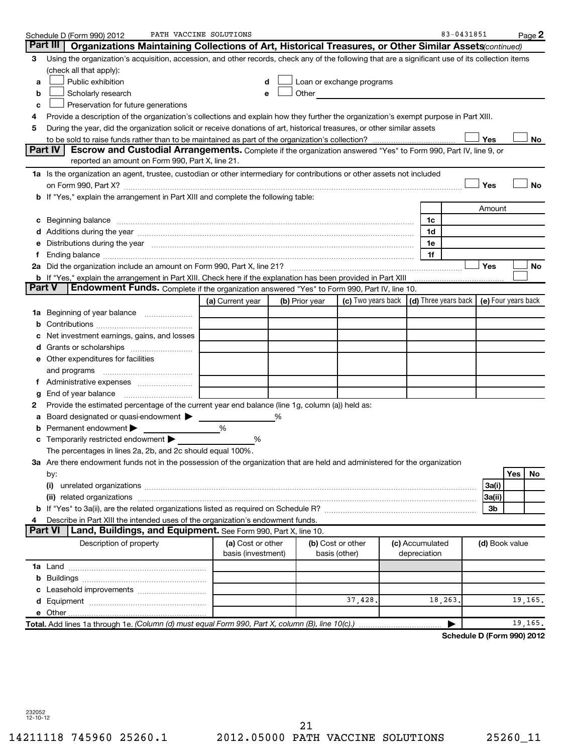Schedule D (Form 990) 2012 PATH VACCINE SOLUTIONS 83-0431851 Page 2

## Part III Organizations Maintaining Collections of Art, Historical Treasures, or Other Similar Assets *(continued)*

**3** Using the organization's acquisition, accession, and other records, check any of the following that are a significant use of its collection items (check all that apply):

- **a** ☐ Public exhibition
- **b** ☐ Scholarly research
- **c** ☐ Preservation for future generations
- **d** ☐ Loan or exchange programs
- **e** ☐ Other

**4** Provide a description of the organization's collections and explain how they further the organization's exempt purpose in Part XIII.

**5** During the year, did the organization solicit or receive donations of art, historical treasures, or other similar assets to be sold to raise funds rather than to be maintained as part of the organization's collection? ☐ Yes ☐ No

## Part IV Escrow and Custodial Arrangements.

Complete if the organization answered "Yes" to Form 990, Part IV, line 9, or reported an amount on Form 990, Part X, line 21.

**1a** Is the organization an agent, trustee, custodian or other intermediary for contributions or other assets not included on Form 990, Part X? ☐ Yes ☐ No

**b** If "Yes," explain the arrangement in Part XIII and complete the following table:

| | | Amount |
|---|---|---|
| **c** Beginning balance | 1c | |
| **d** Additions during the year | 1d | |
| **e** Distributions during the year | 1e | |
| **f** Ending balance | 1f | |

**2a** Did the organization include an amount on Form 990, Part X, line 21? ☐ Yes ☐ No

**b** If "Yes," explain the arrangement in Part XIII. Check here if the explanation has been provided in Part XIII ☐

## Part V Endowment Funds.

Complete if the organization answered "Yes" to Form 990, Part IV, line 10.

| | (a) Current year | (b) Prior year | (c) Two years back | (d) Three years back | (e) Four years back |
|---|---|---|---|---|---|
| **1a** Beginning of year balance | | | | | |
| **b** Contributions | | | | | |
| **c** Net investment earnings, gains, and losses | | | | | |
| **d** Grants or scholarships | | | | | |
| **e** Other expenditures for facilities and programs | | | | | |
| **f** Administrative expenses | | | | | |
| **g** End of year balance | | | | | |

**2** Provide the estimated percentage of the current year end balance (line 1g, column (a)) held as:

- **a** Board designated or quasi-endowment ▶ _____ %
- **b** Permanent endowment ▶ _____ %
- **c** Temporarily restricted endowment ▶ _____ %

The percentages in lines 2a, 2b, and 2c should equal 100%.

**3a** Are there endowment funds not in the possession of the organization that are held and administered for the organization by:

| | | Yes | No |
|---|---|---|---|
| **(i)** unrelated organizations | 3a(i) | | |
| **(ii)** related organizations | 3a(ii) | | |
| **b** If "Yes" to 3a(ii), are the related organizations listed as required on Schedule R? | 3b | | |

**4** Describe in Part XIII the intended uses of the organization's endowment funds.

## Part VI Land, Buildings, and Equipment.

See Form 990, Part X, line 10.

| Description of property | (a) Cost or other basis (investment) | (b) Cost or other basis (other) | (c) Accumulated depreciation | (d) Book value |
|---|---|---|---|---|
| **1a** Land | | | | |
| **b** Buildings | | | | |
| **c** Leasehold improvements | | | | |
| **d** Equipment | | 37,428. | 18,263. | 19,165. |
| **e** Other | | | | |
| **Total.** Add lines 1a through 1e. *(Column (d) must equal Form 990, Part X, column (B), line 10(c).)* | | | ▶ | 19,165. |

**Schedule D (Form 990) 2012**

232052 12-10-12

14211118 745960 25260.1 2012.05000 PATH VACCINE SOLUTIONS 25260_11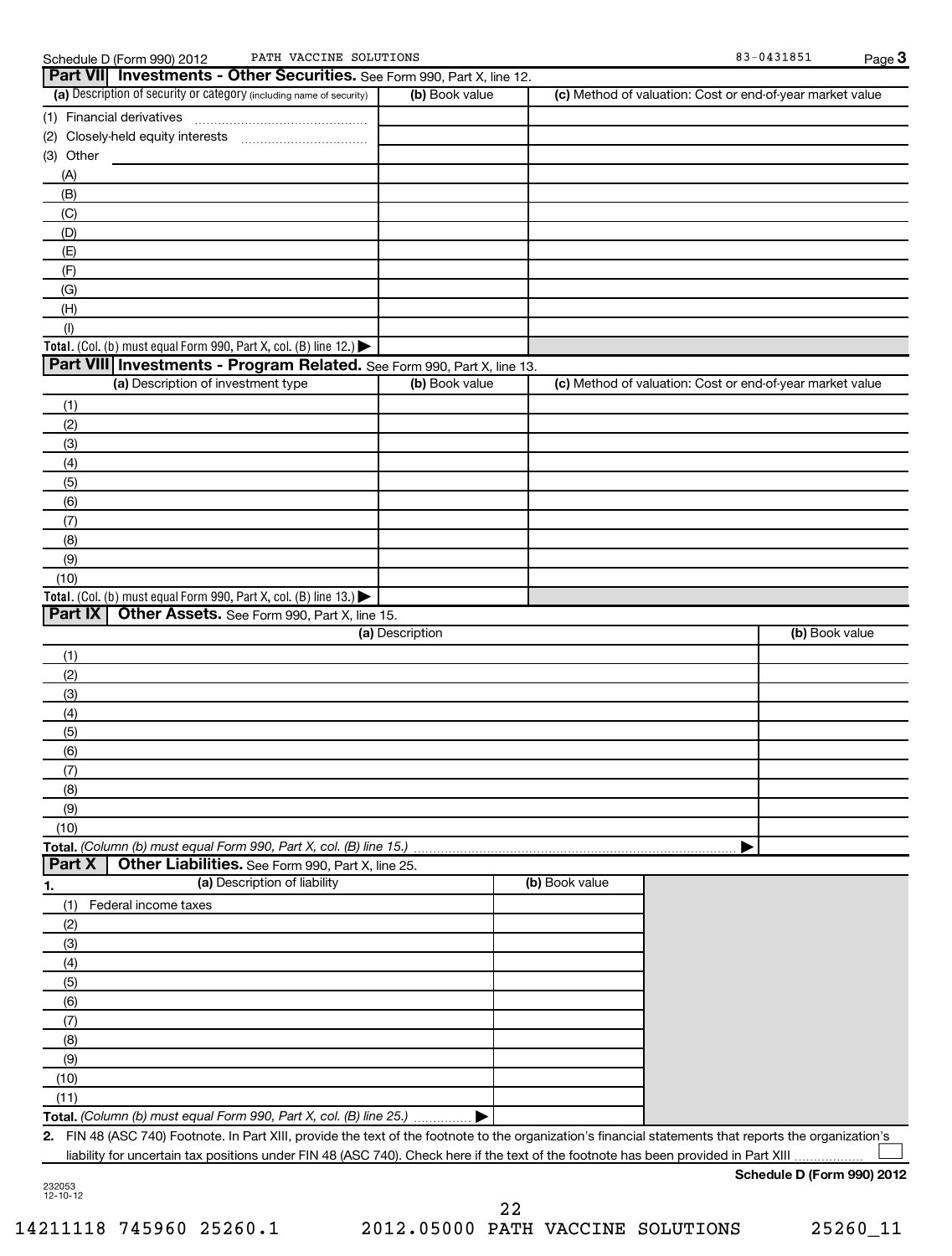Schedule D (Form 990) 2012 PATH VACCINE SOLUTIONS 83-0431851

## Part VII Investments - Other Securities. See Form 990, Part X, line 12.

| (a) Description of security or category (including name of security) | (b) Book value | (c) Method of valuation: Cost or end-of-year market value |
|---|---|---|
| (1) Financial derivatives | | |
| (2) Closely-held equity interests | | |
| (3) Other | | |
| (A) | | |
| (B) | | |
| (C) | | |
| (D) | | |
| (E) | | |
| (F) | | |
| (G) | | |
| (H) | | |
| (I) | | |
| **Total.** (Col. (b) must equal Form 990, Part X, col. (B) line 12.) ▶ | | |

## Part VIII Investments - Program Related. See Form 990, Part X, line 13.

| (a) Description of investment type | (b) Book value | (c) Method of valuation: Cost or end-of-year market value |
|---|---|---|
| (1) | | |
| (2) | | |
| (3) | | |
| (4) | | |
| (5) | | |
| (6) | | |
| (7) | | |
| (8) | | |
| (9) | | |
| (10) | | |
| **Total.** (Col. (b) must equal Form 990, Part X, col. (B) line 13.) ▶ | | |

## Part IX Other Assets. See Form 990, Part X, line 15.

| (a) Description | (b) Book value |
|---|---|
| (1) | |
| (2) | |
| (3) | |
| (4) | |
| (5) | |
| (6) | |
| (7) | |
| (8) | |
| (9) | |
| (10) | |
| **Total.** *(Column (b) must equal Form 990, Part X, col. (B) line 15.)* ▶ | |

## Part X Other Liabilities. See Form 990, Part X, line 25.

| 1. (a) Description of liability | (b) Book value |
|---|---|
| (1) Federal income taxes | |
| (2) | |
| (3) | |
| (4) | |
| (5) | |
| (6) | |
| (7) | |
| (8) | |
| (9) | |
| (10) | |
| (11) | |
| **Total.** *(Column (b) must equal Form 990, Part X, col. (B) line 25.)* ▶ | |

**2.** FIN 48 (ASC 740) Footnote. In Part XIII, provide the text of the footnote to the organization's financial statements that reports the organization's liability for uncertain tax positions under FIN 48 (ASC 740). Check here if the text of the footnote has been provided in Part XIII ☐

**Schedule D (Form 990) 2012**

232053
12-10-12

14211118 745960 25260.1 2012.05000 PATH VACCINE SOLUTIONS 25260_11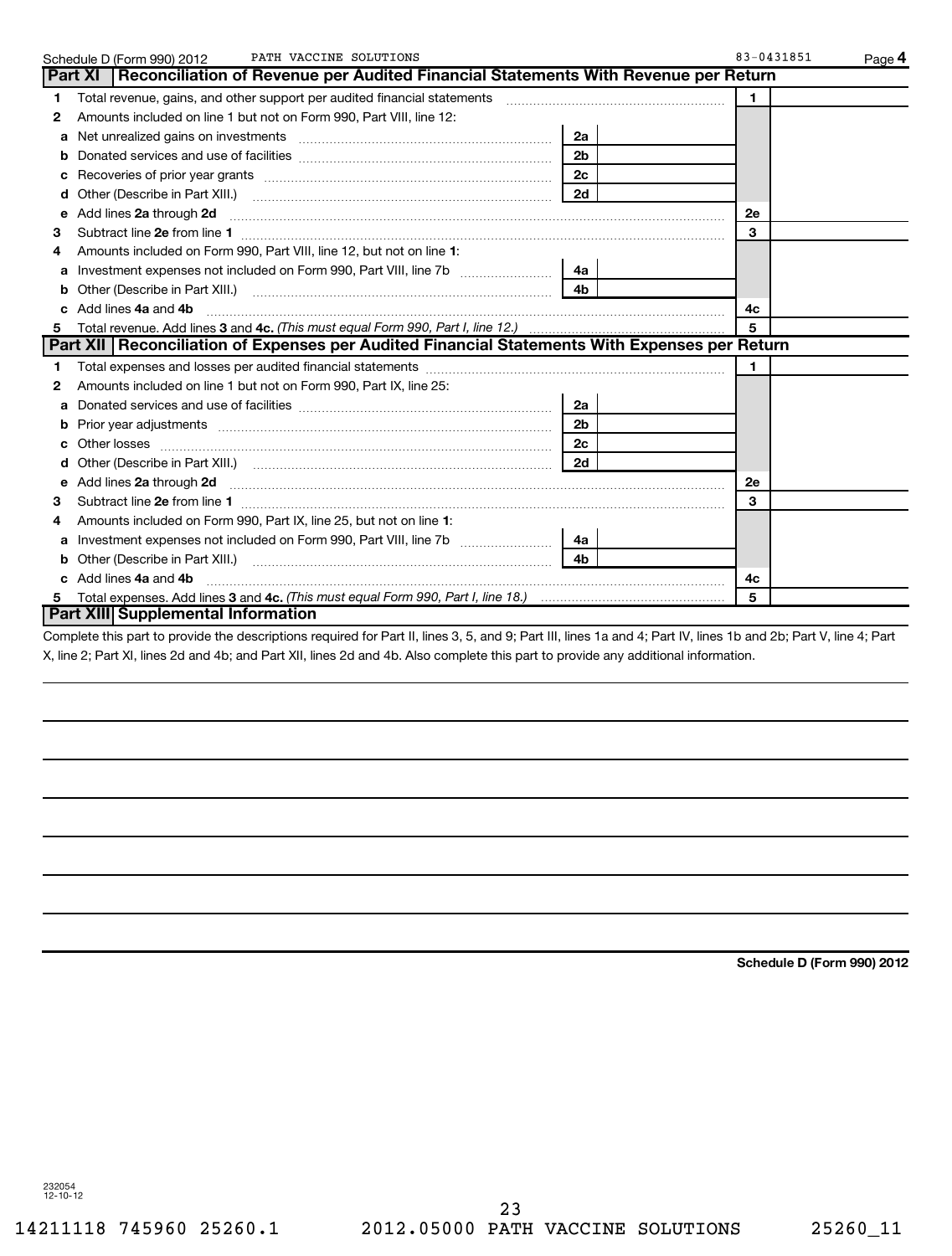Schedule D (Form 990) 2012 PATH VACCINE SOLUTIONS 83-0431851 Page 4

## Part XI Reconciliation of Revenue per Audited Financial Statements With Revenue per Return

| | | | | | |
|---|---|---|---|---|---|
| 1 | Total revenue, gains, and other support per audited financial statements | | | 1 | |
| 2 | Amounts included on line 1 but not on Form 990, Part VIII, line 12: | | | | |
| a | Net unrealized gains on investments | 2a | | | |
| b | Donated services and use of facilities | 2b | | | |
| c | Recoveries of prior year grants | 2c | | | |
| d | Other (Describe in Part XIII.) | 2d | | | |
| e | Add lines 2a through 2d | | | 2e | |
| 3 | Subtract line 2e from line 1 | | | 3 | |
| 4 | Amounts included on Form 990, Part VIII, line 12, but not on line 1: | | | | |
| a | Investment expenses not included on Form 990, Part VIII, line 7b | 4a | | | |
| b | Other (Describe in Part XIII.) | 4b | | | |
| c | Add lines 4a and 4b | | | 4c | |
| 5 | Total revenue. Add lines 3 and 4c. *(This must equal Form 990, Part I, line 12.)* | | | 5 | |

## Part XII Reconciliation of Expenses per Audited Financial Statements With Expenses per Return

| | | | | | |
|---|---|---|---|---|---|
| 1 | Total expenses and losses per audited financial statements | | | 1 | |
| 2 | Amounts included on line 1 but not on Form 990, Part IX, line 25: | | | | |
| a | Donated services and use of facilities | 2a | | | |
| b | Prior year adjustments | 2b | | | |
| c | Other losses | 2c | | | |
| d | Other (Describe in Part XIII.) | 2d | | | |
| e | Add lines 2a through 2d | | | 2e | |
| 3 | Subtract line 2e from line 1 | | | 3 | |
| 4 | Amounts included on Form 990, Part IX, line 25, but not on line 1: | | | | |
| a | Investment expenses not included on Form 990, Part VIII, line 7b | 4a | | | |
| b | Other (Describe in Part XIII.) | 4b | | | |
| c | Add lines 4a and 4b | | | 4c | |
| 5 | Total expenses. Add lines 3 and 4c. *(This must equal Form 990, Part I, line 18.)* | | | 5 | |

## Part XIII Supplemental Information

Complete this part to provide the descriptions required for Part II, lines 3, 5, and 9; Part III, lines 1a and 4; Part IV, lines 1b and 2b; Part V, line 4; Part X, line 2; Part XI, lines 2d and 4b; and Part XII, lines 2d and 4b. Also complete this part to provide any additional information.

Schedule D (Form 990) 2012

232054
12-10-12

14211118 745960 25260.1 2012.05000 PATH VACCINE SOLUTIONS 25260_11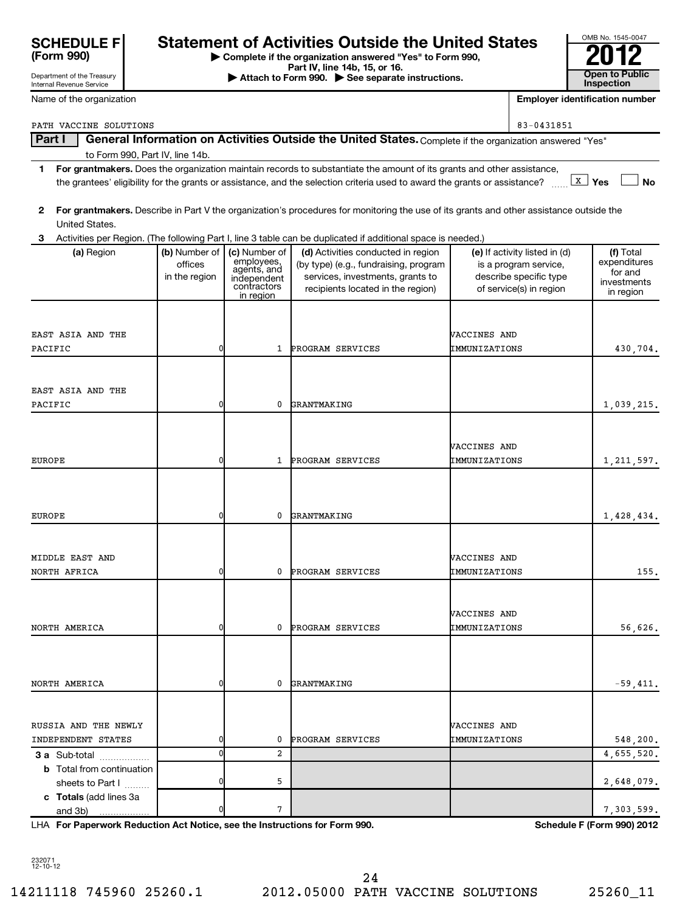# SCHEDULE F (Form 990)

Department of the Treasury
Internal Revenue Service

## Statement of Activities Outside the United States

▶ Complete if the organization answered "Yes" to Form 990, Part IV, line 14b, 15, or 16.
▶ Attach to Form 990. ▶ See separate instructions.

OMB No. 1545-0047

**2012**

**Open to Public Inspection**

Name of the organization: PATH VACCINE SOLUTIONS

Employer identification number: 83-0431851

**Part I** General Information on Activities Outside the United States. Complete if the organization answered "Yes" to Form 990, Part IV, line 14b.

**1** **For grantmakers.** Does the organization maintain records to substantiate the amount of its grants and other assistance, the grantees' eligibility for the grants or assistance, and the selection criteria used to award the grants or assistance? [X] Yes [ ] No

**2** **For grantmakers.** Describe in Part V the organization's procedures for monitoring the use of its grants and other assistance outside the United States.

**3** Activities per Region. (The following Part I, line 3 table can be duplicated if additional space is needed.)

| (a) Region | (b) Number of offices in the region | (c) Number of employees, agents, and independent contractors in region | (d) Activities conducted in region (by type) (e.g., fundraising, program services, investments, grants to recipients located in the region) | (e) If activity listed in (d) is a program service, describe specific type of service(s) in region | (f) Total expenditures for and investments in region |
|---|---|---|---|---|---|
| EAST ASIA AND THE PACIFIC | 0 | 1 | PROGRAM SERVICES | VACCINES AND IMMUNIZATIONS | 430,704. |
| EAST ASIA AND THE PACIFIC | 0 | 0 | GRANTMAKING | | 1,039,215. |
| EUROPE | 0 | 1 | PROGRAM SERVICES | VACCINES AND IMMUNIZATIONS | 1,211,597. |
| EUROPE | 0 | 0 | GRANTMAKING | | 1,428,434. |
| MIDDLE EAST AND NORTH AFRICA | 0 | 0 | PROGRAM SERVICES | VACCINES AND IMMUNIZATIONS | 155. |
| NORTH AMERICA | 0 | 0 | PROGRAM SERVICES | VACCINES AND IMMUNIZATIONS | 56,626. |
| NORTH AMERICA | 0 | 0 | GRANTMAKING | | -59,411. |
| RUSSIA AND THE NEWLY INDEPENDENT STATES | 0 | 0 | PROGRAM SERVICES | VACCINES AND IMMUNIZATIONS | 548,200. |
| **3 a** Sub-total | 0 | 2 | | | 4,655,520. |
| **b** Total from continuation sheets to Part I | 0 | 5 | | | 2,648,079. |
| **c Totals** (add lines 3a and 3b) | 0 | 7 | | | 7,303,599. |

LHA **For Paperwork Reduction Act Notice, see the Instructions for Form 990.** **Schedule F (Form 990) 2012**

232071 12-10-12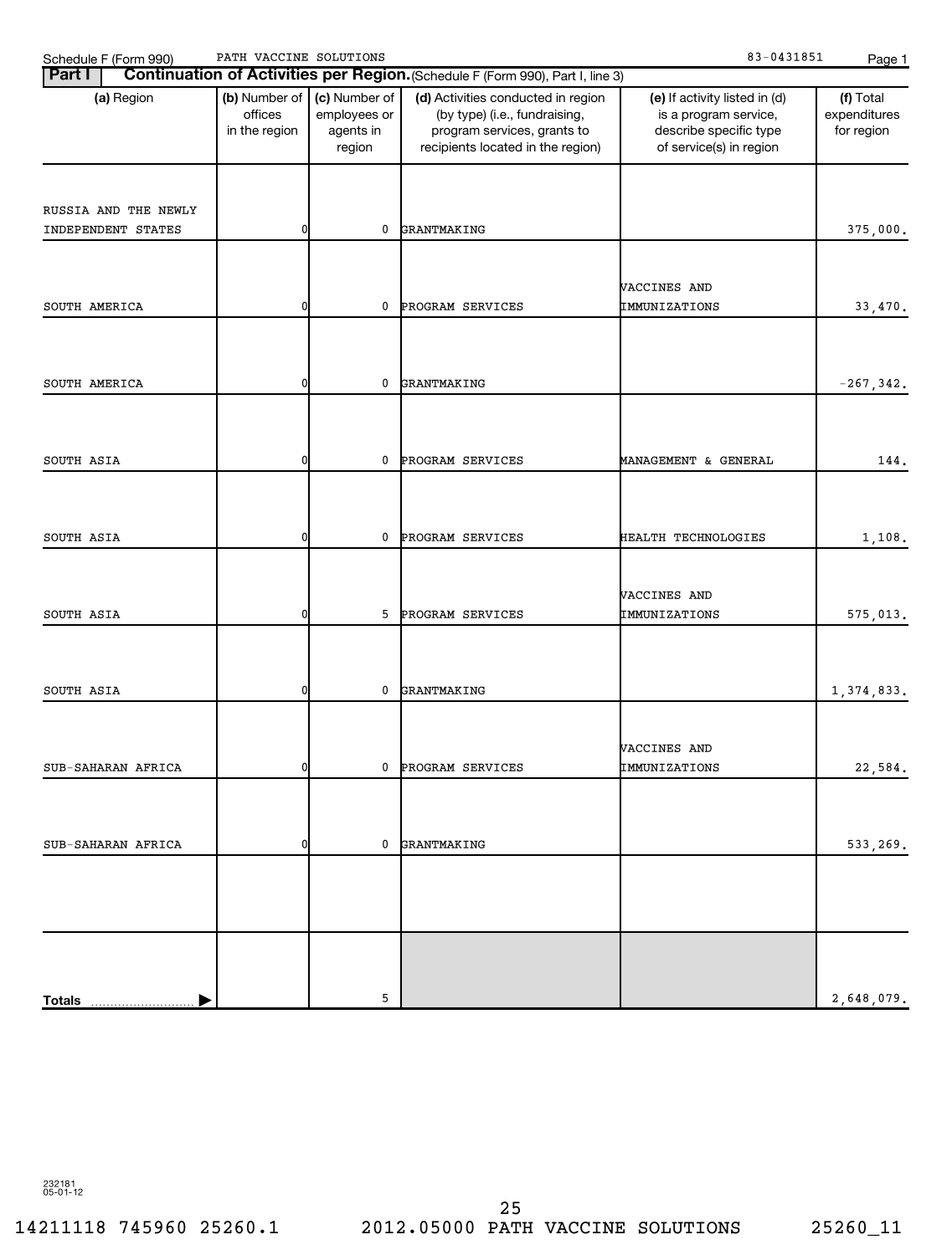Schedule F (Form 990) PATH VACCINE SOLUTIONS 83-0431851

## Part I Continuation of Activities per Region. (Schedule F (Form 990), Part I, line 3)

| (a) Region | (b) Number of offices in the region | (c) Number of employees or agents in region | (d) Activities conducted in region (by type) (i.e., fundraising, program services, grants to recipients located in the region) | (e) If activity listed in (d) is a program service, describe specific type of service(s) in region | (f) Total expenditures for region |
|---|---|---|---|---|---|
| RUSSIA AND THE NEWLY INDEPENDENT STATES | 0 | 0 | GRANTMAKING | | 375,000. |
| SOUTH AMERICA | 0 | 0 | PROGRAM SERVICES | VACCINES AND IMMUNIZATIONS | 33,470. |
| SOUTH AMERICA | 0 | 0 | GRANTMAKING | | -267,342. |
| SOUTH ASIA | 0 | 0 | PROGRAM SERVICES | MANAGEMENT & GENERAL | 144. |
| SOUTH ASIA | 0 | 0 | PROGRAM SERVICES | HEALTH TECHNOLOGIES | 1,108. |
| SOUTH ASIA | 0 | 5 | PROGRAM SERVICES | VACCINES AND IMMUNIZATIONS | 575,013. |
| SOUTH ASIA | 0 | 0 | GRANTMAKING | | 1,374,833. |
| SUB-SAHARAN AFRICA | 0 | 0 | PROGRAM SERVICES | VACCINES AND IMMUNIZATIONS | 22,584. |
| SUB-SAHARAN AFRICA | 0 | 0 | GRANTMAKING | | 533,269. |
| | | | | | |
| **Totals** | | 5 | | | 2,648,079. |

232181 05-01-12

14211118 745960 25260.1 2012.05000 PATH VACCINE SOLUTIONS 25260_11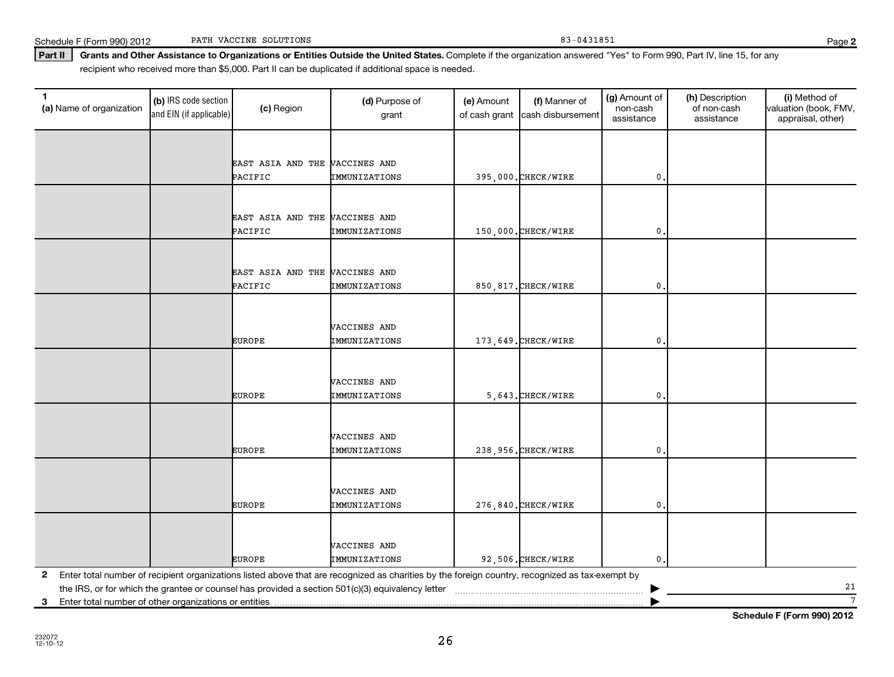**Part II** **Grants and Other Assistance to Organizations or Entities Outside the United States.** Complete if the organization answered "Yes" to Form 990, Part IV, line 15, for any recipient who received more than $5,000. Part II can be duplicated if additional space is needed.

| 1 (a) Name of organization | (b) IRS code section and EIN (if applicable) | (c) Region | (d) Purpose of grant | (e) Amount of cash grant | (f) Manner of cash disbursement | (g) Amount of non-cash assistance | (h) Description of non-cash assistance | (i) Method of valuation (book, FMV, appraisal, other) |
|---|---|---|---|---|---|---|---|---|
| | | EAST ASIA AND THE PACIFIC | VACCINES AND IMMUNIZATIONS | 395,000. | CHECK/WIRE | 0. | | |
| | | EAST ASIA AND THE PACIFIC | VACCINES AND IMMUNIZATIONS | 150,000. | CHECK/WIRE | 0. | | |
| | | EAST ASIA AND THE PACIFIC | VACCINES AND IMMUNIZATIONS | 850,817. | CHECK/WIRE | 0. | | |
| | | EUROPE | VACCINES AND IMMUNIZATIONS | 173,649. | CHECK/WIRE | 0. | | |
| | | EUROPE | VACCINES AND IMMUNIZATIONS | 5,643. | CHECK/WIRE | 0. | | |
| | | EUROPE | VACCINES AND IMMUNIZATIONS | 238,956. | CHECK/WIRE | 0. | | |
| | | EUROPE | VACCINES AND IMMUNIZATIONS | 276,840. | CHECK/WIRE | 0. | | |
| | | EUROPE | VACCINES AND IMMUNIZATIONS | 92,506. | CHECK/WIRE | 0. | | |

**2** Enter total number of recipient organizations listed above that are recognized as charities by the foreign country, recognized as tax-exempt by the IRS, or for which the grantee or counsel has provided a section 501(c)(3) equivalency letter ▶ 21

**3** Enter total number of other organizations or entities ▶ 7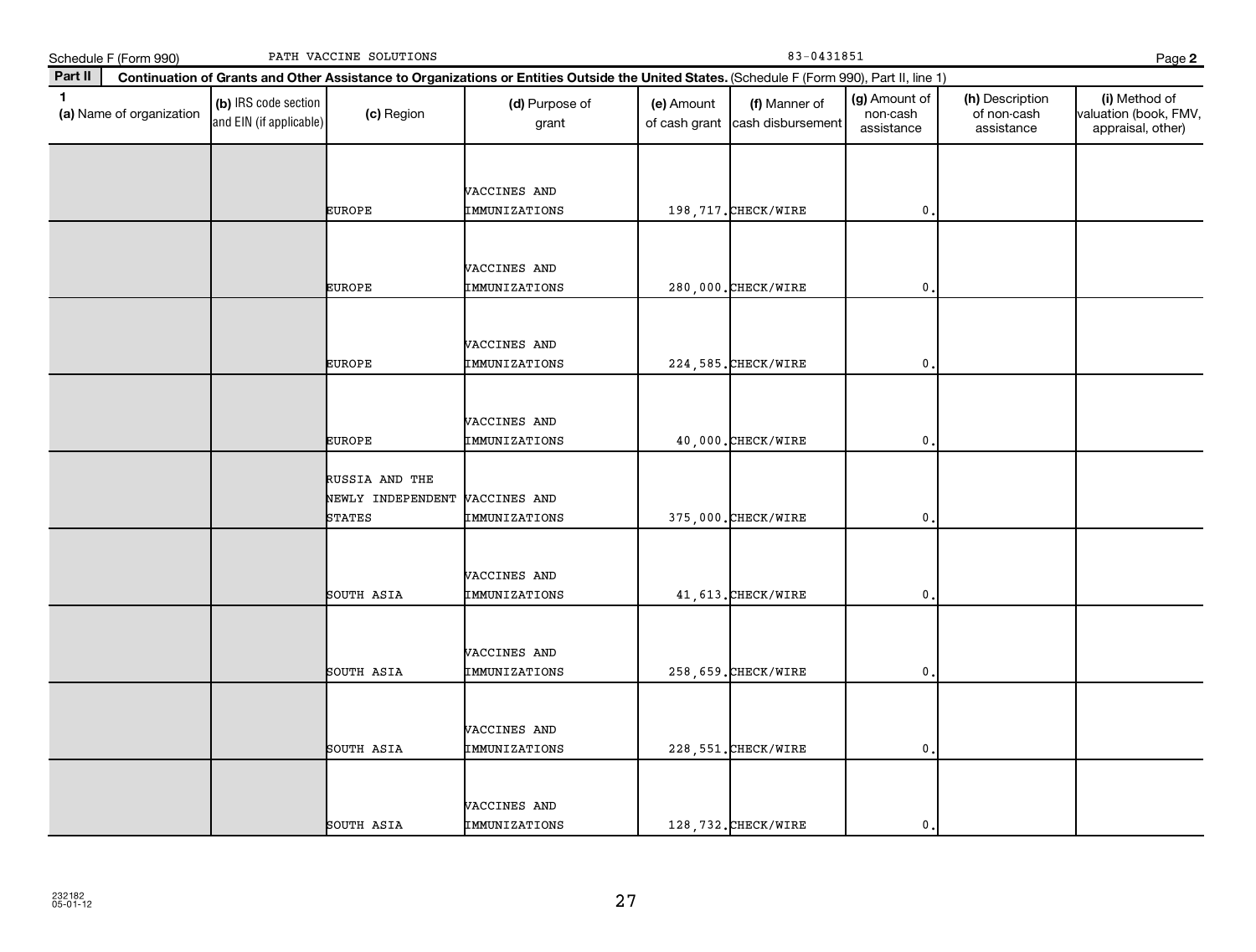Schedule F (Form 990) PATH VACCINE SOLUTIONS 83-0431851 Page **2**

**Part II** **Continuation of Grants and Other Assistance to Organizations or Entities Outside the United States.** (Schedule F (Form 990), Part II, line 1)

| 1 (a) Name of organization | (b) IRS code section and EIN (if applicable) | (c) Region | (d) Purpose of grant | (e) Amount of cash grant | (f) Manner of cash disbursement | (g) Amount of non-cash assistance | (h) Description of non-cash assistance | (i) Method of valuation (book, FMV, appraisal, other) |
|---|---|---|---|---|---|---|---|---|
| | | EUROPE | VACCINES AND IMMUNIZATIONS | 198,717. | CHECK/WIRE | 0. | | |
| | | EUROPE | VACCINES AND IMMUNIZATIONS | 280,000. | CHECK/WIRE | 0. | | |
| | | EUROPE | VACCINES AND IMMUNIZATIONS | 224,585. | CHECK/WIRE | 0. | | |
| | | EUROPE | VACCINES AND IMMUNIZATIONS | 40,000. | CHECK/WIRE | 0. | | |
| | | RUSSIA AND THE NEWLY INDEPENDENT STATES | VACCINES AND IMMUNIZATIONS | 375,000. | CHECK/WIRE | 0. | | |
| | | SOUTH ASIA | VACCINES AND IMMUNIZATIONS | 41,613. | CHECK/WIRE | 0. | | |
| | | SOUTH ASIA | VACCINES AND IMMUNIZATIONS | 258,659. | CHECK/WIRE | 0. | | |
| | | SOUTH ASIA | VACCINES AND IMMUNIZATIONS | 228,551. | CHECK/WIRE | 0. | | |
| | | SOUTH ASIA | VACCINES AND IMMUNIZATIONS | 128,732. | CHECK/WIRE | 0. | | |

232182
05-01-12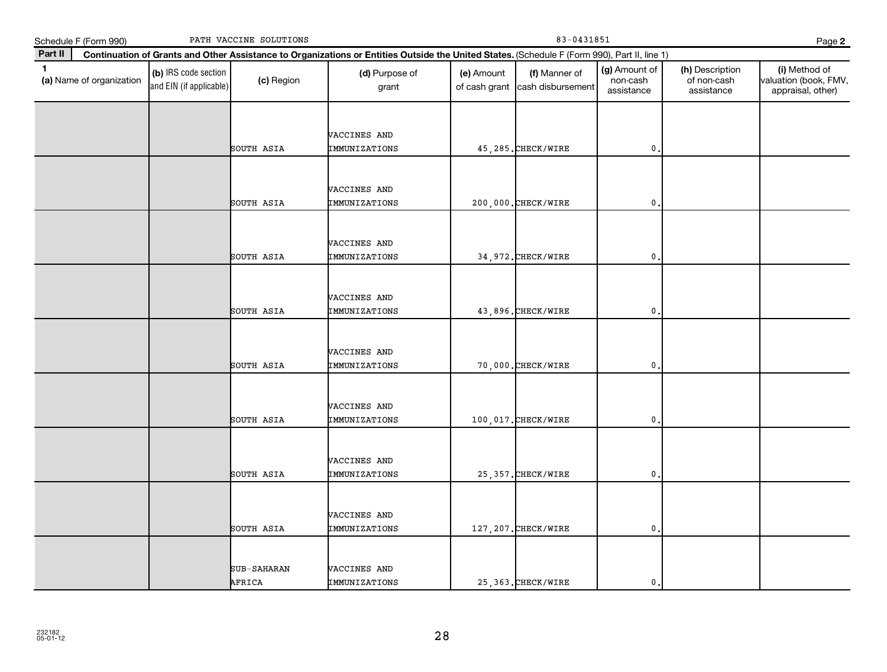Schedule F (Form 990) PATH VACCINE SOLUTIONS 83-0431851 Page **2**

**Part II** **Continuation of Grants and Other Assistance to Organizations or Entities Outside the United States.** (Schedule F (Form 990), Part II, line 1)

| 1 (a) Name of organization | (b) IRS code section and EIN (if applicable) | (c) Region | (d) Purpose of grant | (e) Amount of cash grant | (f) Manner of cash disbursement | (g) Amount of non-cash assistance | (h) Description of non-cash assistance | (i) Method of valuation (book, FMV, appraisal, other) |
|---|---|---|---|---|---|---|---|---|
| | | SOUTH ASIA | VACCINES AND IMMUNIZATIONS | 45,285. | CHECK/WIRE | 0. | | |
| | | SOUTH ASIA | VACCINES AND IMMUNIZATIONS | 200,000. | CHECK/WIRE | 0. | | |
| | | SOUTH ASIA | VACCINES AND IMMUNIZATIONS | 34,972. | CHECK/WIRE | 0. | | |
| | | SOUTH ASIA | VACCINES AND IMMUNIZATIONS | 43,896. | CHECK/WIRE | 0. | | |
| | | SOUTH ASIA | VACCINES AND IMMUNIZATIONS | 70,000. | CHECK/WIRE | 0. | | |
| | | SOUTH ASIA | VACCINES AND IMMUNIZATIONS | 100,017. | CHECK/WIRE | 0. | | |
| | | SOUTH ASIA | VACCINES AND IMMUNIZATIONS | 25,357. | CHECK/WIRE | 0. | | |
| | | SOUTH ASIA | VACCINES AND IMMUNIZATIONS | 127,207. | CHECK/WIRE | 0. | | |
| | | SUB-SAHARAN AFRICA | VACCINES AND IMMUNIZATIONS | 25,363. | CHECK/WIRE | 0. | | |

232182
05-01-12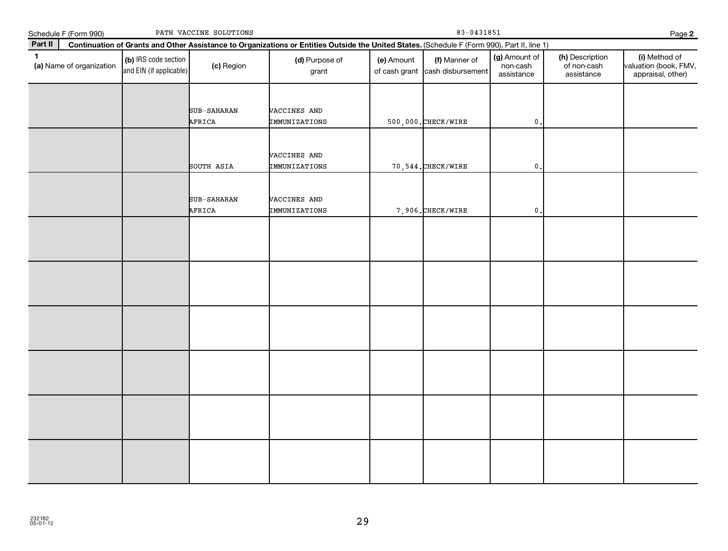Schedule F (Form 990) PATH VACCINE SOLUTIONS 83-0431851 Page **2**

**Part II** **Continuation of Grants and Other Assistance to Organizations or Entities Outside the United States.** (Schedule F (Form 990), Part II, line 1)

| 1 (a) Name of organization | (b) IRS code section and EIN (if applicable) | (c) Region | (d) Purpose of grant | (e) Amount of cash grant | (f) Manner of cash disbursement | (g) Amount of non-cash assistance | (h) Description of non-cash assistance | (i) Method of valuation (book, FMV, appraisal, other) |
|---|---|---|---|---|---|---|---|---|
| | | SUB-SAHARAN AFRICA | VACCINES AND IMMUNIZATIONS | 500,000. | CHECK/WIRE | 0. | | |
| | | SOUTH ASIA | VACCINES AND IMMUNIZATIONS | 70,544. | CHECK/WIRE | 0. | | |
| | | SUB-SAHARAN AFRICA | VACCINES AND IMMUNIZATIONS | 7,906. | CHECK/WIRE | 0. | | |
| | | | | | | | | |
| | | | | | | | | |
| | | | | | | | | |
| | | | | | | | | |
| | | | | | | | | |
| | | | | | | | | |

232182
05-01-12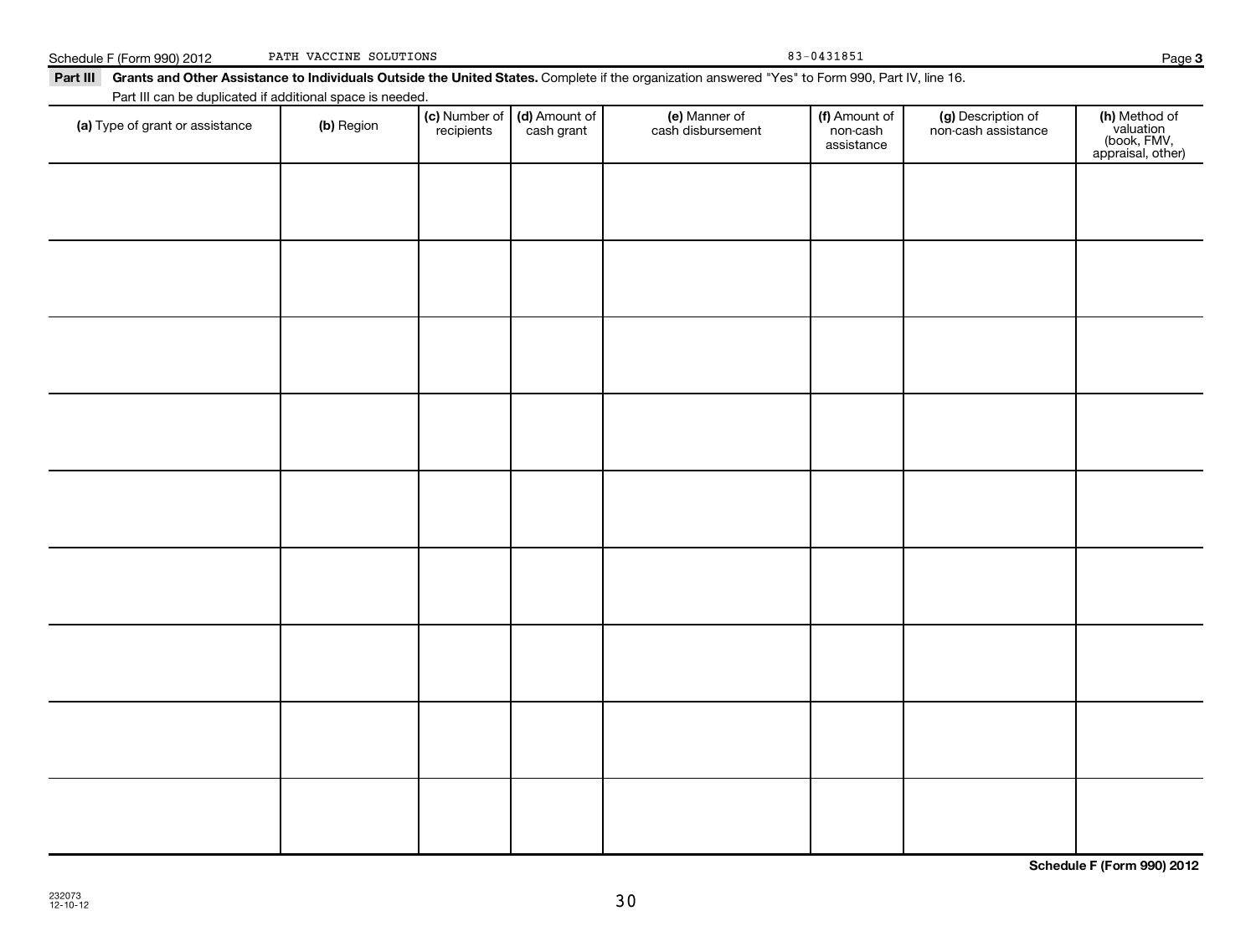Schedule F (Form 990) 2012 PATH VACCINE SOLUTIONS 83-0431851 Page 3

**Part III** **Grants and Other Assistance to Individuals Outside the United States.** Complete if the organization answered "Yes" to Form 990, Part IV, line 16.

Part III can be duplicated if additional space is needed.

| (a) Type of grant or assistance | (b) Region | (c) Number of recipients | (d) Amount of cash grant | (e) Manner of cash disbursement | (f) Amount of non-cash assistance | (g) Description of non-cash assistance | (h) Method of valuation (book, FMV, appraisal, other) |
|---|---|---|---|---|---|---|---|
| | | | | | | | |
| | | | | | | | |
| | | | | | | | |
| | | | | | | | |
| | | | | | | | |
| | | | | | | | |
| | | | | | | | |
| | | | | | | | |
| | | | | | | | |

**Schedule F (Form 990) 2012**

232073
12-10-12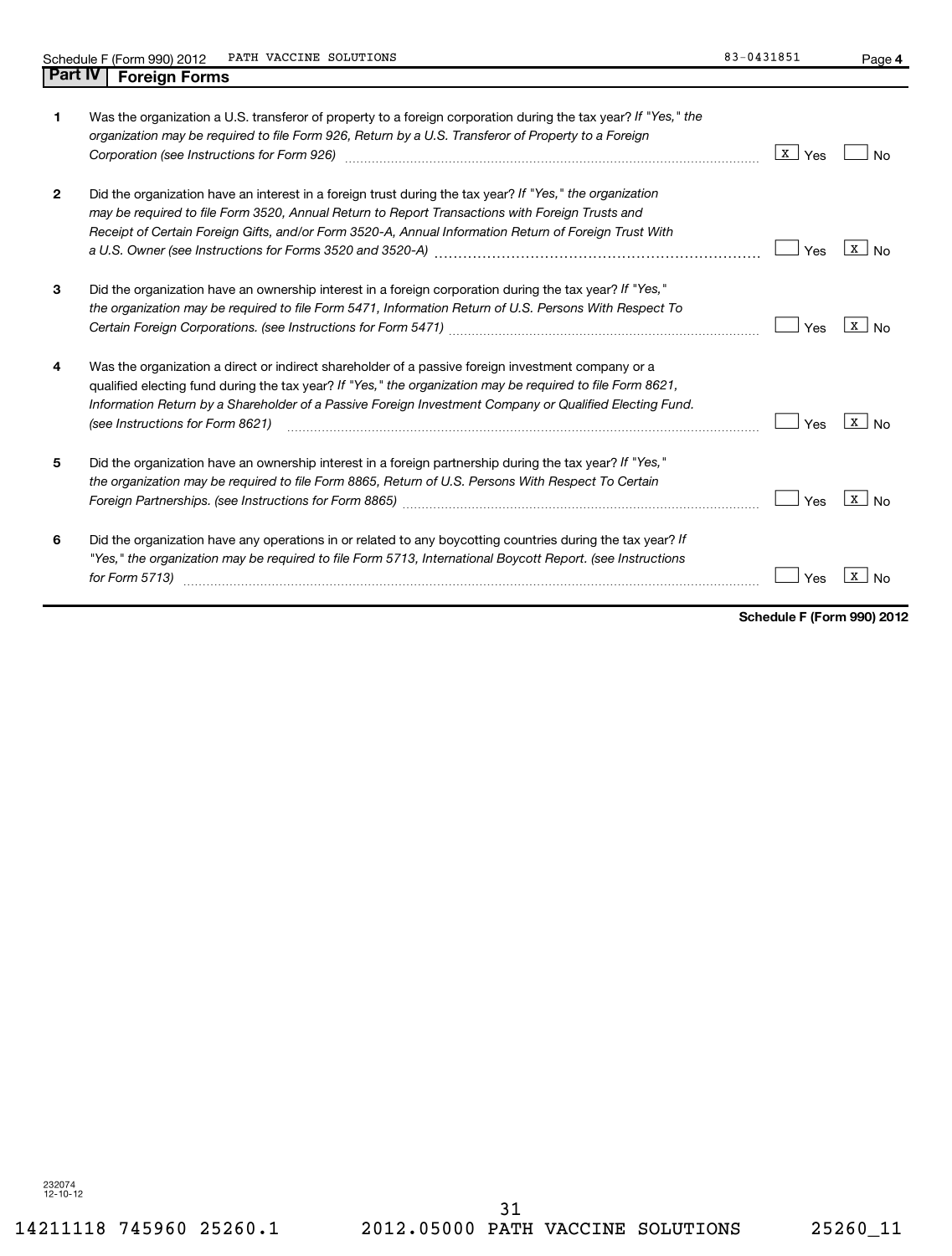Schedule F (Form 990) 2012 PATH VACCINE SOLUTIONS 83-0431851

## Part IV | Foreign Forms

| | | Yes | No |
|---|---|---|---|
| 1 | Was the organization a U.S. transferor of property to a foreign corporation during the tax year? *If "Yes," the organization may be required to file Form 926, Return by a U.S. Transferor of Property to a Foreign Corporation (see Instructions for Form 926)* | X | |
| 2 | Did the organization have an interest in a foreign trust during the tax year? *If "Yes," the organization may be required to file Form 3520, Annual Return to Report Transactions with Foreign Trusts and Receipt of Certain Foreign Gifts, and/or Form 3520-A, Annual Information Return of Foreign Trust With a U.S. Owner (see Instructions for Forms 3520 and 3520-A)* | | X |
| 3 | Did the organization have an ownership interest in a foreign corporation during the tax year? *If "Yes," the organization may be required to file Form 5471, Information Return of U.S. Persons With Respect To Certain Foreign Corporations. (see Instructions for Form 5471)* | | X |
| 4 | Was the organization a direct or indirect shareholder of a passive foreign investment company or a qualified electing fund during the tax year? *If "Yes," the organization may be required to file Form 8621, Information Return by a Shareholder of a Passive Foreign Investment Company or Qualified Electing Fund. (see Instructions for Form 8621)* | | X |
| 5 | Did the organization have an ownership interest in a foreign partnership during the tax year? *If "Yes," the organization may be required to file Form 8865, Return of U.S. Persons With Respect To Certain Foreign Partnerships. (see Instructions for Form 8865)* | | X |
| 6 | Did the organization have any operations in or related to any boycotting countries during the tax year? *If "Yes," the organization may be required to file Form 5713, International Boycott Report. (see Instructions for Form 5713)* | | X |

**Schedule F (Form 990) 2012**

232074
12-10-12

14211118 745960 25260.1 2012.05000 PATH VACCINE SOLUTIONS 25260_11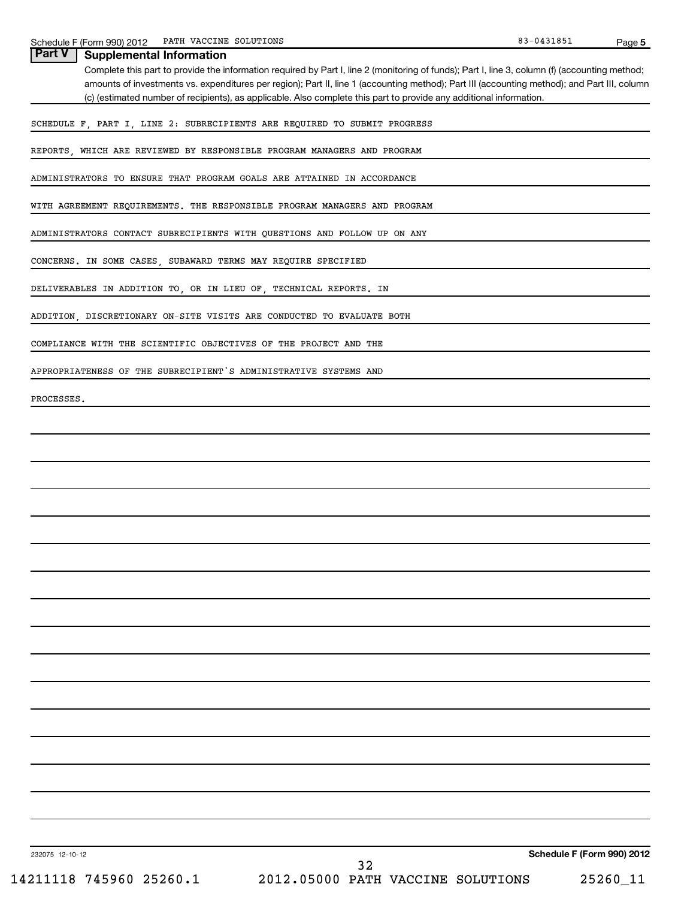Schedule F (Form 990) 2012 PATH VACCINE SOLUTIONS 83-0431851 Page 5

## Part V Supplemental Information

Complete this part to provide the information required by Part I, line 2 (monitoring of funds); Part I, line 3, column (f) (accounting method; amounts of investments vs. expenditures per region); Part II, line 1 (accounting method); Part III (accounting method); and Part III, column (c) (estimated number of recipients), as applicable. Also complete this part to provide any additional information.

SCHEDULE F, PART I, LINE 2: SUBRECIPIENTS ARE REQUIRED TO SUBMIT PROGRESS REPORTS, WHICH ARE REVIEWED BY RESPONSIBLE PROGRAM MANAGERS AND PROGRAM ADMINISTRATORS TO ENSURE THAT PROGRAM GOALS ARE ATTAINED IN ACCORDANCE WITH AGREEMENT REQUIREMENTS. THE RESPONSIBLE PROGRAM MANAGERS AND PROGRAM ADMINISTRATORS CONTACT SUBRECIPIENTS WITH QUESTIONS AND FOLLOW UP ON ANY CONCERNS. IN SOME CASES, SUBAWARD TERMS MAY REQUIRE SPECIFIED DELIVERABLES IN ADDITION TO, OR IN LIEU OF, TECHNICAL REPORTS. IN ADDITION, DISCRETIONARY ON-SITE VISITS ARE CONDUCTED TO EVALUATE BOTH COMPLIANCE WITH THE SCIENTIFIC OBJECTIVES OF THE PROJECT AND THE APPROPRIATENESS OF THE SUBRECIPIENT'S ADMINISTRATIVE SYSTEMS AND PROCESSES.

232075 12-10-12 **Schedule F (Form 990) 2012**

14211118 745960 25260.1 2012.05000 PATH VACCINE SOLUTIONS 25260_11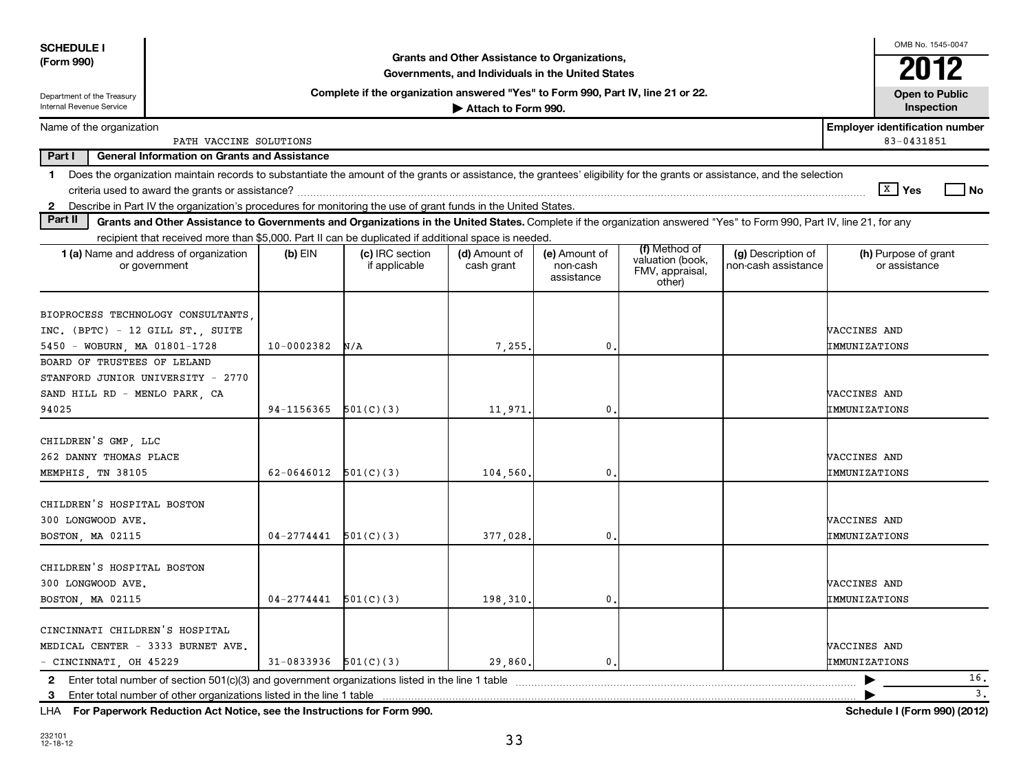**SCHEDULE I**
**(Form 990)**

Department of the Treasury
Internal Revenue Service

# Grants and Other Assistance to Organizations, Governments, and Individuals in the United States

**Complete if the organization answered "Yes" to Form 990, Part IV, line 21 or 22.**

**▶ Attach to Form 990.**

OMB No. 1545-0047

**2012**

**Open to Public Inspection**

Name of the organization: PATH VACCINE SOLUTIONS

**Employer identification number:** 83-0431851

**Part I — General Information on Grants and Assistance**

1 Does the organization maintain records to substantiate the amount of the grants or assistance, the grantees' eligibility for the grants or assistance, and the selection criteria used to award the grants or assistance? [X] Yes [ ] No

2 Describe in Part IV the organization's procedures for monitoring the use of grant funds in the United States.

**Part II — Grants and Other Assistance to Governments and Organizations in the United States.** Complete if the organization answered "Yes" to Form 990, Part IV, line 21, for any recipient that received more than $5,000. Part II can be duplicated if additional space is needed.

| 1 (a) Name and address of organization or government | (b) EIN | (c) IRC section if applicable | (d) Amount of cash grant | (e) Amount of non-cash assistance | (f) Method of valuation (book, FMV, appraisal, other) | (g) Description of non-cash assistance | (h) Purpose of grant or assistance |
|---|---|---|---|---|---|---|---|
| BIOPROCESS TECHNOLOGY CONSULTANTS, INC. (BPTC) - 12 GILL ST., SUITE 5450 - WOBURN, MA 01801-1728 | 10-0002382 | N/A | 7,255. | 0. | | | VACCINES AND IMMUNIZATIONS |
| BOARD OF TRUSTEES OF LELAND STANFORD JUNIOR UNIVERSITY - 2770 SAND HILL RD - MENLO PARK, CA 94025 | 94-1156365 | 501(C)(3) | 11,971. | 0. | | | VACCINES AND IMMUNIZATIONS |
| CHILDREN'S GMP, LLC 262 DANNY THOMAS PLACE MEMPHIS, TN 38105 | 62-0646012 | 501(C)(3) | 104,560. | 0. | | | VACCINES AND IMMUNIZATIONS |
| CHILDREN'S HOSPITAL BOSTON 300 LONGWOOD AVE. BOSTON, MA 02115 | 04-2774441 | 501(C)(3) | 377,028. | 0. | | | VACCINES AND IMMUNIZATIONS |
| CHILDREN'S HOSPITAL BOSTON 300 LONGWOOD AVE. BOSTON, MA 02115 | 04-2774441 | 501(C)(3) | 198,310. | 0. | | | VACCINES AND IMMUNIZATIONS |
| CINCINNATI CHILDREN'S HOSPITAL MEDICAL CENTER - 3333 BURNET AVE. - CINCINNATI, OH 45229 | 31-0833936 | 501(C)(3) | 29,860. | 0. | | | VACCINES AND IMMUNIZATIONS |

2 Enter total number of section 501(c)(3) and government organizations listed in the line 1 table ▶ 16.

3 Enter total number of other organizations listed in the line 1 table ▶ 3.

LHA **For Paperwork Reduction Act Notice, see the Instructions for Form 990.** **Schedule I (Form 990) (2012)**

232101
12-18-12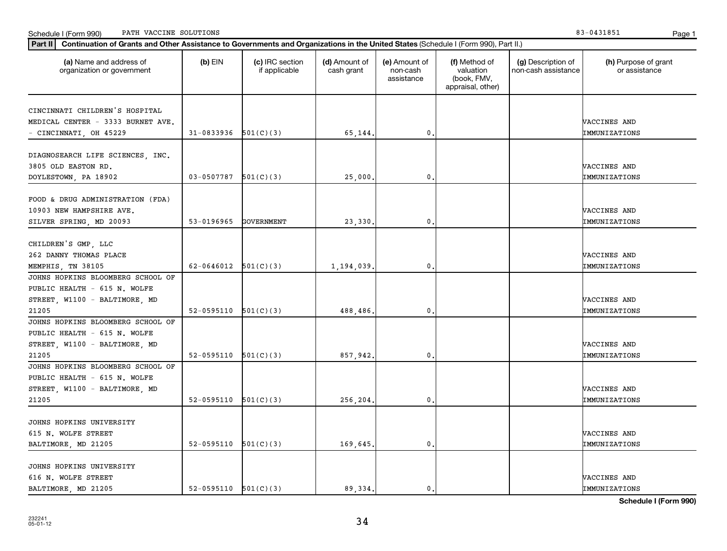Schedule I (Form 990) PATH VACCINE SOLUTIONS 83-0431851

**Part II** **Continuation of Grants and Other Assistance to Governments and Organizations in the United States** (Schedule I (Form 990), Part II.)

| (a) Name and address of organization or government | (b) EIN | (c) IRC section if applicable | (d) Amount of cash grant | (e) Amount of non-cash assistance | (f) Method of valuation (book, FMV, appraisal, other) | (g) Description of non-cash assistance | (h) Purpose of grant or assistance |
|---|---|---|---|---|---|---|---|
| CINCINNATI CHILDREN'S HOSPITAL MEDICAL CENTER - 3333 BURNET AVE. - CINCINNATI, OH 45229 | 31-0833936 | 501(C)(3) | 65,144. | 0. | | | VACCINES AND IMMUNIZATIONS |
| DIAGNOSEARCH LIFE SCIENCES, INC. 3805 OLD EASTON RD. DOYLESTOWN, PA 18902 | 03-0507787 | 501(C)(3) | 25,000. | 0. | | | VACCINES AND IMMUNIZATIONS |
| FOOD & DRUG ADMINISTRATION (FDA) 10903 NEW HAMPSHIRE AVE. SILVER SPRING, MD 20093 | 53-0196965 | GOVERNMENT | 23,330. | 0. | | | VACCINES AND IMMUNIZATIONS |
| CHILDREN'S GMP, LLC 262 DANNY THOMAS PLACE MEMPHIS, TN 38105 | 62-0646012 | 501(C)(3) | 1,194,039. | 0. | | | VACCINES AND IMMUNIZATIONS |
| JOHNS HOPKINS BLOOMBERG SCHOOL OF PUBLIC HEALTH - 615 N. WOLFE STREET, W1100 - BALTIMORE, MD 21205 | 52-0595110 | 501(C)(3) | 488,486. | 0. | | | VACCINES AND IMMUNIZATIONS |
| JOHNS HOPKINS BLOOMBERG SCHOOL OF PUBLIC HEALTH - 615 N. WOLFE STREET, W1100 - BALTIMORE, MD 21205 | 52-0595110 | 501(C)(3) | 857,942. | 0. | | | VACCINES AND IMMUNIZATIONS |
| JOHNS HOPKINS BLOOMBERG SCHOOL OF PUBLIC HEALTH - 615 N. WOLFE STREET, W1100 - BALTIMORE, MD 21205 | 52-0595110 | 501(C)(3) | 256,204. | 0. | | | VACCINES AND IMMUNIZATIONS |
| JOHNS HOPKINS UNIVERSITY 615 N. WOLFE STREET BALTIMORE, MD 21205 | 52-0595110 | 501(C)(3) | 169,645. | 0. | | | VACCINES AND IMMUNIZATIONS |
| JOHNS HOPKINS UNIVERSITY 616 N. WOLFE STREET BALTIMORE, MD 21205 | 52-0595110 | 501(C)(3) | 89,334. | 0. | | | VACCINES AND IMMUNIZATIONS |

**Schedule I (Form 990)**

232241
05-01-12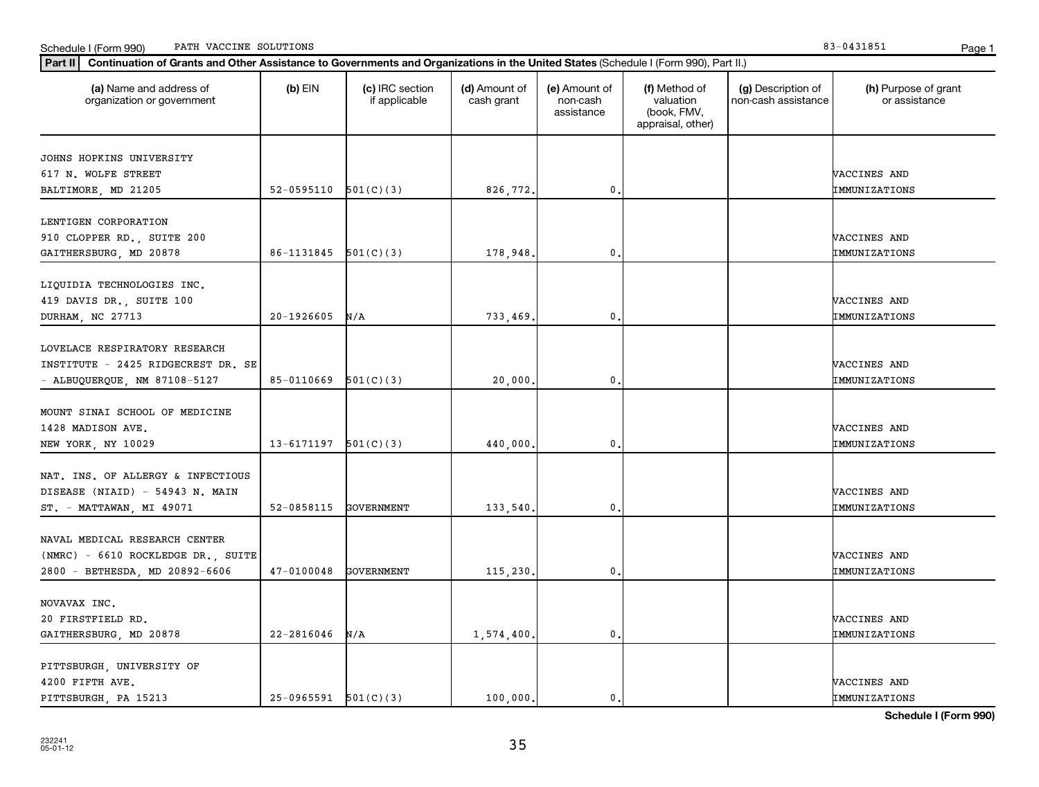Schedule I (Form 990) PATH VACCINE SOLUTIONS 83-0431851

**Part II** **Continuation of Grants and Other Assistance to Governments and Organizations in the United States** (Schedule I (Form 990), Part II.)

| (a) Name and address of organization or government | (b) EIN | (c) IRC section if applicable | (d) Amount of cash grant | (e) Amount of non-cash assistance | (f) Method of valuation (book, FMV, appraisal, other) | (g) Description of non-cash assistance | (h) Purpose of grant or assistance |
|---|---|---|---|---|---|---|---|
| JOHNS HOPKINS UNIVERSITY 617 N. WOLFE STREET BALTIMORE, MD 21205 | 52-0595110 | 501(C)(3) | 826,772. | 0. | | | VACCINES AND IMMUNIZATIONS |
| LENTIGEN CORPORATION 910 CLOPPER RD., SUITE 200 GAITHERSBURG, MD 20878 | 86-1131845 | 501(C)(3) | 178,948. | 0. | | | VACCINES AND IMMUNIZATIONS |
| LIQUIDIA TECHNOLOGIES INC. 419 DAVIS DR., SUITE 100 DURHAM, NC 27713 | 20-1926605 | N/A | 733,469. | 0. | | | VACCINES AND IMMUNIZATIONS |
| LOVELACE RESPIRATORY RESEARCH INSTITUTE - 2425 RIDGECREST DR. SE - ALBUQUERQUE, NM 87108-5127 | 85-0110669 | 501(C)(3) | 20,000. | 0. | | | VACCINES AND IMMUNIZATIONS |
| MOUNT SINAI SCHOOL OF MEDICINE 1428 MADISON AVE. NEW YORK, NY 10029 | 13-6171197 | 501(C)(3) | 440,000. | 0. | | | VACCINES AND IMMUNIZATIONS |
| NAT. INS. OF ALLERGY & INFECTIOUS DISEASE (NIAID) - 54943 N. MAIN ST. - MATTAWAN, MI 49071 | 52-0858115 | GOVERNMENT | 133,540. | 0. | | | VACCINES AND IMMUNIZATIONS |
| NAVAL MEDICAL RESEARCH CENTER (NMRC) - 6610 ROCKLEDGE DR., SUITE 2800 - BETHESDA, MD 20892-6606 | 47-0100048 | GOVERNMENT | 115,230. | 0. | | | VACCINES AND IMMUNIZATIONS |
| NOVAVAX INC. 20 FIRSTFIELD RD. GAITHERSBURG, MD 20878 | 22-2816046 | N/A | 1,574,400. | 0. | | | VACCINES AND IMMUNIZATIONS |
| PITTSBURGH, UNIVERSITY OF 4200 FIFTH AVE. PITTSBURGH, PA 15213 | 25-0965591 | 501(C)(3) | 100,000. | 0. | | | VACCINES AND IMMUNIZATIONS |

**Schedule I (Form 990)**

232241
05-01-12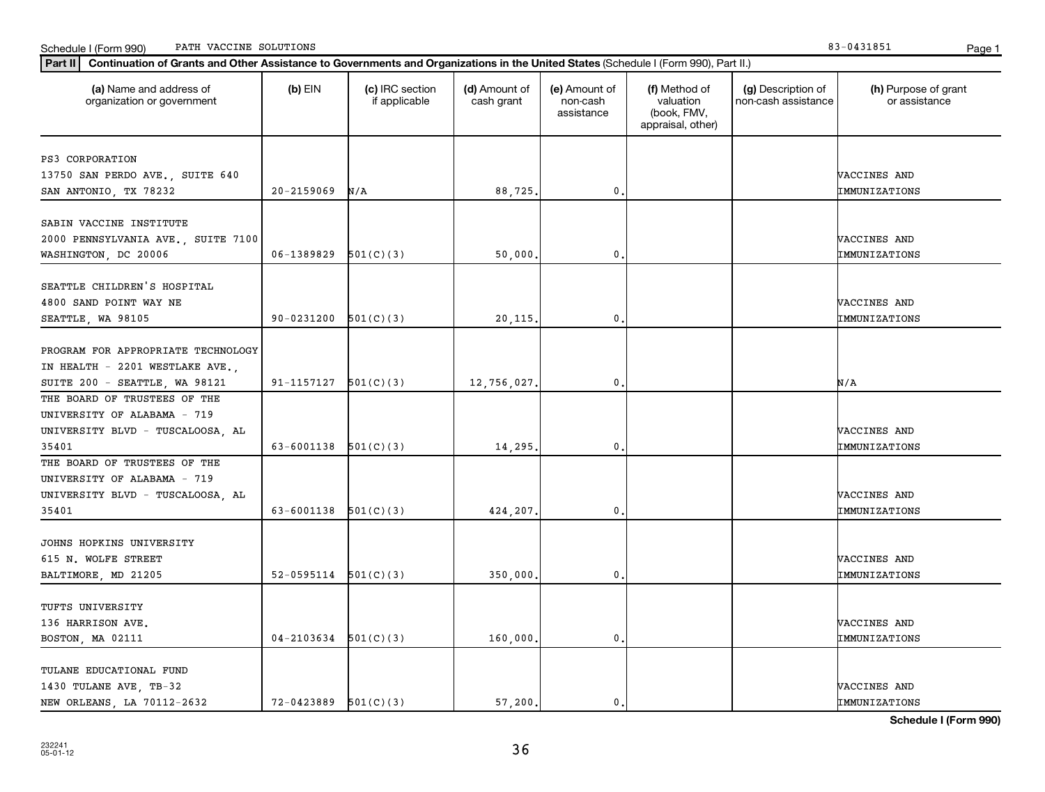Schedule I (Form 990) PATH VACCINE SOLUTIONS 83-0431851

**Part II** **Continuation of Grants and Other Assistance to Governments and Organizations in the United States** (Schedule I (Form 990), Part II.)

| (a) Name and address of organization or government | (b) EIN | (c) IRC section if applicable | (d) Amount of cash grant | (e) Amount of non-cash assistance | (f) Method of valuation (book, FMV, appraisal, other) | (g) Description of non-cash assistance | (h) Purpose of grant or assistance |
|---|---|---|---|---|---|---|---|
| PS3 CORPORATION<br>13750 SAN PERDO AVE., SUITE 640<br>SAN ANTONIO, TX 78232 | 20-2159069 | N/A | 88,725. | 0. | | | VACCINES AND IMMUNIZATIONS |
| SABIN VACCINE INSTITUTE<br>2000 PENNSYLVANIA AVE., SUITE 7100<br>WASHINGTON, DC 20006 | 06-1389829 | 501(C)(3) | 50,000. | 0. | | | VACCINES AND IMMUNIZATIONS |
| SEATTLE CHILDREN'S HOSPITAL<br>4800 SAND POINT WAY NE<br>SEATTLE, WA 98105 | 90-0231200 | 501(C)(3) | 20,115. | 0. | | | VACCINES AND IMMUNIZATIONS |
| PROGRAM FOR APPROPRIATE TECHNOLOGY IN HEALTH - 2201 WESTLAKE AVE., SUITE 200 - SEATTLE, WA 98121 | 91-1157127 | 501(C)(3) | 12,756,027. | 0. | | | N/A |
| THE BOARD OF TRUSTEES OF THE UNIVERSITY OF ALABAMA - 719 UNIVERSITY BLVD - TUSCALOOSA, AL 35401 | 63-6001138 | 501(C)(3) | 14,295. | 0. | | | VACCINES AND IMMUNIZATIONS |
| THE BOARD OF TRUSTEES OF THE UNIVERSITY OF ALABAMA - 719 UNIVERSITY BLVD - TUSCALOOSA, AL 35401 | 63-6001138 | 501(C)(3) | 424,207. | 0. | | | VACCINES AND IMMUNIZATIONS |
| JOHNS HOPKINS UNIVERSITY<br>615 N. WOLFE STREET<br>BALTIMORE, MD 21205 | 52-0595114 | 501(C)(3) | 350,000. | 0. | | | VACCINES AND IMMUNIZATIONS |
| TUFTS UNIVERSITY<br>136 HARRISON AVE.<br>BOSTON, MA 02111 | 04-2103634 | 501(C)(3) | 160,000. | 0. | | | VACCINES AND IMMUNIZATIONS |
| TULANE EDUCATIONAL FUND<br>1430 TULANE AVE, TB-32<br>NEW ORLEANS, LA 70112-2632 | 72-0423889 | 501(C)(3) | 57,200. | 0. | | | VACCINES AND IMMUNIZATIONS |

**Schedule I (Form 990)**

232241
05-01-12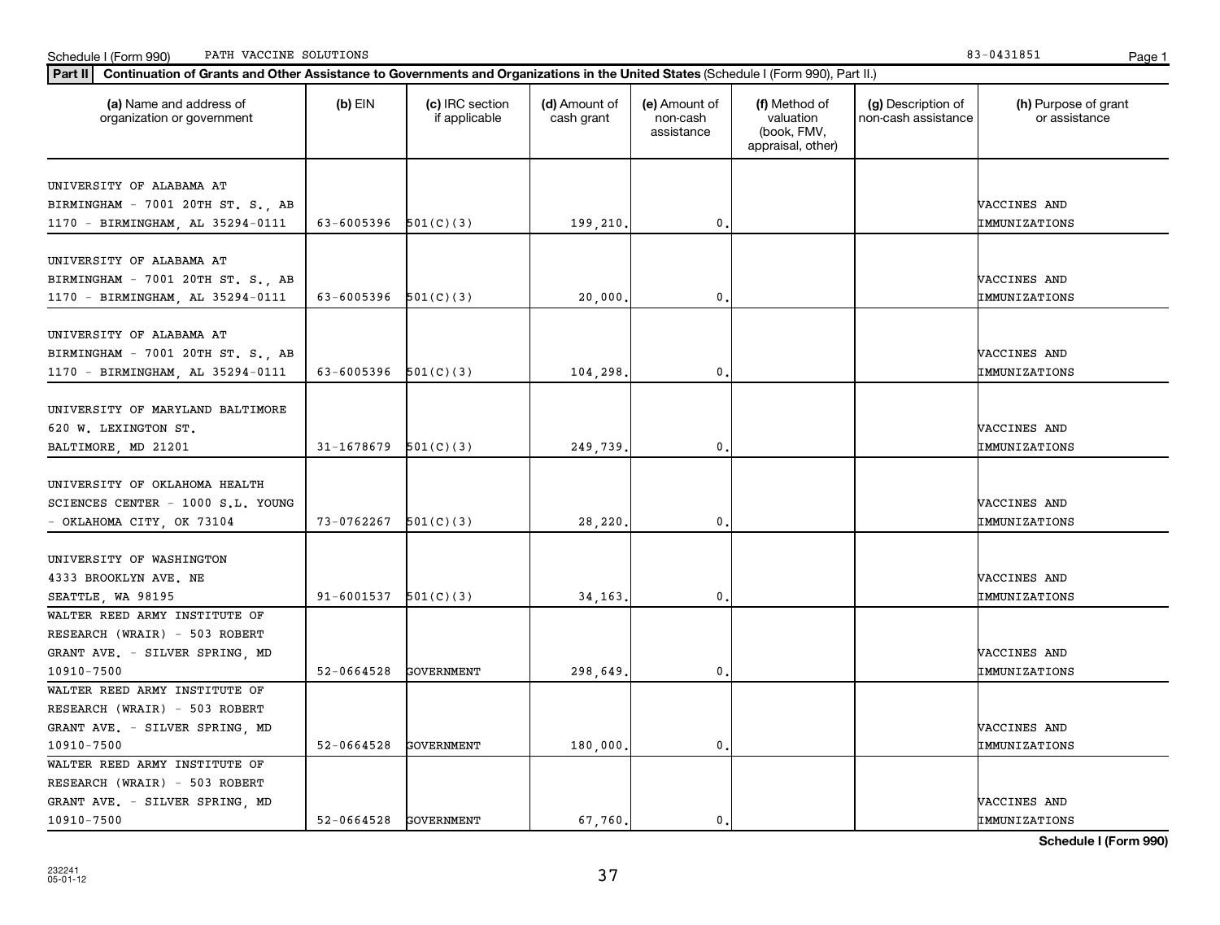Schedule I (Form 990) PATH VACCINE SOLUTIONS 83-0431851

**Part II** **Continuation of Grants and Other Assistance to Governments and Organizations in the United States** (Schedule I (Form 990), Part II.)

| (a) Name and address of organization or government | (b) EIN | (c) IRC section if applicable | (d) Amount of cash grant | (e) Amount of non-cash assistance | (f) Method of valuation (book, FMV, appraisal, other) | (g) Description of non-cash assistance | (h) Purpose of grant or assistance |
|---|---|---|---|---|---|---|---|
| UNIVERSITY OF ALABAMA AT BIRMINGHAM - 7001 20TH ST. S., AB 1170 - BIRMINGHAM, AL 35294-0111 | 63-6005396 | 501(C)(3) | 199,210. | 0. | | | VACCINES AND IMMUNIZATIONS |
| UNIVERSITY OF ALABAMA AT BIRMINGHAM - 7001 20TH ST. S., AB 1170 - BIRMINGHAM, AL 35294-0111 | 63-6005396 | 501(C)(3) | 20,000. | 0. | | | VACCINES AND IMMUNIZATIONS |
| UNIVERSITY OF ALABAMA AT BIRMINGHAM - 7001 20TH ST. S., AB 1170 - BIRMINGHAM, AL 35294-0111 | 63-6005396 | 501(C)(3) | 104,298. | 0. | | | VACCINES AND IMMUNIZATIONS |
| UNIVERSITY OF MARYLAND BALTIMORE 620 W. LEXINGTON ST. BALTIMORE, MD 21201 | 31-1678679 | 501(C)(3) | 249,739. | 0. | | | VACCINES AND IMMUNIZATIONS |
| UNIVERSITY OF OKLAHOMA HEALTH SCIENCES CENTER - 1000 S.L. YOUNG - OKLAHOMA CITY, OK 73104 | 73-0762267 | 501(C)(3) | 28,220. | 0. | | | VACCINES AND IMMUNIZATIONS |
| UNIVERSITY OF WASHINGTON 4333 BROOKLYN AVE. NE SEATTLE, WA 98195 | 91-6001537 | 501(C)(3) | 34,163. | 0. | | | VACCINES AND IMMUNIZATIONS |
| WALTER REED ARMY INSTITUTE OF RESEARCH (WRAIR) - 503 ROBERT GRANT AVE. - SILVER SPRING, MD 10910-7500 | 52-0664528 | GOVERNMENT | 298,649. | 0. | | | VACCINES AND IMMUNIZATIONS |
| WALTER REED ARMY INSTITUTE OF RESEARCH (WRAIR) - 503 ROBERT GRANT AVE. - SILVER SPRING, MD 10910-7500 | 52-0664528 | GOVERNMENT | 180,000. | 0. | | | VACCINES AND IMMUNIZATIONS |
| WALTER REED ARMY INSTITUTE OF RESEARCH (WRAIR) - 503 ROBERT GRANT AVE. - SILVER SPRING, MD 10910-7500 | 52-0664528 | GOVERNMENT | 67,760. | 0. | | | VACCINES AND IMMUNIZATIONS |

**Schedule I (Form 990)**

232241
05-01-12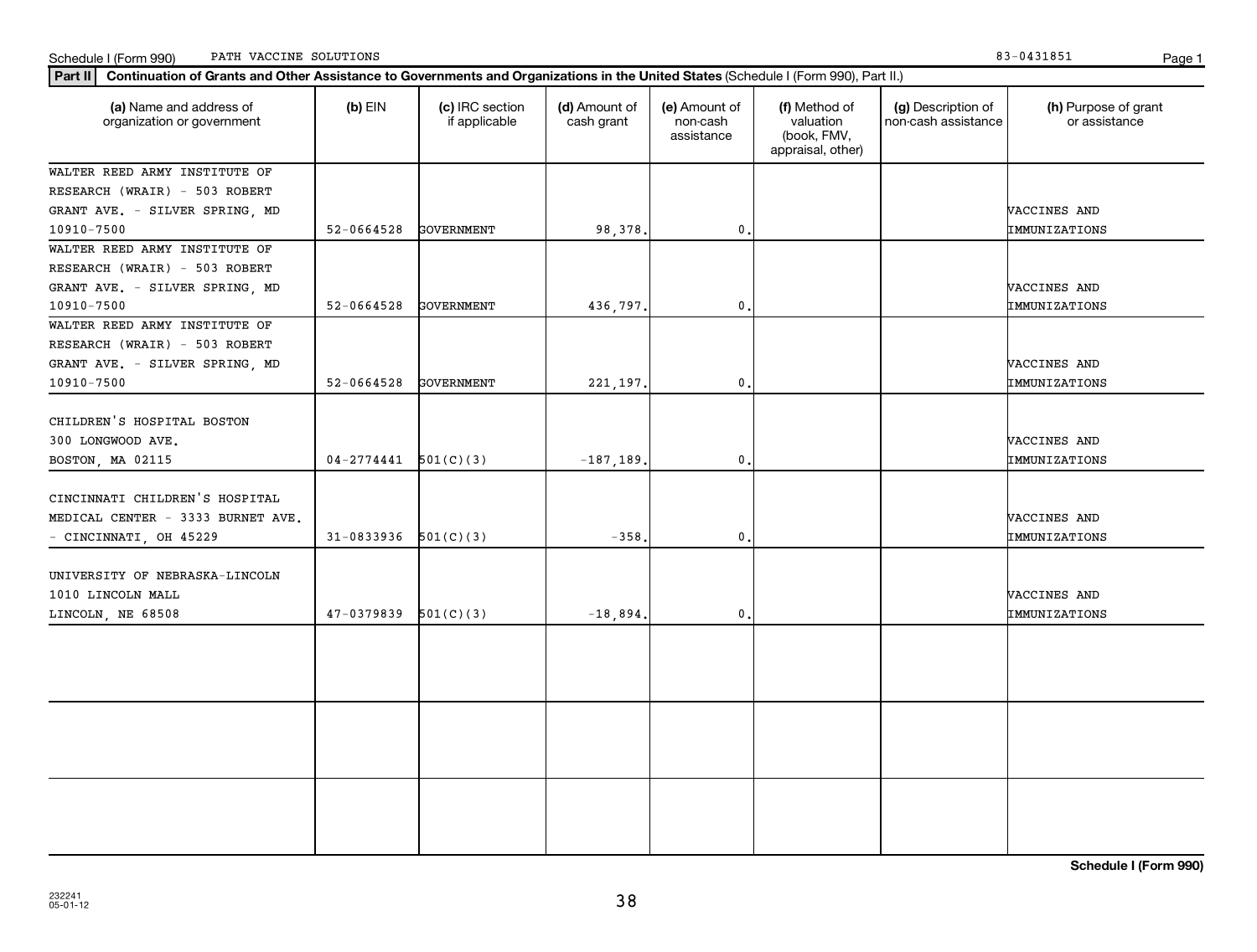Schedule I (Form 990) PATH VACCINE SOLUTIONS 83-0431851

**Part II** **Continuation of Grants and Other Assistance to Governments and Organizations in the United States** (Schedule I (Form 990), Part II.)

| (a) Name and address of organization or government | (b) EIN | (c) IRC section if applicable | (d) Amount of cash grant | (e) Amount of non-cash assistance | (f) Method of valuation (book, FMV, appraisal, other) | (g) Description of non-cash assistance | (h) Purpose of grant or assistance |
|---|---|---|---|---|---|---|---|
| WALTER REED ARMY INSTITUTE OF RESEARCH (WRAIR) - 503 ROBERT GRANT AVE. - SILVER SPRING, MD 10910-7500 | 52-0664528 | GOVERNMENT | 98,378. | 0. | | | VACCINES AND IMMUNIZATIONS |
| WALTER REED ARMY INSTITUTE OF RESEARCH (WRAIR) - 503 ROBERT GRANT AVE. - SILVER SPRING, MD 10910-7500 | 52-0664528 | GOVERNMENT | 436,797. | 0. | | | VACCINES AND IMMUNIZATIONS |
| WALTER REED ARMY INSTITUTE OF RESEARCH (WRAIR) - 503 ROBERT GRANT AVE. - SILVER SPRING, MD 10910-7500 | 52-0664528 | GOVERNMENT | 221,197. | 0. | | | VACCINES AND IMMUNIZATIONS |
| CHILDREN'S HOSPITAL BOSTON 300 LONGWOOD AVE. BOSTON, MA 02115 | 04-2774441 | 501(C)(3) | -187,189. | 0. | | | VACCINES AND IMMUNIZATIONS |
| CINCINNATI CHILDREN'S HOSPITAL MEDICAL CENTER - 3333 BURNET AVE. - CINCINNATI, OH 45229 | 31-0833936 | 501(C)(3) | -358. | 0. | | | VACCINES AND IMMUNIZATIONS |
| UNIVERSITY OF NEBRASKA-LINCOLN 1010 LINCOLN MALL LINCOLN, NE 68508 | 47-0379839 | 501(C)(3) | -18,894. | 0. | | | VACCINES AND IMMUNIZATIONS |
| | | | | | | | |
| | | | | | | | |
| | | | | | | | |

**Schedule I (Form 990)**

232241 05-01-12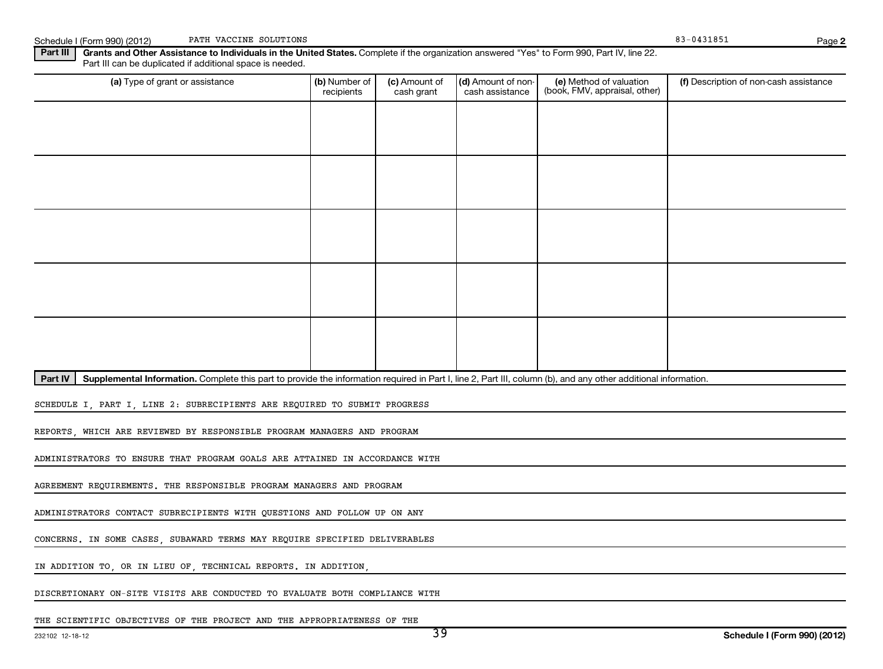Schedule I (Form 990) (2012) PATH VACCINE SOLUTIONS 83-0431851

## Part III Grants and Other Assistance to Individuals in the United States.

Complete if the organization answered "Yes" to Form 990, Part IV, line 22. Part III can be duplicated if additional space is needed.

| (a) Type of grant or assistance | (b) Number of recipients | (c) Amount of cash grant | (d) Amount of non-cash assistance | (e) Method of valuation (book, FMV, appraisal, other) | (f) Description of non-cash assistance |
|---|---|---|---|---|---|
| | | | | | |
| | | | | | |
| | | | | | |
| | | | | | |
| | | | | | |

## Part IV Supplemental Information.

Complete this part to provide the information required in Part I, line 2, Part III, column (b), and any other additional information.

SCHEDULE I, PART I, LINE 2: SUBRECIPIENTS ARE REQUIRED TO SUBMIT PROGRESS REPORTS, WHICH ARE REVIEWED BY RESPONSIBLE PROGRAM MANAGERS AND PROGRAM ADMINISTRATORS TO ENSURE THAT PROGRAM GOALS ARE ATTAINED IN ACCORDANCE WITH AGREEMENT REQUIREMENTS. THE RESPONSIBLE PROGRAM MANAGERS AND PROGRAM ADMINISTRATORS CONTACT SUBRECIPIENTS WITH QUESTIONS AND FOLLOW UP ON ANY CONCERNS. IN SOME CASES, SUBAWARD TERMS MAY REQUIRE SPECIFIED DELIVERABLES IN ADDITION TO, OR IN LIEU OF, TECHNICAL REPORTS. IN ADDITION, DISCRETIONARY ON-SITE VISITS ARE CONDUCTED TO EVALUATE BOTH COMPLIANCE WITH THE SCIENTIFIC OBJECTIVES OF THE PROJECT AND THE APPROPRIATENESS OF THE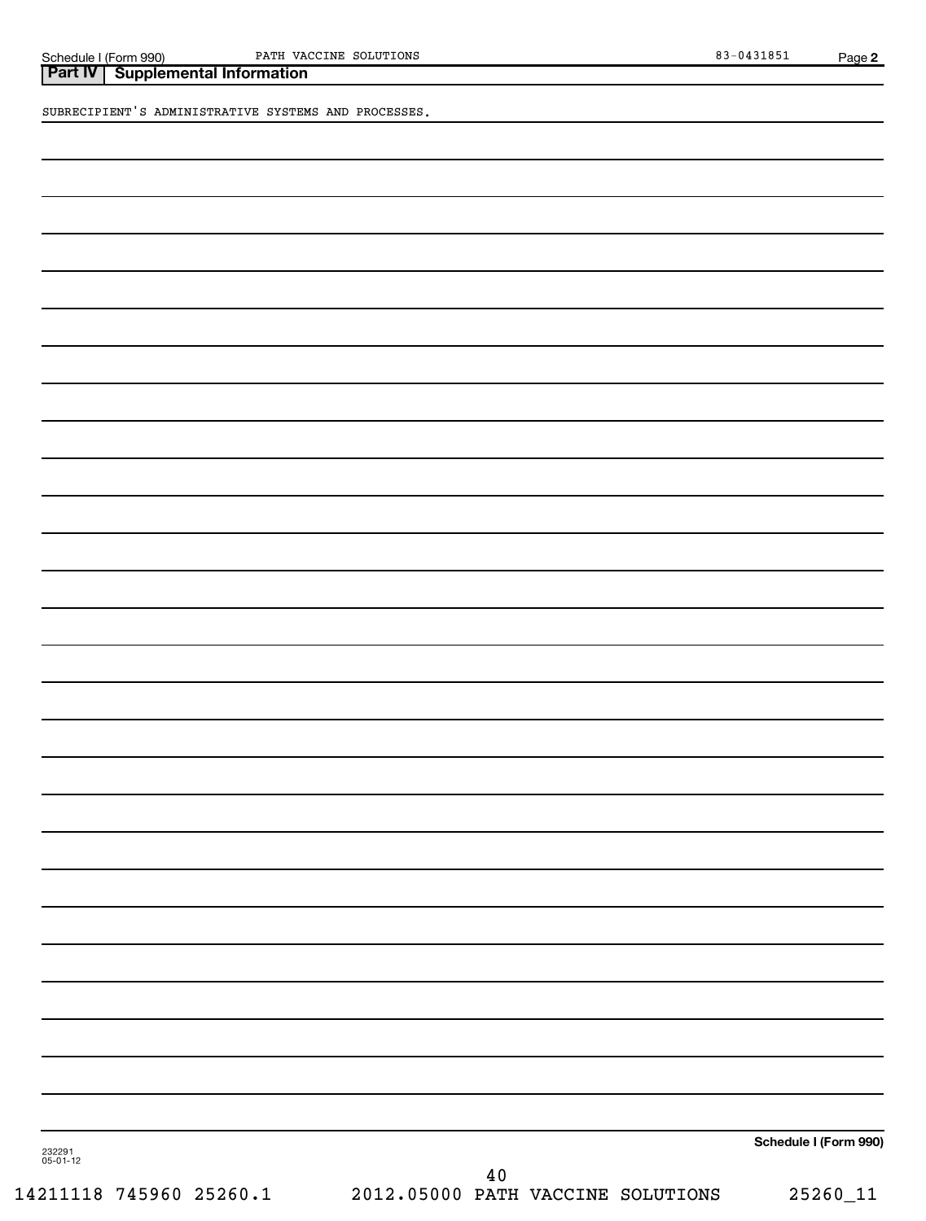## Part IV Supplemental Information

SUBRECIPIENT'S ADMINISTRATIVE SYSTEMS AND PROCESSES.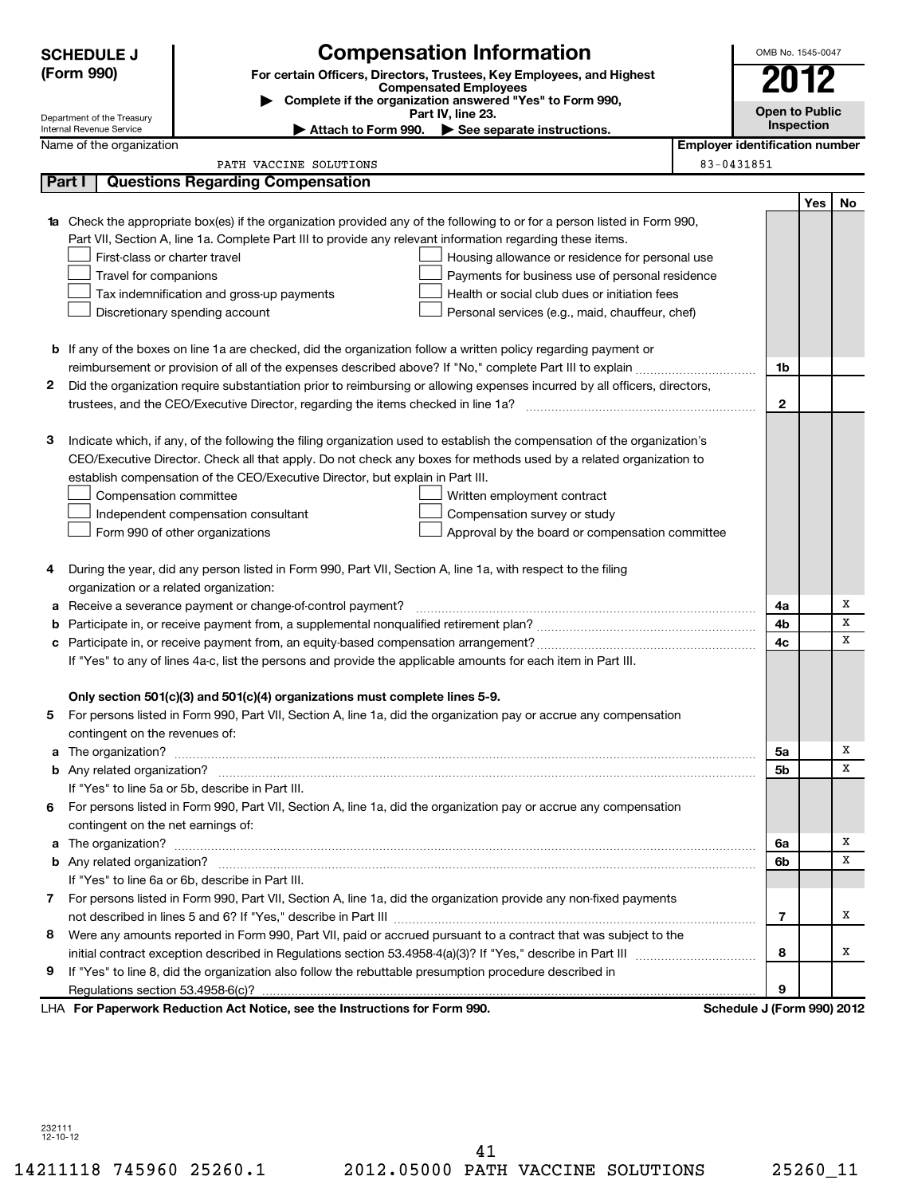**SCHEDULE J (Form 990)**

Department of the Treasury
Internal Revenue Service

# Compensation Information

**For certain Officers, Directors, Trustees, Key Employees, and Highest Compensated Employees**

▶ **Complete if the organization answered "Yes" to Form 990, Part IV, line 23.**

▶ **Attach to Form 990.** ▶ **See separate instructions.**

OMB No. 1545-0047

**2012**

**Open to Public Inspection**

Name of the organization: PATH VACCINE SOLUTIONS

Employer identification number: 83-0431851

## Part I — Questions Regarding Compensation

| | | | Yes | No |
|---|---|---|---|---|
| **1a** | Check the appropriate box(es) if the organization provided any of the following to or for a person listed in Form 990, Part VII, Section A, line 1a. Complete Part III to provide any relevant information regarding these items.<br>☐ First-class or charter travel ☐ Housing allowance or residence for personal use<br>☐ Travel for companions ☐ Payments for business use of personal residence<br>☐ Tax indemnification and gross-up payments ☐ Health or social club dues or initiation fees<br>☐ Discretionary spending account ☐ Personal services (e.g., maid, chauffeur, chef) | | | |
| **b** | If any of the boxes on line 1a are checked, did the organization follow a written policy regarding payment or reimbursement or provision of all of the expenses described above? If "No," complete Part III to explain | 1b | | |
| **2** | Did the organization require substantiation prior to reimbursing or allowing expenses incurred by all officers, directors, trustees, and the CEO/Executive Director, regarding the items checked in line 1a? | 2 | | |
| **3** | Indicate which, if any, of the following the filing organization used to establish the compensation of the organization's CEO/Executive Director. Check all that apply. Do not check any boxes for methods used by a related organization to establish compensation of the CEO/Executive Director, but explain in Part III.<br>☐ Compensation committee ☐ Written employment contract<br>☐ Independent compensation consultant ☐ Compensation survey or study<br>☐ Form 990 of other organizations ☐ Approval by the board or compensation committee | | | |
| **4** | During the year, did any person listed in Form 990, Part VII, Section A, line 1a, with respect to the filing organization or a related organization: | | | |
| **a** | Receive a severance payment or change-of-control payment? | 4a | | X |
| **b** | Participate in, or receive payment from, a supplemental nonqualified retirement plan? | 4b | | X |
| **c** | Participate in, or receive payment from, an equity-based compensation arrangement? | 4c | | X |
| | If "Yes" to any of lines 4a-c, list the persons and provide the applicable amounts for each item in Part III. | | | |
| | **Only section 501(c)(3) and 501(c)(4) organizations must complete lines 5-9.** | | | |
| **5** | For persons listed in Form 990, Part VII, Section A, line 1a, did the organization pay or accrue any compensation contingent on the revenues of: | | | |
| **a** | The organization? | 5a | | X |
| **b** | Any related organization? | 5b | | X |
| | If "Yes" to line 5a or 5b, describe in Part III. | | | |
| **6** | For persons listed in Form 990, Part VII, Section A, line 1a, did the organization pay or accrue any compensation contingent on the net earnings of: | | | |
| **a** | The organization? | 6a | | X |
| **b** | Any related organization? | 6b | | X |
| | If "Yes" to line 6a or 6b, describe in Part III. | | | |
| **7** | For persons listed in Form 990, Part VII, Section A, line 1a, did the organization provide any non-fixed payments not described in lines 5 and 6? If "Yes," describe in Part III | 7 | | X |
| **8** | Were any amounts reported in Form 990, Part VII, paid or accrued pursuant to a contract that was subject to the initial contract exception described in Regulations section 53.4958-4(a)(3)? If "Yes," describe in Part III | 8 | | X |
| **9** | If "Yes" to line 8, did the organization also follow the rebuttable presumption procedure described in Regulations section 53.4958-6(c)? | 9 | | |

LHA **For Paperwork Reduction Act Notice, see the Instructions for Form 990.** **Schedule J (Form 990) 2012**

232111
12-10-12

14211118 745960 25260.1 2012.05000 PATH VACCINE SOLUTIONS 25260_11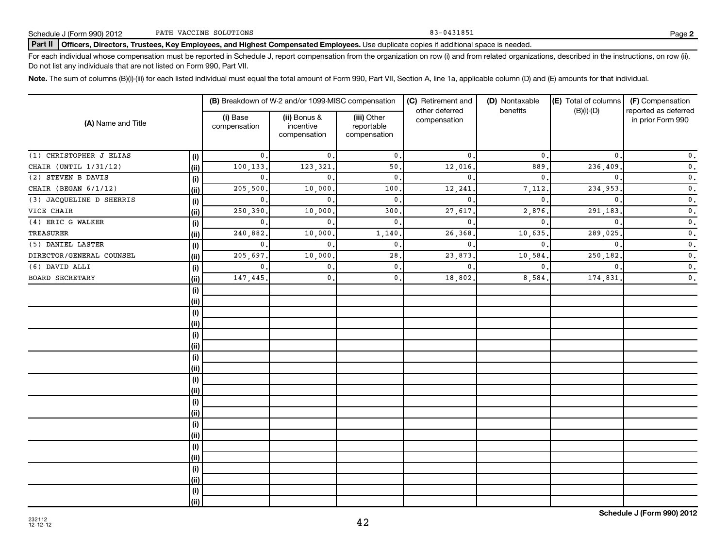Schedule J (Form 990) 2012 PATH VACCINE SOLUTIONS 83-0431851 Page 2

**Part II** **Officers, Directors, Trustees, Key Employees, and Highest Compensated Employees.** Use duplicate copies if additional space is needed.

For each individual whose compensation must be reported in Schedule J, report compensation from the organization on row (i) and from related organizations, described in the instructions, on row (ii). Do not list any individuals that are not listed on Form 990, Part VII.

**Note.** The sum of columns (B)(i)-(iii) for each listed individual must equal the total amount of Form 990, Part VII, Section A, line 1a, applicable column (D) and (E) amounts for that individual.

| (A) Name and Title | | (B) Breakdown of W-2 and/or 1099-MISC compensation | | | (C) Retirement and other deferred compensation | (D) Nontaxable benefits | (E) Total of columns (B)(i)-(D) | (F) Compensation reported as deferred in prior Form 990 |
|---|---|---|---|---|---|---|---|---|
| | | (i) Base compensation | (ii) Bonus & incentive compensation | (iii) Other reportable compensation | | | | |
| (1) CHRISTOPHER J ELIAS | (i) | 0. | 0. | 0. | 0. | 0. | 0. | 0. |
| CHAIR (UNTIL 1/31/12) | (ii) | 100,133. | 123,321. | 50. | 12,016. | 889. | 236,409. | 0. |
| (2) STEVEN B DAVIS | (i) | 0. | 0. | 0. | 0. | 0. | 0. | 0. |
| CHAIR (BEGAN 6/1/12) | (ii) | 205,500. | 10,000. | 100. | 12,241. | 7,112. | 234,953. | 0. |
| (3) JACQUELINE D SHERRIS | (i) | 0. | 0. | 0. | 0. | 0. | 0. | 0. |
| VICE CHAIR | (ii) | 250,390. | 10,000. | 300. | 27,617. | 2,876. | 291,183. | 0. |
| (4) ERIC G WALKER | (i) | 0. | 0. | 0. | 0. | 0. | 0. | 0. |
| TREASURER | (ii) | 240,882. | 10,000. | 1,140. | 26,368. | 10,635. | 289,025. | 0. |
| (5) DANIEL LASTER | (i) | 0. | 0. | 0. | 0. | 0. | 0. | 0. |
| DIRECTOR/GENERAL COUNSEL | (ii) | 205,697. | 10,000. | 28. | 23,873. | 10,584. | 250,182. | 0. |
| (6) DAVID ALLI | (i) | 0. | 0. | 0. | 0. | 0. | 0. | 0. |
| BOARD SECRETARY | (ii) | 147,445. | 0. | 0. | 18,802. | 8,584. | 174,831. | 0. |
| | (i) | | | | | | | |
| | (ii) | | | | | | | |
| | (i) | | | | | | | |
| | (ii) | | | | | | | |
| | (i) | | | | | | | |
| | (ii) | | | | | | | |
| | (i) | | | | | | | |
| | (ii) | | | | | | | |
| | (i) | | | | | | | |
| | (ii) | | | | | | | |
| | (i) | | | | | | | |
| | (ii) | | | | | | | |
| | (i) | | | | | | | |
| | (ii) | | | | | | | |
| | (i) | | | | | | | |
| | (ii) | | | | | | | |
| | (i) | | | | | | | |
| | (ii) | | | | | | | |
| | (i) | | | | | | | |
| | (ii) | | | | | | | |

232112
12-12-12

**Schedule J (Form 990) 2012**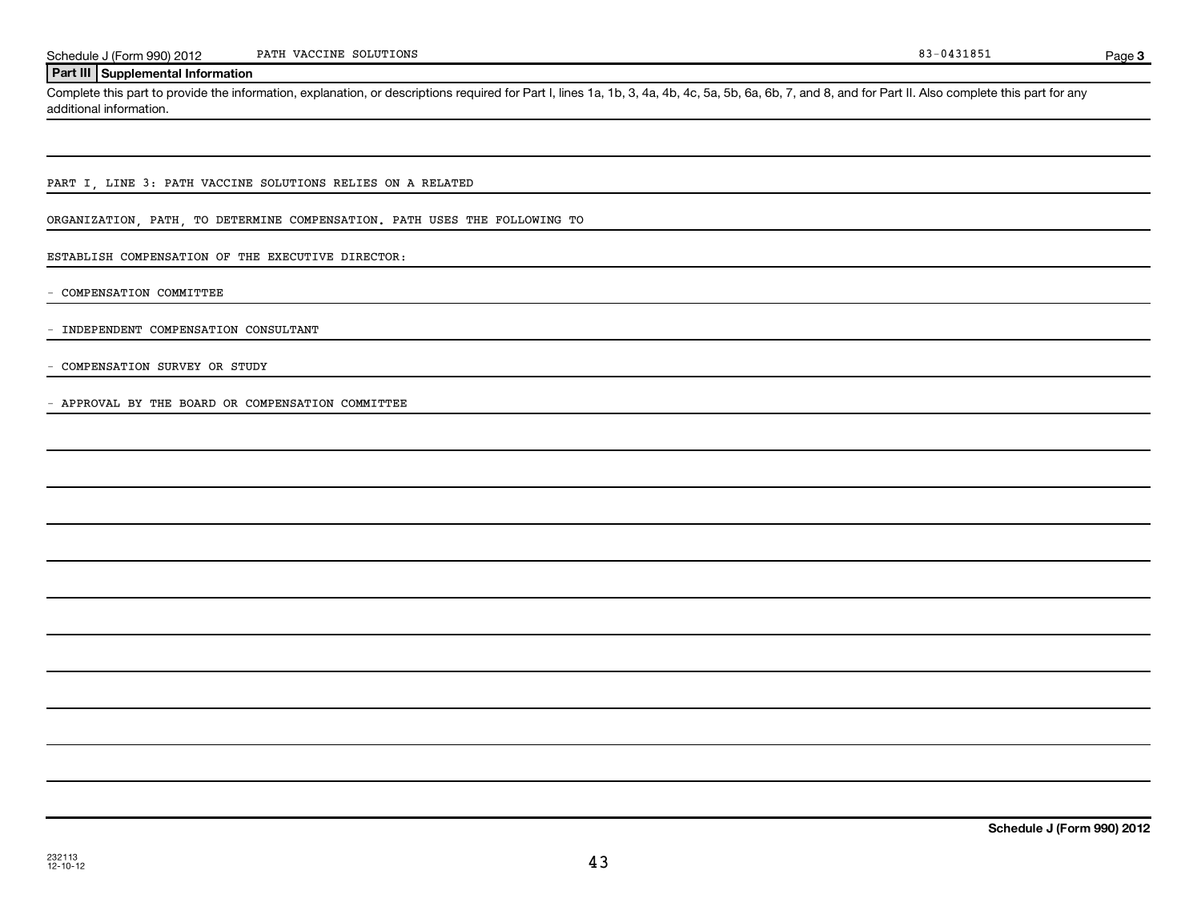Schedule J (Form 990) 2012 PATH VACCINE SOLUTIONS 83-0431851

## Part III Supplemental Information

Complete this part to provide the information, explanation, or descriptions required for Part I, lines 1a, 1b, 3, 4a, 4b, 4c, 5a, 5b, 6a, 6b, 7, and 8, and for Part II. Also complete this part for any additional information.

PART I, LINE 3: PATH VACCINE SOLUTIONS RELIES ON A RELATED ORGANIZATION, PATH, TO DETERMINE COMPENSATION. PATH USES THE FOLLOWING TO ESTABLISH COMPENSATION OF THE EXECUTIVE DIRECTOR:

- COMPENSATION COMMITTEE
- INDEPENDENT COMPENSATION CONSULTANT
- COMPENSATION SURVEY OR STUDY
- APPROVAL BY THE BOARD OR COMPENSATION COMMITTEE

Schedule J (Form 990) 2012

232113
12-10-12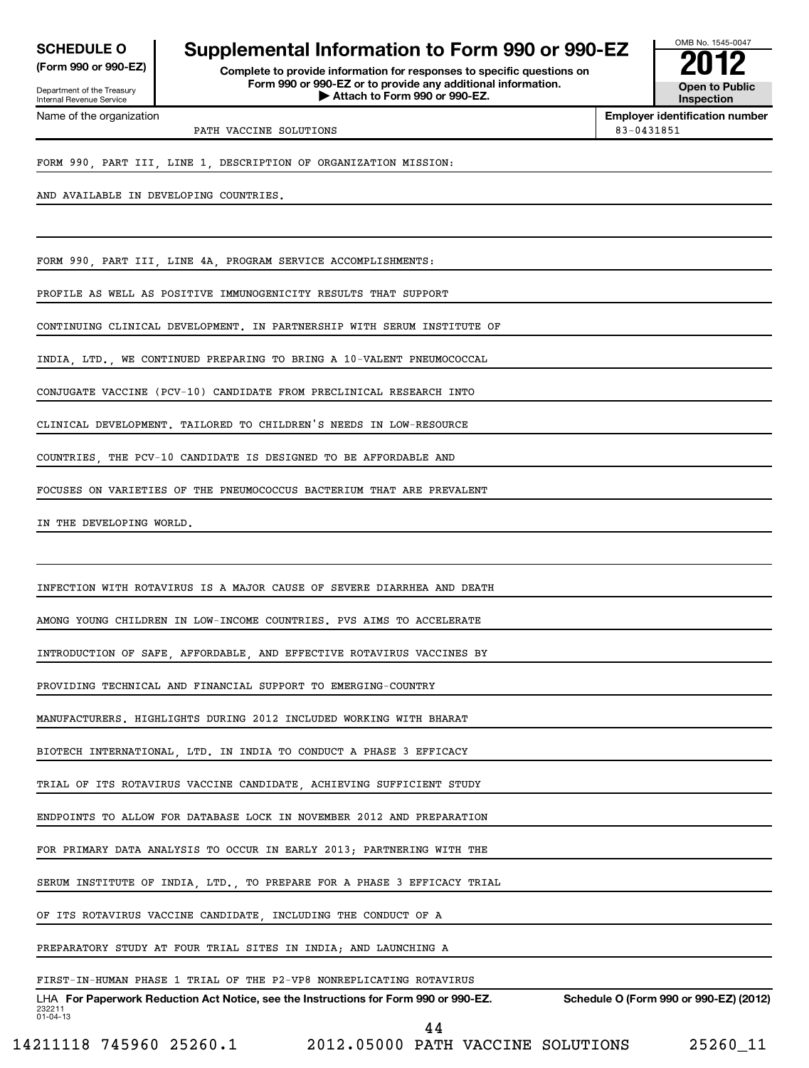**SCHEDULE O** (Form 990 or 990-EZ)

Department of the Treasury
Internal Revenue Service

# Supplemental Information to Form 990 or 990-EZ

**Complete to provide information for responses to specific questions on Form 990 or 990-EZ or to provide any additional information.**
**▶ Attach to Form 990 or 990-EZ.**

OMB No. 1545-0047

**2012**

**Open to Public Inspection**

Name of the organization: PATH VACCINE SOLUTIONS

**Employer identification number:** 83-0431851

FORM 990, PART III, LINE 1, DESCRIPTION OF ORGANIZATION MISSION:

AND AVAILABLE IN DEVELOPING COUNTRIES.

FORM 990, PART III, LINE 4A, PROGRAM SERVICE ACCOMPLISHMENTS:

PROFILE AS WELL AS POSITIVE IMMUNOGENICITY RESULTS THAT SUPPORT CONTINUING CLINICAL DEVELOPMENT. IN PARTNERSHIP WITH SERUM INSTITUTE OF INDIA, LTD., WE CONTINUED PREPARING TO BRING A 10-VALENT PNEUMOCOCCAL CONJUGATE VACCINE (PCV-10) CANDIDATE FROM PRECLINICAL RESEARCH INTO CLINICAL DEVELOPMENT. TAILORED TO CHILDREN'S NEEDS IN LOW-RESOURCE COUNTRIES, THE PCV-10 CANDIDATE IS DESIGNED TO BE AFFORDABLE AND FOCUSES ON VARIETIES OF THE PNEUMOCOCCUS BACTERIUM THAT ARE PREVALENT IN THE DEVELOPING WORLD.

INFECTION WITH ROTAVIRUS IS A MAJOR CAUSE OF SEVERE DIARRHEA AND DEATH AMONG YOUNG CHILDREN IN LOW-INCOME COUNTRIES. PVS AIMS TO ACCELERATE INTRODUCTION OF SAFE, AFFORDABLE, AND EFFECTIVE ROTAVIRUS VACCINES BY PROVIDING TECHNICAL AND FINANCIAL SUPPORT TO EMERGING-COUNTRY MANUFACTURERS. HIGHLIGHTS DURING 2012 INCLUDED WORKING WITH BHARAT BIOTECH INTERNATIONAL, LTD. IN INDIA TO CONDUCT A PHASE 3 EFFICACY TRIAL OF ITS ROTAVIRUS VACCINE CANDIDATE, ACHIEVING SUFFICIENT STUDY ENDPOINTS TO ALLOW FOR DATABASE LOCK IN NOVEMBER 2012 AND PREPARATION FOR PRIMARY DATA ANALYSIS TO OCCUR IN EARLY 2013; PARTNERING WITH THE SERUM INSTITUTE OF INDIA, LTD., TO PREPARE FOR A PHASE 3 EFFICACY TRIAL OF ITS ROTAVIRUS VACCINE CANDIDATE, INCLUDING THE CONDUCT OF A PREPARATORY STUDY AT FOUR TRIAL SITES IN INDIA; AND LAUNCHING A FIRST-IN-HUMAN PHASE 1 TRIAL OF THE P2-VP8 NONREPLICATING ROTAVIRUS

LHA **For Paperwork Reduction Act Notice, see the Instructions for Form 990 or 990-EZ.** **Schedule O (Form 990 or 990-EZ) (2012)**

232211 01-04-13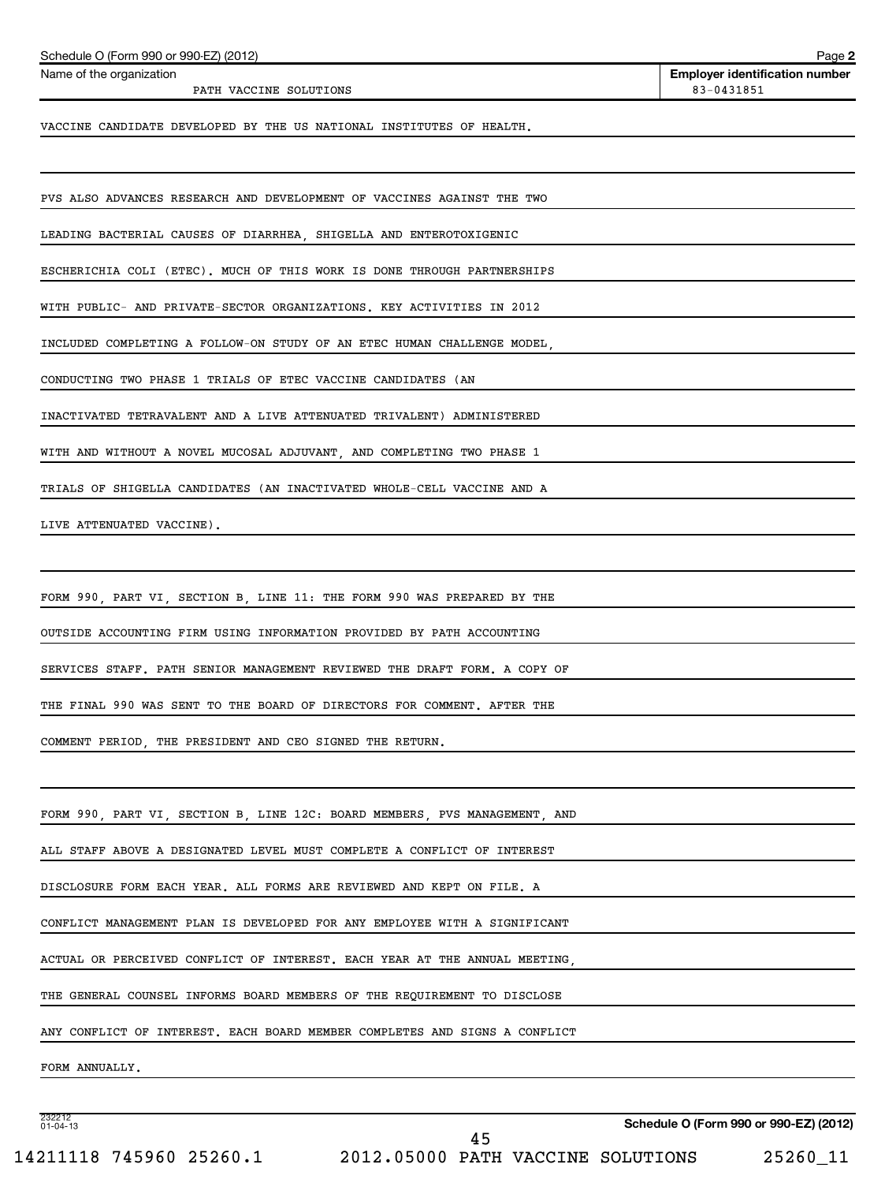Schedule O (Form 990 or 990-EZ) (2012)

| Name of the organization | Employer identification number |
| --- | --- |
| PATH VACCINE SOLUTIONS | 83-0431851 |

VACCINE CANDIDATE DEVELOPED BY THE US NATIONAL INSTITUTES OF HEALTH.

PVS ALSO ADVANCES RESEARCH AND DEVELOPMENT OF VACCINES AGAINST THE TWO LEADING BACTERIAL CAUSES OF DIARRHEA, SHIGELLA AND ENTEROTOXIGENIC ESCHERICHIA COLI (ETEC). MUCH OF THIS WORK IS DONE THROUGH PARTNERSHIPS WITH PUBLIC- AND PRIVATE-SECTOR ORGANIZATIONS. KEY ACTIVITIES IN 2012 INCLUDED COMPLETING A FOLLOW-ON STUDY OF AN ETEC HUMAN CHALLENGE MODEL, CONDUCTING TWO PHASE 1 TRIALS OF ETEC VACCINE CANDIDATES (AN INACTIVATED TETRAVALENT AND A LIVE ATTENUATED TRIVALENT) ADMINISTERED WITH AND WITHOUT A NOVEL MUCOSAL ADJUVANT, AND COMPLETING TWO PHASE 1 TRIALS OF SHIGELLA CANDIDATES (AN INACTIVATED WHOLE-CELL VACCINE AND A LIVE ATTENUATED VACCINE).

FORM 990, PART VI, SECTION B, LINE 11: THE FORM 990 WAS PREPARED BY THE OUTSIDE ACCOUNTING FIRM USING INFORMATION PROVIDED BY PATH ACCOUNTING SERVICES STAFF. PATH SENIOR MANAGEMENT REVIEWED THE DRAFT FORM. A COPY OF THE FINAL 990 WAS SENT TO THE BOARD OF DIRECTORS FOR COMMENT. AFTER THE COMMENT PERIOD, THE PRESIDENT AND CEO SIGNED THE RETURN.

FORM 990, PART VI, SECTION B, LINE 12C: BOARD MEMBERS, PVS MANAGEMENT, AND ALL STAFF ABOVE A DESIGNATED LEVEL MUST COMPLETE A CONFLICT OF INTEREST DISCLOSURE FORM EACH YEAR. ALL FORMS ARE REVIEWED AND KEPT ON FILE. A CONFLICT MANAGEMENT PLAN IS DEVELOPED FOR ANY EMPLOYEE WITH A SIGNIFICANT ACTUAL OR PERCEIVED CONFLICT OF INTEREST. EACH YEAR AT THE ANNUAL MEETING, THE GENERAL COUNSEL INFORMS BOARD MEMBERS OF THE REQUIREMENT TO DISCLOSE ANY CONFLICT OF INTEREST. EACH BOARD MEMBER COMPLETES AND SIGNS A CONFLICT FORM ANNUALLY.

232212 01-04-13

Schedule O (Form 990 or 990-EZ) (2012)

14211118 745960 25260.1 2012.05000 PATH VACCINE SOLUTIONS 25260_11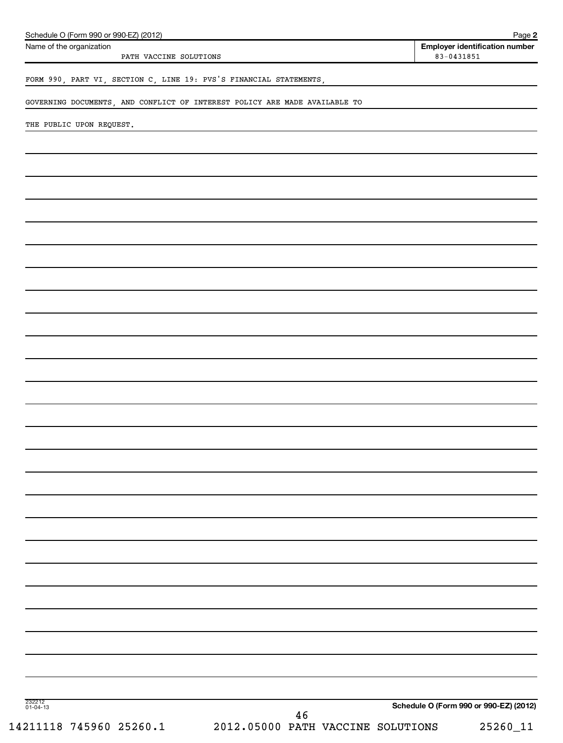Schedule O (Form 990 or 990-EZ) (2012)

| Name of the organization | Employer identification number |
| --- | --- |
| PATH VACCINE SOLUTIONS | 83-0431851 |

FORM 990, PART VI, SECTION C, LINE 19: PVS'S FINANCIAL STATEMENTS, GOVERNING DOCUMENTS, AND CONFLICT OF INTEREST POLICY ARE MADE AVAILABLE TO THE PUBLIC UPON REQUEST.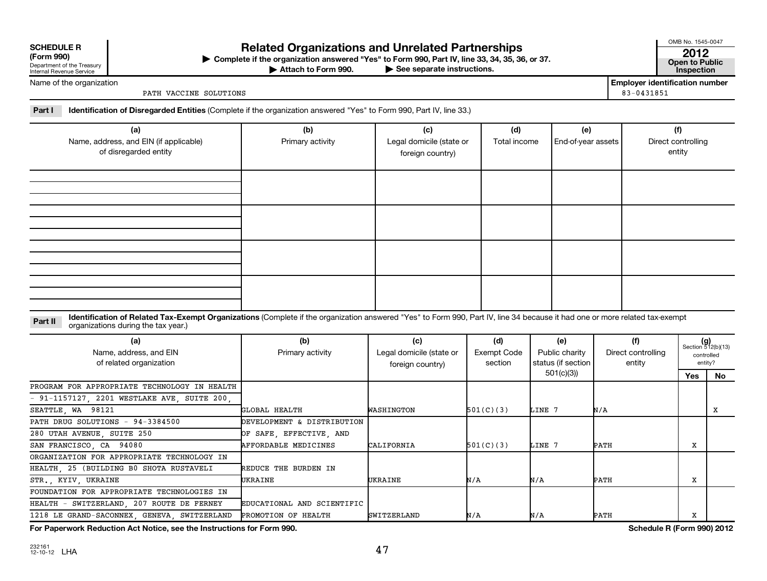**SCHEDULE R (Form 990)**
Department of the Treasury
Internal Revenue Service

# Related Organizations and Unrelated Partnerships

▶ Complete if the organization answered "Yes" to Form 990, Part IV, line 33, 34, 35, 36, or 37.
▶ Attach to Form 990. ▶ See separate instructions.

OMB No. 1545-0047
**2012**
**Open to Public Inspection**

Name of the organization: PATH VACCINE SOLUTIONS

Employer identification number: 83-0431851

**Part I** **Identification of Disregarded Entities** (Complete if the organization answered "Yes" to Form 990, Part IV, line 33.)

| (a) Name, address, and EIN (if applicable) of disregarded entity | (b) Primary activity | (c) Legal domicile (state or foreign country) | (d) Total income | (e) End-of-year assets | (f) Direct controlling entity |
|---|---|---|---|---|---|
| | | | | | |
| | | | | | |
| | | | | | |
| | | | | | |

**Part II** **Identification of Related Tax-Exempt Organizations** (Complete if the organization answered "Yes" to Form 990, Part IV, line 34 because it had one or more related tax-exempt organizations during the tax year.)

| (a) Name, address, and EIN of related organization | (b) Primary activity | (c) Legal domicile (state or foreign country) | (d) Exempt Code section | (e) Public charity status (if section 501(c)(3)) | (f) Direct controlling entity | (g) Section 512(b)(13) controlled entity? Yes | No |
|---|---|---|---|---|---|---|---|
| PROGRAM FOR APPROPRIATE TECHNOLOGY IN HEALTH - 91-1157127, 2201 WESTLAKE AVE, SUITE 200, SEATTLE, WA 98121 | GLOBAL HEALTH | WASHINGTON | 501(C)(3) | LINE 7 | N/A | | X |
| PATH DRUG SOLUTIONS - 94-3384500 280 UTAH AVENUE, SUITE 250 SAN FRANCISCO, CA 94080 | DEVELOPMENT & DISTRIBUTION OF SAFE, EFFECTIVE, AND AFFORDABLE MEDICINES | CALIFORNIA | 501(C)(3) | LINE 7 | PATH | X | |
| ORGANIZATION FOR APPROPRIATE TECHNOLOGY IN HEALTH, 25 (BUILDING B0 SHOTA RUSTAVELI STR., KYIV, UKRAINE | REDUCE THE BURDEN IN UKRAINE | UKRAINE | N/A | N/A | PATH | X | |
| FOUNDATION FOR APPROPRIATE TECHNOLOGIES IN HEALTH - SWITZERLAND, 207 ROUTE DE FERNEY 1218 LE GRAND-SACONNEX, GENEVA, SWITZERLAND | EDUCATIONAL AND SCIENTIFIC PROMOTION OF HEALTH | SWITZERLAND | N/A | N/A | PATH | X | |

**For Paperwork Reduction Act Notice, see the Instructions for Form 990.** **Schedule R (Form 990) 2012**

232161 12-10-12 LHA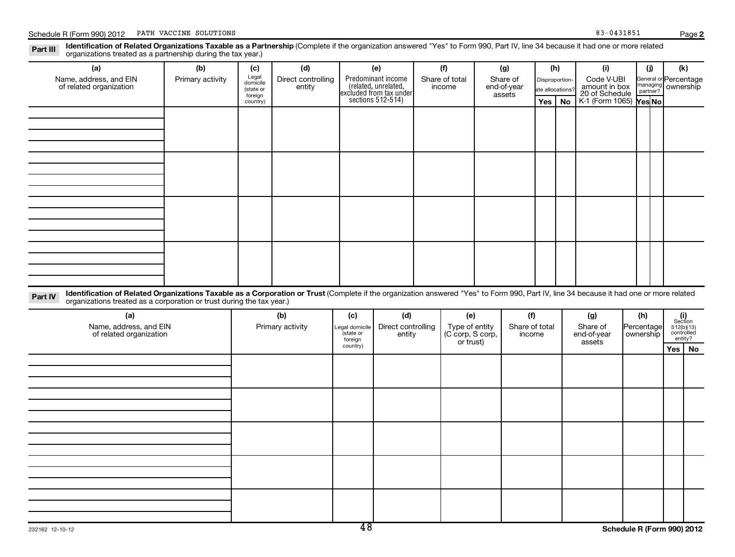Schedule R (Form 990) 2012 PATH VACCINE SOLUTIONS 83-0431851 Page 2

**Part III** **Identification of Related Organizations Taxable as a Partnership** (Complete if the organization answered "Yes" to Form 990, Part IV, line 34 because it had one or more related organizations treated as a partnership during the tax year.)

| (a) Name, address, and EIN of related organization | (b) Primary activity | (c) Legal domicile (state or foreign country) | (d) Direct controlling entity | (e) Predominant income (related, unrelated, excluded from tax under sections 512-514) | (f) Share of total income | (g) Share of end-of-year assets | (h) Disproportionate allocations? Yes | (h) No | (i) Code V-UBI amount in box 20 of Schedule K-1 (Form 1065) | (j) General or managing partner? Yes | (j) No | (k) Percentage ownership |
|---|---|---|---|---|---|---|---|---|---|---|---|---|
| | | | | | | | | | | | | |
| | | | | | | | | | | | | |
| | | | | | | | | | | | | |
| | | | | | | | | | | | | |

**Part IV** **Identification of Related Organizations Taxable as a Corporation or Trust** (Complete if the organization answered "Yes" to Form 990, Part IV, line 34 because it had one or more related organizations treated as a corporation or trust during the tax year.)

| (a) Name, address, and EIN of related organization | (b) Primary activity | (c) Legal domicile (state or foreign country) | (d) Direct controlling entity | (e) Type of entity (C corp, S corp, or trust) | (f) Share of total income | (g) Share of end-of-year assets | (h) Percentage ownership | (i) Section 512(b)(13) controlled entity? Yes | (i) No |
|---|---|---|---|---|---|---|---|---|---|
| | | | | | | | | | |
| | | | | | | | | | |
| | | | | | | | | | |
| | | | | | | | | | |
| | | | | | | | | | |

232162 12-10-12 **Schedule R (Form 990) 2012**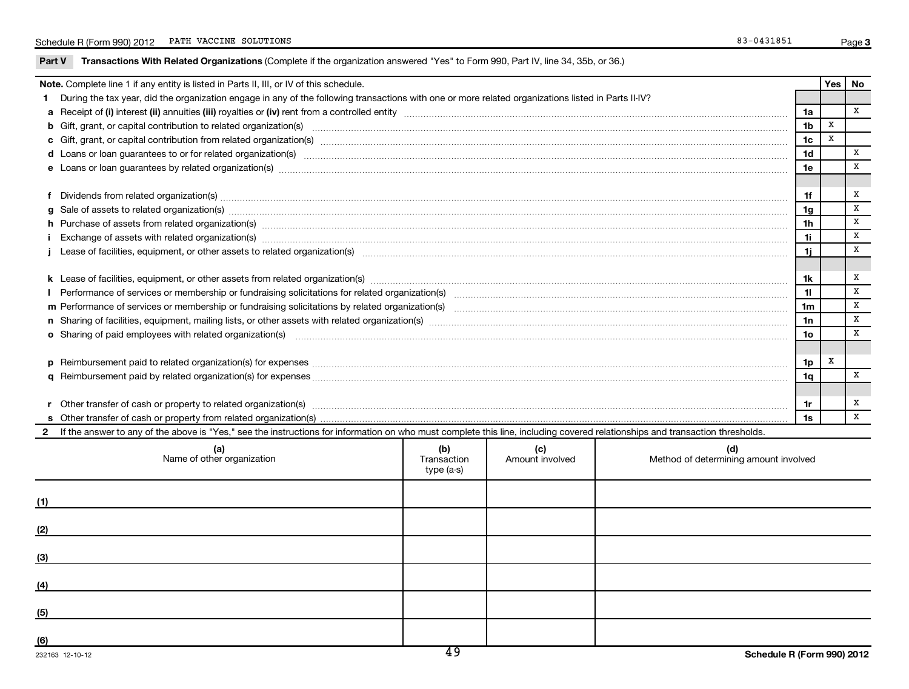Schedule R (Form 990) 2012 PATH VACCINE SOLUTIONS 83-0431851 Page 3

**Part V Transactions With Related Organizations** (Complete if the organization answered "Yes" to Form 990, Part IV, line 34, 35b, or 36.)

| **Note.** Complete line 1 if any entity is listed in Parts II, III, or IV of this schedule. | | Yes | No |
|---|---|---|---|
| **1** During the tax year, did the organization engage in any of the following transactions with one or more related organizations listed in Parts II-IV? | | | |
| **a** Receipt of **(i)** interest **(ii)** annuities **(iii)** royalties or **(iv)** rent from a controlled entity | 1a | | X |
| **b** Gift, grant, or capital contribution to related organization(s) | 1b | X | |
| **c** Gift, grant, or capital contribution from related organization(s) | 1c | X | |
| **d** Loans or loan guarantees to or for related organization(s) | 1d | | X |
| **e** Loans or loan guarantees by related organization(s) | 1e | | X |
| **f** Dividends from related organization(s) | 1f | | X |
| **g** Sale of assets to related organization(s) | 1g | | X |
| **h** Purchase of assets from related organization(s) | 1h | | X |
| **i** Exchange of assets with related organization(s) | 1i | | X |
| **j** Lease of facilities, equipment, or other assets to related organization(s) | 1j | | X |
| **k** Lease of facilities, equipment, or other assets from related organization(s) | 1k | | X |
| **l** Performance of services or membership or fundraising solicitations for related organization(s) | 1l | | X |
| **m** Performance of services or membership or fundraising solicitations by related organization(s) | 1m | | X |
| **n** Sharing of facilities, equipment, mailing lists, or other assets with related organization(s) | 1n | | X |
| **o** Sharing of paid employees with related organization(s) | 1o | | X |
| **p** Reimbursement paid to related organization(s) for expenses | 1p | X | |
| **q** Reimbursement paid by related organization(s) for expenses | 1q | | X |
| **r** Other transfer of cash or property to related organization(s) | 1r | | X |
| **s** Other transfer of cash or property from related organization(s) | 1s | | X |

**2** If the answer to any of the above is "Yes," see the instructions for information on who must complete this line, including covered relationships and transaction thresholds.

| (a) Name of other organization | (b) Transaction type (a-s) | (c) Amount involved | (d) Method of determining amount involved |
|---|---|---|---|
| (1) | | | |
| (2) | | | |
| (3) | | | |
| (4) | | | |
| (5) | | | |
| (6) | | | |

232163 12-10-12 **Schedule R (Form 990) 2012**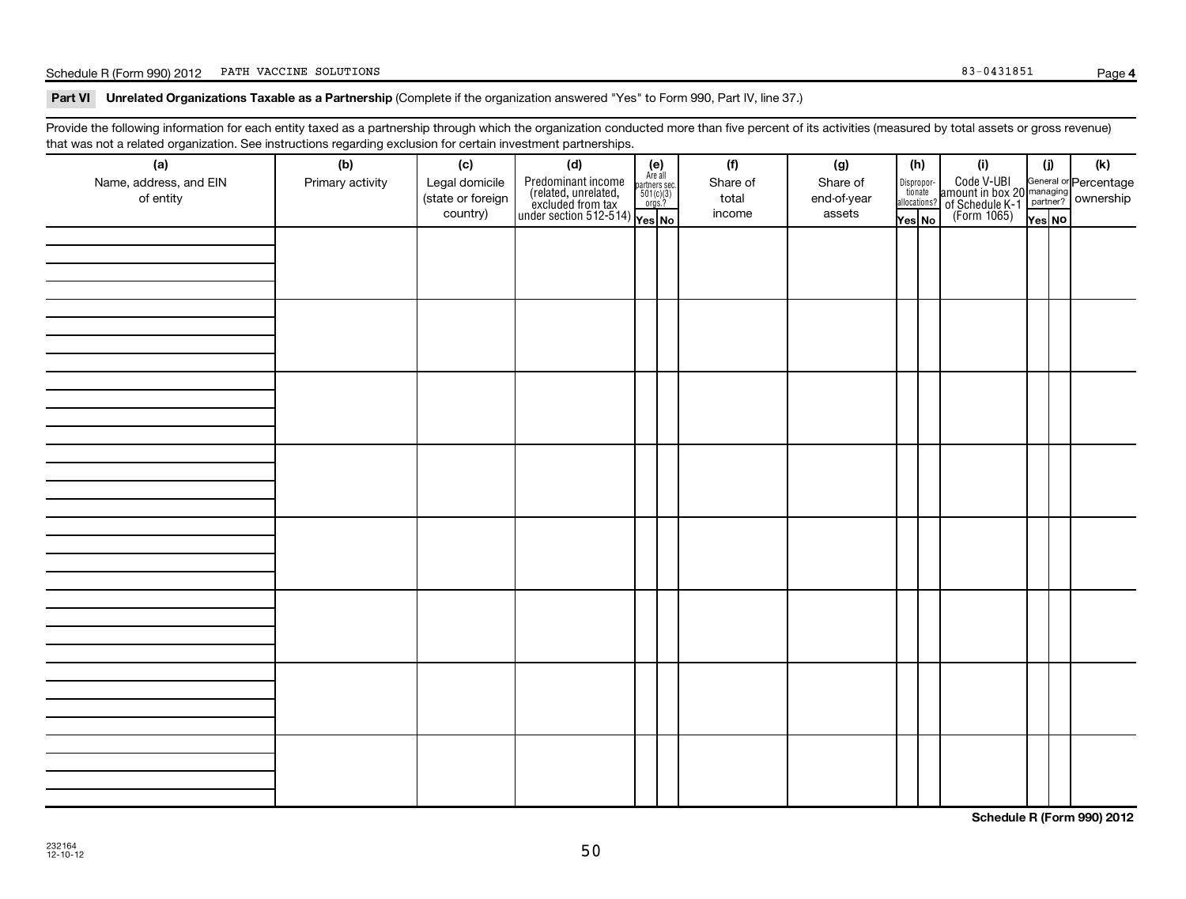Schedule R (Form 990) 2012 PATH VACCINE SOLUTIONS 83-0431851 Page **4**

**Part VI Unrelated Organizations Taxable as a Partnership** (Complete if the organization answered "Yes" to Form 990, Part IV, line 37.)

Provide the following information for each entity taxed as a partnership through which the organization conducted more than five percent of its activities (measured by total assets or gross revenue) that was not a related organization. See instructions regarding exclusion for certain investment partnerships.

| (a) Name, address, and EIN of entity | (b) Primary activity | (c) Legal domicile (state or foreign country) | (d) Predominant income (related, unrelated, excluded from tax under section 512-514) | (e) Are all partners sec. 501(c)(3) orgs.? | | (f) Share of total income | (g) Share of end-of-year assets | (h) Disproportionate allocations? | | (i) Code V-UBI amount in box 20 of Schedule K-1 (Form 1065) | (j) General or managing partner? | | (k) Percentage ownership |
|---|---|---|---|---|---|---|---|---|---|---|---|---|---|
| | | | | Yes | No | | | Yes | No | | Yes | No | |
| | | | | | | | | | | | | | |
| | | | | | | | | | | | | | |
| | | | | | | | | | | | | | |
| | | | | | | | | | | | | | |
| | | | | | | | | | | | | | |
| | | | | | | | | | | | | | |
| | | | | | | | | | | | | | |
| | | | | | | | | | | | | | |

**Schedule R (Form 990) 2012**

232164 12-10-12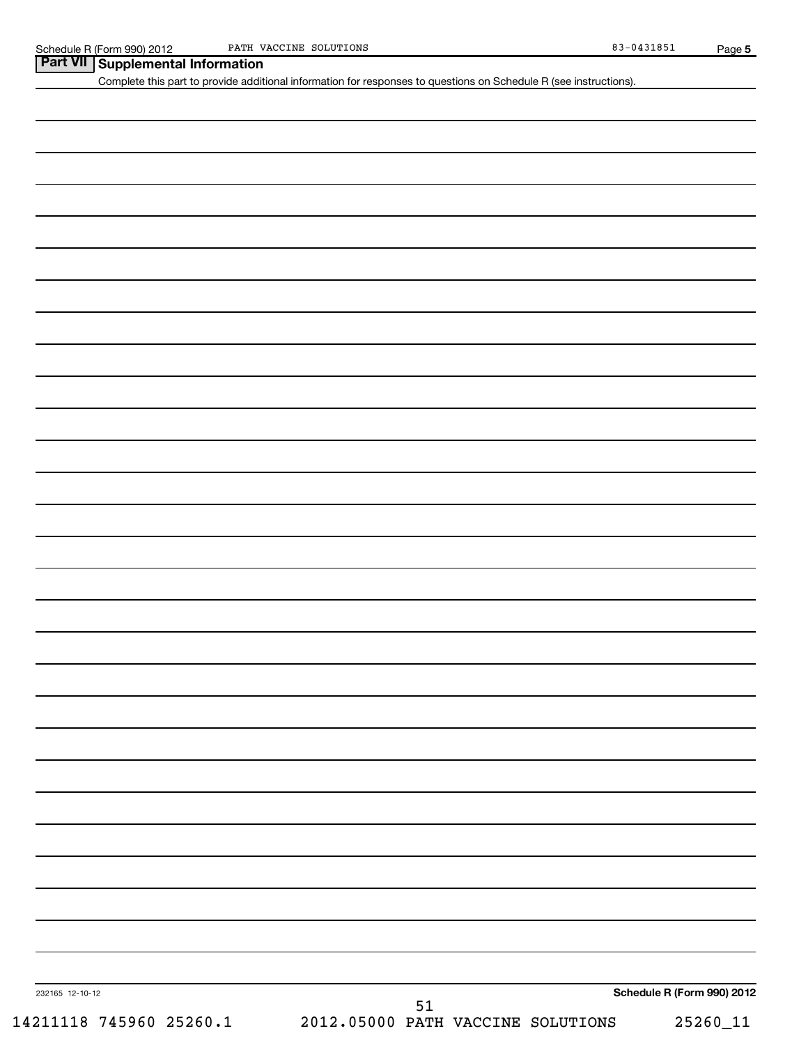## Part VII Supplemental Information

Complete this part to provide additional information for responses to questions on Schedule R (see instructions).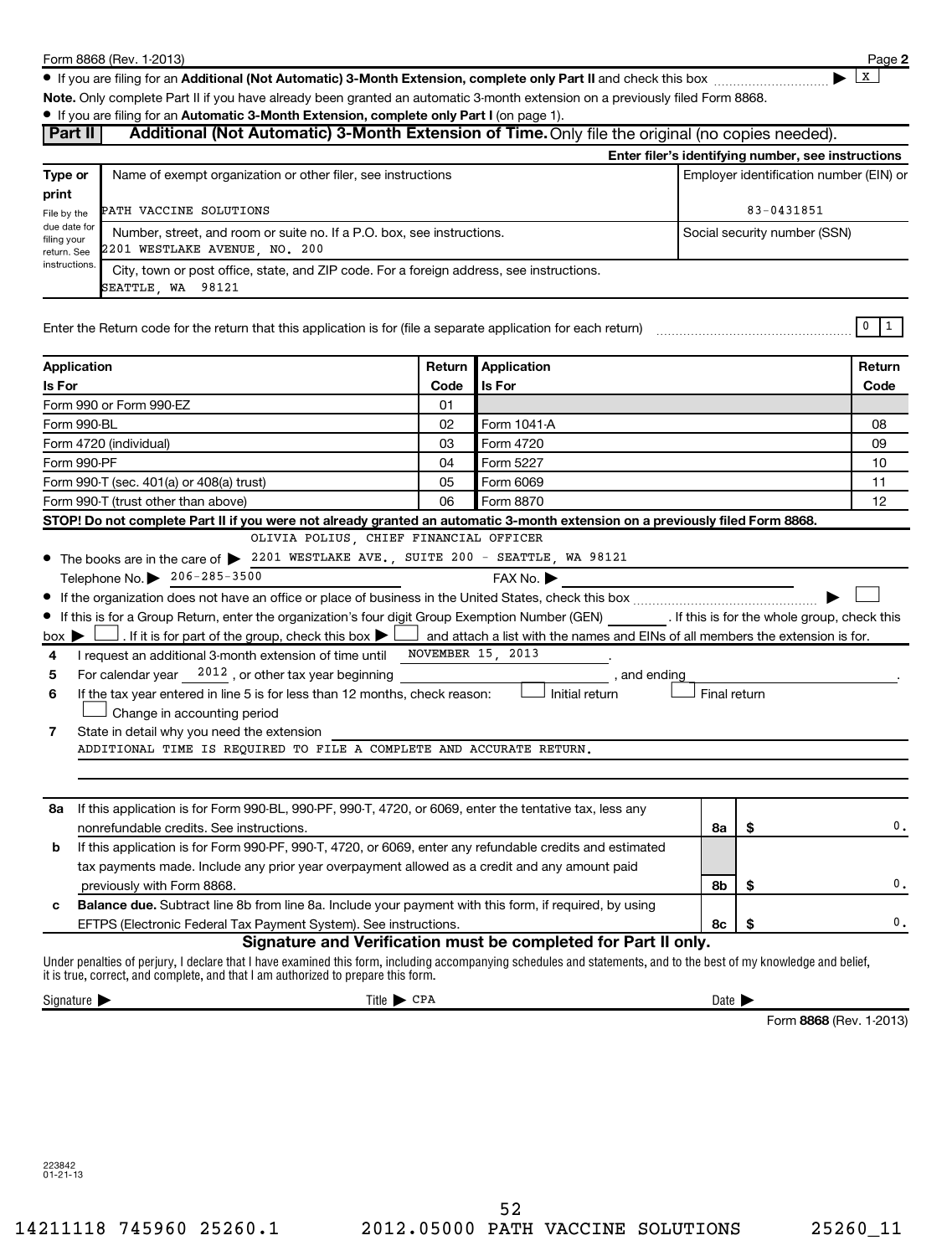Form 8868 (Rev. 1-2013) Page 2

- If you are filing for an **Additional (Not Automatic) 3-Month Extension, complete only Part II** and check this box ▶ X

**Note.** Only complete Part II if you have already been granted an automatic 3-month extension on a previously filed Form 8868.

- If you are filing for an **Automatic 3-Month Extension, complete only Part I** (on page 1).

## Part II Additional (Not Automatic) 3-Month Extension of Time. Only file the original (no copies needed).

**Enter filer's identifying number, see instructions**

| Type or print | Name of exempt organization or other filer, see instructions | Employer identification number (EIN) or |
|---|---|---|
| File by the due date for filing your return. See instructions. | PATH VACCINE SOLUTIONS | 83-0431851 |
| | Number, street, and room or suite no. If a P.O. box, see instructions. 2201 WESTLAKE AVENUE, NO. 200 | Social security number (SSN) |
| | City, town or post office, state, and ZIP code. For a foreign address, see instructions. SEATTLE, WA 98121 | |

Enter the Return code for the return that this application is for (file a separate application for each return) 0 1

| Application Is For | Return Code | Application Is For | Return Code |
|---|---|---|---|
| Form 990 or Form 990-EZ | 01 | | |
| Form 990-BL | 02 | Form 1041-A | 08 |
| Form 4720 (individual) | 03 | Form 4720 | 09 |
| Form 990-PF | 04 | Form 5227 | 10 |
| Form 990-T (sec. 401(a) or 408(a) trust) | 05 | Form 6069 | 11 |
| Form 990-T (trust other than above) | 06 | Form 8870 | 12 |

**STOP! Do not complete Part II if you were not already granted an automatic 3-month extension on a previously filed Form 8868.**

- The books are in the care of ▶ OLIVIA POLIUS, CHIEF FINANCIAL OFFICER 2201 WESTLAKE AVE., SUITE 200 - SEATTLE, WA 98121
  Telephone No. ▶ 206-285-3500 FAX No. ▶
- If the organization does not have an office or place of business in the United States, check this box ▶ ☐
- If this is for a Group Return, enter the organization's four digit Group Exemption Number (GEN) \_\_\_\_\_\_ . If this is for the whole group, check this box ▶ ☐ . If it is for part of the group, check this box ▶ ☐ and attach a list with the names and EINs of all members the extension is for.

4 I request an additional 3-month extension of time until NOVEMBER 15, 2013 .

5 For calendar year 2012 , or other tax year beginning \_\_\_\_\_\_ , and ending \_\_\_\_\_\_ .

6 If the tax year entered in line 5 is for less than 12 months, check reason: ☐ Initial return ☐ Final return ☐ Change in accounting period

7 State in detail why you need the extension
ADDITIONAL TIME IS REQUIRED TO FILE A COMPLETE AND ACCURATE RETURN.

| | | | |
|---|---|---|---|
| **8a** | If this application is for Form 990-BL, 990-PF, 990-T, 4720, or 6069, enter the tentative tax, less any nonrefundable credits. See instructions. | 8a | $ 0. |
| **b** | If this application is for Form 990-PF, 990-T, 4720, or 6069, enter any refundable credits and estimated tax payments made. Include any prior year overpayment allowed as a credit and any amount paid previously with Form 8868. | 8b | $ 0. |
| **c** | **Balance due.** Subtract line 8b from line 8a. Include your payment with this form, if required, by using EFTPS (Electronic Federal Tax Payment System). See instructions. | 8c | $ 0. |

**Signature and Verification must be completed for Part II only.**

Under penalties of perjury, I declare that I have examined this form, including accompanying schedules and statements, and to the best of my knowledge and belief, it is true, correct, and complete, and that I am authorized to prepare this form.

Signature ▶ Title ▶ CPA Date ▶

Form **8868** (Rev. 1-2013)

223842 01-21-13

14211118 745960 25260.1 2012.05000 PATH VACCINE SOLUTIONS 25260_11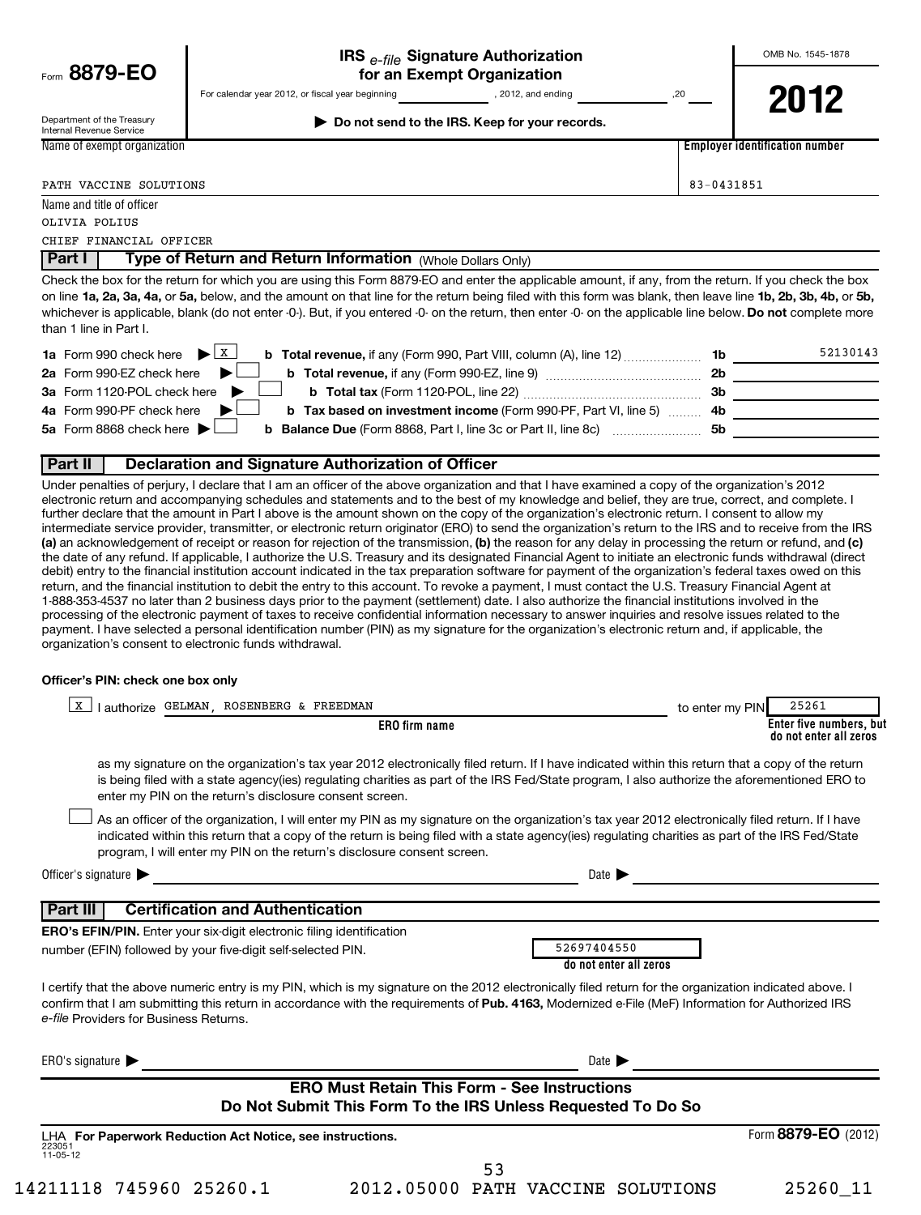Form **8879-EO**

Department of the Treasury
Internal Revenue Service

# IRS *e-file* Signature Authorization for an Exempt Organization

For calendar year 2012, or fiscal year beginning \_\_\_\_\_\_\_\_, 2012, and ending \_\_\_\_\_\_\_\_, 20\_\_

▶ **Do not send to the IRS. Keep for your records.**

OMB No. 1545-1878

**2012**

| Name of exempt organization | Employer identification number |
|---|---|
| PATH VACCINE SOLUTIONS | 83-0431851 |

Name and title of officer
OLIVIA POLIUS
CHIEF FINANCIAL OFFICER

## Part I Type of Return and Return Information (Whole Dollars Only)

Check the box for the return for which you are using this Form 8879-EO and enter the applicable amount, if any, from the return. If you check the box on line **1a, 2a, 3a, 4a,** or **5a,** below, and the amount on that line for the return being filed with this form was blank, then leave line **1b, 2b, 3b, 4b,** or **5b,** whichever is applicable, blank (do not enter -0-). But, if you entered -0- on the return, then enter -0- on the applicable line below. **Do not** complete more than 1 line in Part I.

| | | | |
|---|---|---|---|
| **1a** Form 990 check here ▶ [X] | **b Total revenue,** if any (Form 990, Part VIII, column (A), line 12) | **1b** | 52130143 |
| **2a** Form 990-EZ check here ▶ [ ] | **b Total revenue,** if any (Form 990-EZ, line 9) | **2b** | |
| **3a** Form 1120-POL check here ▶ [ ] | **b Total tax** (Form 1120-POL, line 22) | **3b** | |
| **4a** Form 990-PF check here ▶ [ ] | **b Tax based on investment income** (Form 990-PF, Part VI, line 5) | **4b** | |
| **5a** Form 8868 check here ▶ [ ] | **b Balance Due** (Form 8868, Part I, line 3c or Part II, line 8c) | **5b** | |

## Part II Declaration and Signature Authorization of Officer

Under penalties of perjury, I declare that I am an officer of the above organization and that I have examined a copy of the organization's 2012 electronic return and accompanying schedules and statements and to the best of my knowledge and belief, they are true, correct, and complete. I further declare that the amount in Part I above is the amount shown on the copy of the organization's electronic return. I consent to allow my intermediate service provider, transmitter, or electronic return originator (ERO) to send the organization's return to the IRS and to receive from the IRS **(a)** an acknowledgement of receipt or reason for rejection of the transmission, **(b)** the reason for any delay in processing the return or refund, and **(c)** the date of any refund. If applicable, I authorize the U.S. Treasury and its designated Financial Agent to initiate an electronic funds withdrawal (direct debit) entry to the financial institution account indicated in the tax preparation software for payment of the organization's federal taxes owed on this return, and the financial institution to debit the entry to this account. To revoke a payment, I must contact the U.S. Treasury Financial Agent at 1-888-353-4537 no later than 2 business days prior to the payment (settlement) date. I also authorize the financial institutions involved in the processing of the electronic payment of taxes to receive confidential information necessary to answer inquiries and resolve issues related to the payment. I have selected a personal identification number (PIN) as my signature for the organization's electronic return and, if applicable, the organization's consent to electronic funds withdrawal.

**Officer's PIN: check one box only**

[X] I authorize GELMAN, ROSENBERG & FREEDMAN (ERO firm name) to enter my PIN 25261 (Enter five numbers, but do not enter all zeros)

as my signature on the organization's tax year 2012 electronically filed return. If I have indicated within this return that a copy of the return is being filed with a state agency(ies) regulating charities as part of the IRS Fed/State program, I also authorize the aforementioned ERO to enter my PIN on the return's disclosure consent screen.

[ ] As an officer of the organization, I will enter my PIN as my signature on the organization's tax year 2012 electronically filed return. If I have indicated within this return that a copy of the return is being filed with a state agency(ies) regulating charities as part of the IRS Fed/State program, I will enter my PIN on the return's disclosure consent screen.

Officer's signature ▶ \_\_\_\_\_\_\_\_\_\_\_\_\_\_\_\_ Date ▶ \_\_\_\_\_\_\_\_

## Part III Certification and Authentication

**ERO's EFIN/PIN.** Enter your six-digit electronic filing identification number (EFIN) followed by your five-digit self-selected PIN. 52697404550 (do not enter all zeros)

I certify that the above numeric entry is my PIN, which is my signature on the 2012 electronically filed return for the organization indicated above. I confirm that I am submitting this return in accordance with the requirements of **Pub. 4163,** Modernized e-File (MeF) Information for Authorized IRS *e-file* Providers for Business Returns.

ERO's signature ▶ \_\_\_\_\_\_\_\_\_\_\_\_\_\_\_\_ Date ▶ \_\_\_\_\_\_\_\_

**ERO Must Retain This Form - See Instructions**
**Do Not Submit This Form To the IRS Unless Requested To Do So**

LHA **For Paperwork Reduction Act Notice, see instructions.**
223051
11-05-12

Form **8879-EO** (2012)

14211118 745960 25260.1 2012.05000 PATH VACCINE SOLUTIONS 25260_11